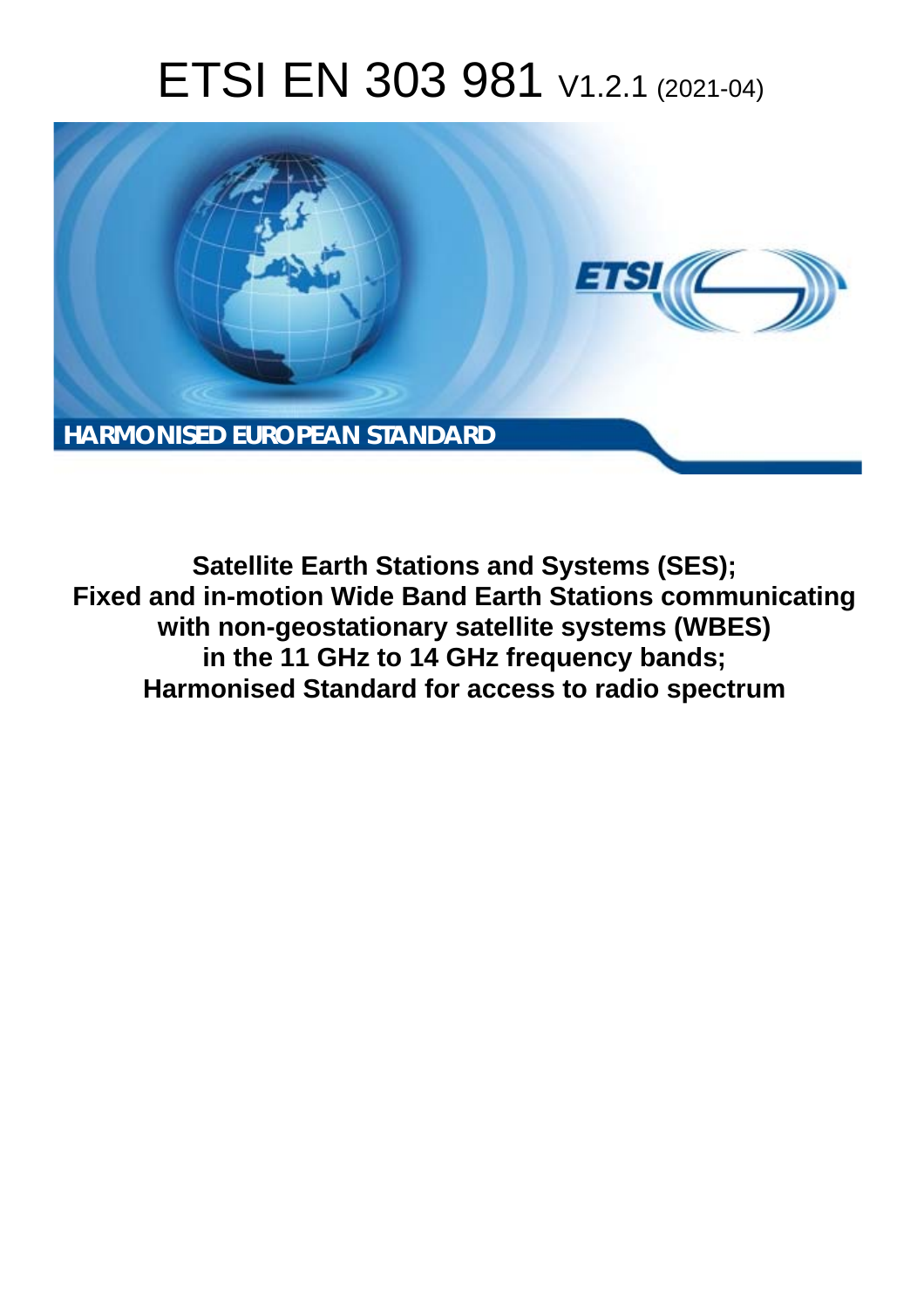# ETSI EN 303 981 V1.2.1 (2021-04)

**HARMONISED EUROPEAN STANDARD**

**Satellite Earth Stations and Systems (SES);
Fixed and in-motion Wide Band Earth Stations communicating with non-geostationary satellite systems (WBES) in the 11 GHz to 14 GHz frequency bands;
Harmonised Standard for access to radio spectrum**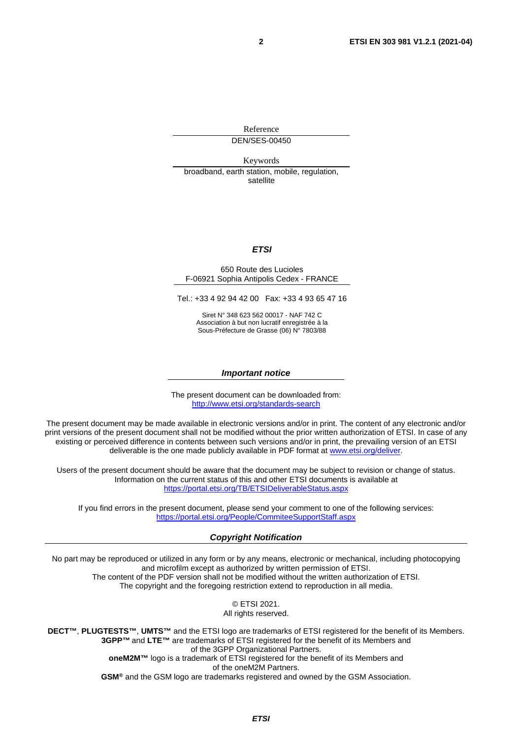Reference

DEN/SES-00450

Keywords

broadband, earth station, mobile, regulation, satellite

***ETSI***

650 Route des Lucioles
F-06921 Sophia Antipolis Cedex - FRANCE

Tel.: +33 4 92 94 42 00   Fax: +33 4 93 65 47 16

Siret N° 348 623 562 00017 - NAF 742 C
Association à but non lucratif enregistrée à la
Sous-Préfecture de Grasse (06) N° 7803/88

***Important notice***

The present document can be downloaded from:
http://www.etsi.org/standards-search

The present document may be made available in electronic versions and/or in print. The content of any electronic and/or print versions of the present document shall not be modified without the prior written authorization of ETSI. In case of any existing or perceived difference in contents between such versions and/or in print, the prevailing version of an ETSI deliverable is the one made publicly available in PDF format at www.etsi.org/deliver.

Users of the present document should be aware that the document may be subject to revision or change of status. Information on the current status of this and other ETSI documents is available at
https://portal.etsi.org/TB/ETSIDeliverableStatus.aspx

If you find errors in the present document, please send your comment to one of the following services:
https://portal.etsi.org/People/CommiteeSupportStaff.aspx

***Copyright Notification***

No part may be reproduced or utilized in any form or by any means, electronic or mechanical, including photocopying and microfilm except as authorized by written permission of ETSI.
The content of the PDF version shall not be modified without the written authorization of ETSI.
The copyright and the foregoing restriction extend to reproduction in all media.

© ETSI 2021.
All rights reserved.

**DECT™**, **PLUGTESTS™**, **UMTS™** and the ETSI logo are trademarks of ETSI registered for the benefit of its Members.
**3GPP™** and **LTE™** are trademarks of ETSI registered for the benefit of its Members and of the 3GPP Organizational Partners.
**oneM2M™** logo is a trademark of ETSI registered for the benefit of its Members and of the oneM2M Partners.
**GSM®** and the GSM logo are trademarks registered and owned by the GSM Association.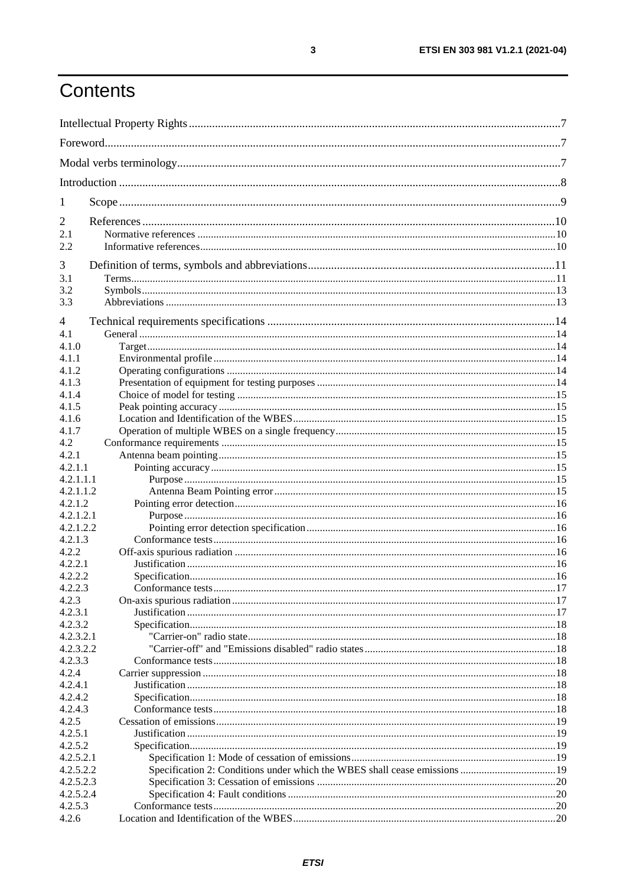# Contents

Intellectual Property Rights ... 7
Foreword ... 7
Modal verbs terminology ... 7
Introduction ... 8

1 Scope ... 9

2 References ... 10
2.1 Normative references ... 10
2.2 Informative references ... 10

3 Definition of terms, symbols and abbreviations ... 11
3.1 Terms ... 11
3.2 Symbols ... 13
3.3 Abbreviations ... 13

4 Technical requirements specifications ... 14
4.1 General ... 14
4.1.0 Target ... 14
4.1.1 Environmental profile ... 14
4.1.2 Operating configurations ... 14
4.1.3 Presentation of equipment for testing purposes ... 14
4.1.4 Choice of model for testing ... 15
4.1.5 Peak pointing accuracy ... 15
4.1.6 Location and Identification of the WBES ... 15
4.1.7 Operation of multiple WBES on a single frequency ... 15
4.2 Conformance requirements ... 15
4.2.1 Antenna beam pointing ... 15
4.2.1.1 Pointing accuracy ... 15
4.2.1.1.1 Purpose ... 15
4.2.1.1.2 Antenna Beam Pointing error ... 15
4.2.1.2 Pointing error detection ... 16
4.2.1.2.1 Purpose ... 16
4.2.1.2.2 Pointing error detection specification ... 16
4.2.1.3 Conformance tests ... 16
4.2.2 Off-axis spurious radiation ... 16
4.2.2.1 Justification ... 16
4.2.2.2 Specification ... 16
4.2.2.3 Conformance tests ... 17
4.2.3 On-axis spurious radiation ... 17
4.2.3.1 Justification ... 17
4.2.3.2 Specification ... 18
4.2.3.2.1 "Carrier-on" radio state ... 18
4.2.3.2.2 "Carrier-off" and "Emissions disabled" radio states ... 18
4.2.3.3 Conformance tests ... 18
4.2.4 Carrier suppression ... 18
4.2.4.1 Justification ... 18
4.2.4.2 Specification ... 18
4.2.4.3 Conformance tests ... 18
4.2.5 Cessation of emissions ... 19
4.2.5.1 Justification ... 19
4.2.5.2 Specification ... 19
4.2.5.2.1 Specification 1: Mode of cessation of emissions ... 19
4.2.5.2.2 Specification 2: Conditions under which the WBES shall cease emissions ... 19
4.2.5.2.3 Specification 3: Cessation of emissions ... 20
4.2.5.2.4 Specification 4: Fault conditions ... 20
4.2.5.3 Conformance tests ... 20
4.2.6 Location and Identification of the WBES ... 20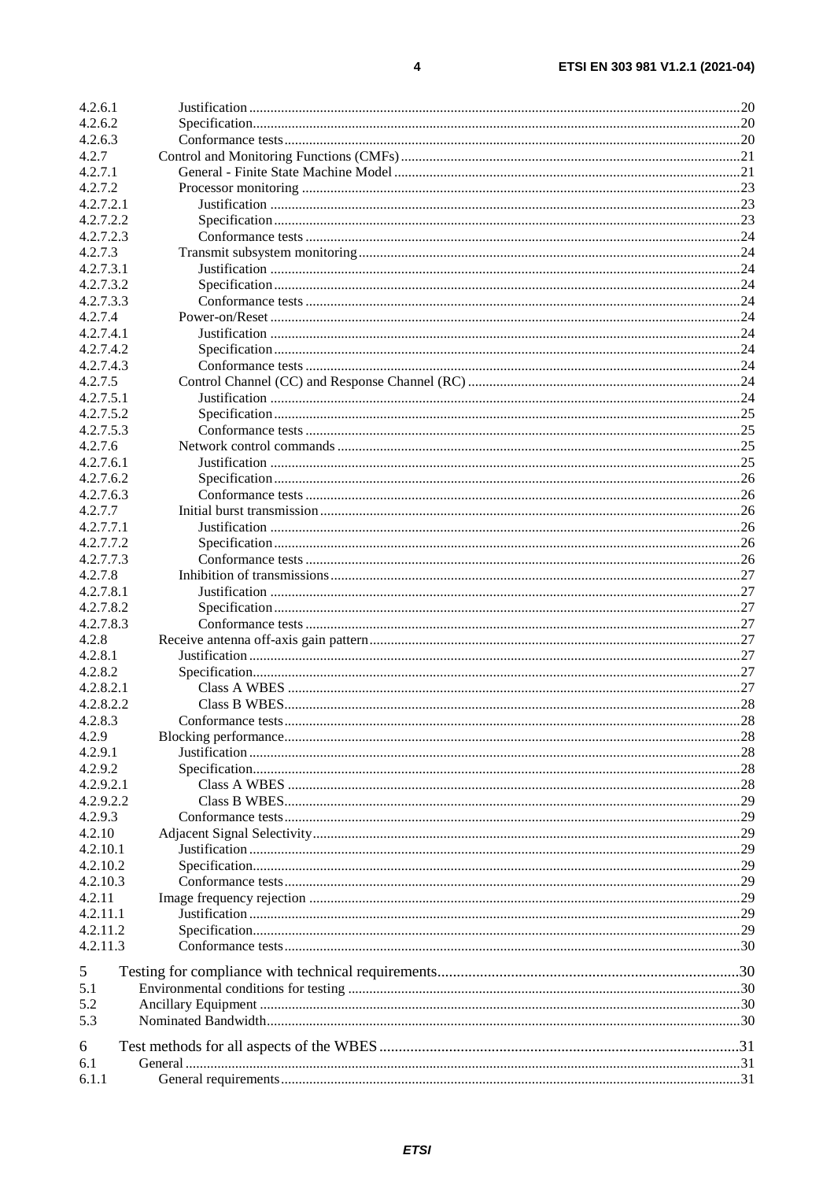4.2.6.1 Justification ......................................................................................................................................20
4.2.6.2 Specification.....................................................................................................................................20
4.2.6.3 Conformance tests.............................................................................................................................20
4.2.7 Control and Monitoring Functions (CMFs).............................................................................................21
4.2.7.1 General - Finite State Machine Model ...............................................................................................21
4.2.7.2 Processor monitoring .........................................................................................................................23
4.2.7.2.1 Justification ..................................................................................................................................23
4.2.7.2.2 Specification.................................................................................................................................23
4.2.7.2.3 Conformance tests ........................................................................................................................24
4.2.7.3 Transmit subsystem monitoring.........................................................................................................24
4.2.7.3.1 Justification ..................................................................................................................................24
4.2.7.3.2 Specification.................................................................................................................................24
4.2.7.3.3 Conformance tests ........................................................................................................................24
4.2.7.4 Power-on/Reset ..................................................................................................................................24
4.2.7.4.1 Justification ..................................................................................................................................24
4.2.7.4.2 Specification.................................................................................................................................24
4.2.7.4.3 Conformance tests ........................................................................................................................24
4.2.7.5 Control Channel (CC) and Response Channel (RC) ..........................................................................24
4.2.7.5.1 Justification ..................................................................................................................................24
4.2.7.5.2 Specification.................................................................................................................................25
4.2.7.5.3 Conformance tests ........................................................................................................................25
4.2.7.6 Network control commands ...............................................................................................................25
4.2.7.6.1 Justification ..................................................................................................................................25
4.2.7.6.2 Specification.................................................................................................................................26
4.2.7.6.3 Conformance tests ........................................................................................................................26
4.2.7.7 Initial burst transmission ....................................................................................................................26
4.2.7.7.1 Justification ..................................................................................................................................26
4.2.7.7.2 Specification.................................................................................................................................26
4.2.7.7.3 Conformance tests ........................................................................................................................26
4.2.7.8 Inhibition of transmissions.................................................................................................................27
4.2.7.8.1 Justification ..................................................................................................................................27
4.2.7.8.2 Specification.................................................................................................................................27
4.2.7.8.3 Conformance tests ........................................................................................................................27
4.2.8 Receive antenna off-axis gain pattern......................................................................................................27
4.2.8.1 Justification .......................................................................................................................................27
4.2.8.2 Specification.......................................................................................................................................27
4.2.8.2.1 Class A WBES .............................................................................................................................27
4.2.8.2.2 Class B WBES..............................................................................................................................28
4.2.8.3 Conformance tests..............................................................................................................................28
4.2.9 Blocking performance..............................................................................................................................28
4.2.9.1 Justification .......................................................................................................................................28
4.2.9.2 Specification.......................................................................................................................................28
4.2.9.2.1 Class A WBES .............................................................................................................................28
4.2.9.2.2 Class B WBES..............................................................................................................................29
4.2.9.3 Conformance tests..............................................................................................................................29
4.2.10 Adjacent Signal Selectivity......................................................................................................................29
4.2.10.1 Justification .......................................................................................................................................29
4.2.10.2 Specification.......................................................................................................................................29
4.2.10.3 Conformance tests..............................................................................................................................29
4.2.11 Image frequency rejection .......................................................................................................................29
4.2.11.1 Justification .......................................................................................................................................29
4.2.11.2 Specification.......................................................................................................................................29
4.2.11.3 Conformance tests..............................................................................................................................30

5 Testing for compliance with technical requirements............................................................................30
5.1 Environmental conditions for testing .............................................................................................................30
5.2 Ancillary Equipment .......................................................................................................................................30
5.3 Nominated Bandwidth.....................................................................................................................................30

6 Test methods for all aspects of the WBES ............................................................................................31
6.1 General ............................................................................................................................................................31
6.1.1 General requirements...............................................................................................................................31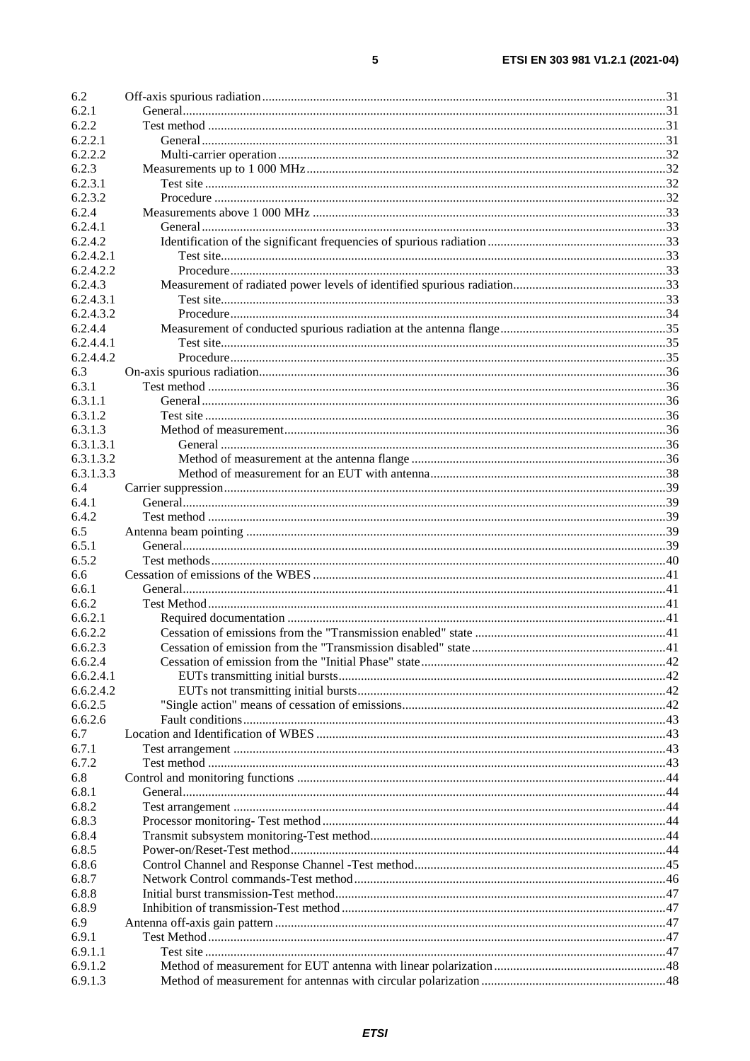| | | |
|---|---|---|
| 6.2 | Off-axis spurious radiation | 31 |
| 6.2.1 | General | 31 |
| 6.2.2 | Test method | 31 |
| 6.2.2.1 | General | 31 |
| 6.2.2.2 | Multi-carrier operation | 32 |
| 6.2.3 | Measurements up to 1 000 MHz | 32 |
| 6.2.3.1 | Test site | 32 |
| 6.2.3.2 | Procedure | 32 |
| 6.2.4 | Measurements above 1 000 MHz | 33 |
| 6.2.4.1 | General | 33 |
| 6.2.4.2 | Identification of the significant frequencies of spurious radiation | 33 |
| 6.2.4.2.1 | Test site | 33 |
| 6.2.4.2.2 | Procedure | 33 |
| 6.2.4.3 | Measurement of radiated power levels of identified spurious radiation | 33 |
| 6.2.4.3.1 | Test site | 33 |
| 6.2.4.3.2 | Procedure | 34 |
| 6.2.4.4 | Measurement of conducted spurious radiation at the antenna flange | 35 |
| 6.2.4.4.1 | Test site | 35 |
| 6.2.4.4.2 | Procedure | 35 |
| 6.3 | On-axis spurious radiation | 36 |
| 6.3.1 | Test method | 36 |
| 6.3.1.1 | General | 36 |
| 6.3.1.2 | Test site | 36 |
| 6.3.1.3 | Method of measurement | 36 |
| 6.3.1.3.1 | General | 36 |
| 6.3.1.3.2 | Method of measurement at the antenna flange | 36 |
| 6.3.1.3.3 | Method of measurement for an EUT with antenna | 38 |
| 6.4 | Carrier suppression | 39 |
| 6.4.1 | General | 39 |
| 6.4.2 | Test method | 39 |
| 6.5 | Antenna beam pointing | 39 |
| 6.5.1 | General | 39 |
| 6.5.2 | Test methods | 40 |
| 6.6 | Cessation of emissions of the WBES | 41 |
| 6.6.1 | General | 41 |
| 6.6.2 | Test Method | 41 |
| 6.6.2.1 | Required documentation | 41 |
| 6.6.2.2 | Cessation of emissions from the "Transmission enabled" state | 41 |
| 6.6.2.3 | Cessation of emission from the "Transmission disabled" state | 41 |
| 6.6.2.4 | Cessation of emission from the "Initial Phase" state | 42 |
| 6.6.2.4.1 | EUTs transmitting initial bursts | 42 |
| 6.6.2.4.2 | EUTs not transmitting initial bursts | 42 |
| 6.6.2.5 | "Single action" means of cessation of emissions | 42 |
| 6.6.2.6 | Fault conditions | 43 |
| 6.7 | Location and Identification of WBES | 43 |
| 6.7.1 | Test arrangement | 43 |
| 6.7.2 | Test method | 43 |
| 6.8 | Control and monitoring functions | 44 |
| 6.8.1 | General | 44 |
| 6.8.2 | Test arrangement | 44 |
| 6.8.3 | Processor monitoring- Test method | 44 |
| 6.8.4 | Transmit subsystem monitoring-Test method | 44 |
| 6.8.5 | Power-on/Reset-Test method | 44 |
| 6.8.6 | Control Channel and Response Channel -Test method | 45 |
| 6.8.7 | Network Control commands-Test method | 46 |
| 6.8.8 | Initial burst transmission-Test method | 47 |
| 6.8.9 | Inhibition of transmission-Test method | 47 |
| 6.9 | Antenna off-axis gain pattern | 47 |
| 6.9.1 | Test Method | 47 |
| 6.9.1.1 | Test site | 47 |
| 6.9.1.2 | Method of measurement for EUT antenna with linear polarization | 48 |
| 6.9.1.3 | Method of measurement for antennas with circular polarization | 48 |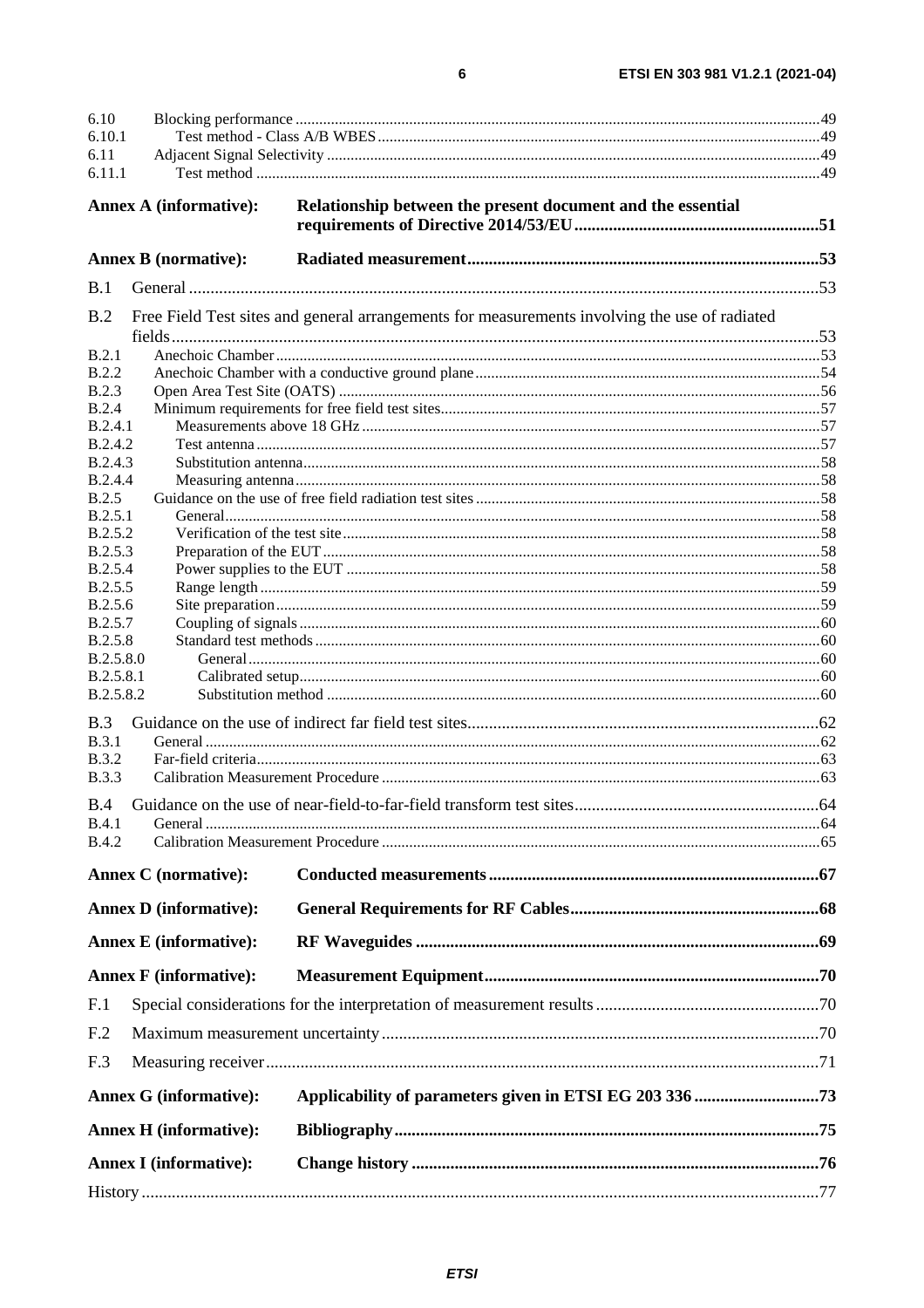6.10 Blocking performance ..... 49
6.10.1 Test method - Class A/B WBES ..... 49
6.11 Adjacent Signal Selectivity ..... 49
6.11.1 Test method ..... 49

**Annex A (informative): Relationship between the present document and the essential requirements of Directive 2014/53/EU ..... 51**

**Annex B (normative): Radiated measurement ..... 53**

B.1 General ..... 53

B.2 Free Field Test sites and general arrangements for measurements involving the use of radiated fields ..... 53
B.2.1 Anechoic Chamber ..... 53
B.2.2 Anechoic Chamber with a conductive ground plane ..... 54
B.2.3 Open Area Test Site (OATS) ..... 56
B.2.4 Minimum requirements for free field test sites ..... 57
B.2.4.1 Measurements above 18 GHz ..... 57
B.2.4.2 Test antenna ..... 57
B.2.4.3 Substitution antenna ..... 58
B.2.4.4 Measuring antenna ..... 58
B.2.5 Guidance on the use of free field radiation test sites ..... 58
B.2.5.1 General ..... 58
B.2.5.2 Verification of the test site ..... 58
B.2.5.3 Preparation of the EUT ..... 58
B.2.5.4 Power supplies to the EUT ..... 58
B.2.5.5 Range length ..... 59
B.2.5.6 Site preparation ..... 59
B.2.5.7 Coupling of signals ..... 60
B.2.5.8 Standard test methods ..... 60
B.2.5.8.0 General ..... 60
B.2.5.8.1 Calibrated setup ..... 60
B.2.5.8.2 Substitution method ..... 60

B.3 Guidance on the use of indirect far field test sites ..... 62
B.3.1 General ..... 62
B.3.2 Far-field criteria ..... 63
B.3.3 Calibration Measurement Procedure ..... 63

B.4 Guidance on the use of near-field-to-far-field transform test sites ..... 64
B.4.1 General ..... 64
B.4.2 Calibration Measurement Procedure ..... 65

**Annex C (normative): Conducted measurements ..... 67**

**Annex D (informative): General Requirements for RF Cables ..... 68**

**Annex E (informative): RF Waveguides ..... 69**

**Annex F (informative): Measurement Equipment ..... 70**

F.1 Special considerations for the interpretation of measurement results ..... 70

F.2 Maximum measurement uncertainty ..... 70

F.3 Measuring receiver ..... 71

**Annex G (informative): Applicability of parameters given in ETSI EG 203 336 ..... 73**

**Annex H (informative): Bibliography ..... 75**

**Annex I (informative): Change history ..... 76**

History ..... 77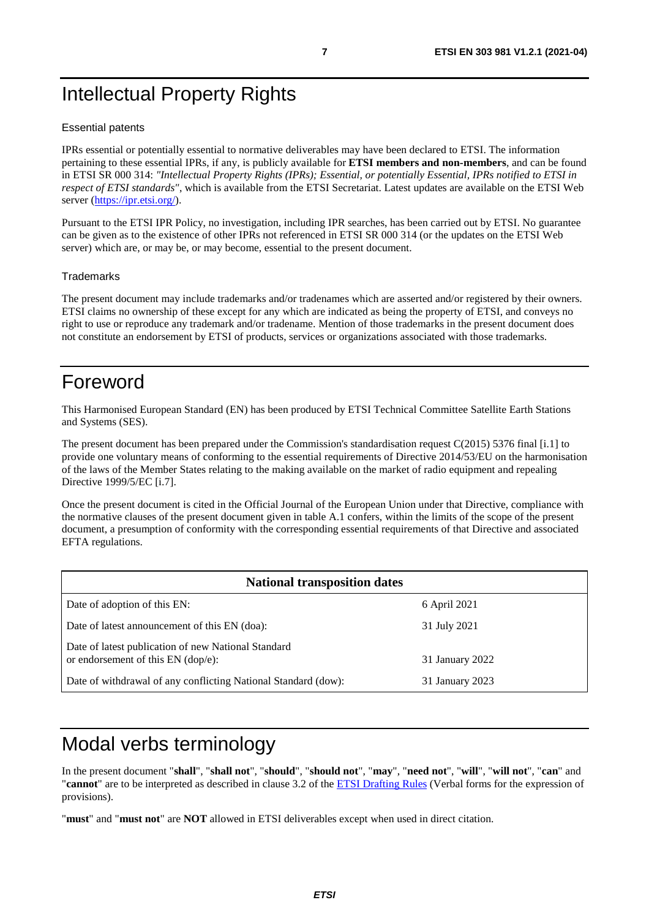# Intellectual Property Rights

Essential patents

IPRs essential or potentially essential to normative deliverables may have been declared to ETSI. The information pertaining to these essential IPRs, if any, is publicly available for **ETSI members and non-members**, and can be found in ETSI SR 000 314: *"Intellectual Property Rights (IPRs); Essential, or potentially Essential, IPRs notified to ETSI in respect of ETSI standards"*, which is available from the ETSI Secretariat. Latest updates are available on the ETSI Web server (https://ipr.etsi.org/).

Pursuant to the ETSI IPR Policy, no investigation, including IPR searches, has been carried out by ETSI. No guarantee can be given as to the existence of other IPRs not referenced in ETSI SR 000 314 (or the updates on the ETSI Web server) which are, or may be, or may become, essential to the present document.

Trademarks

The present document may include trademarks and/or tradenames which are asserted and/or registered by their owners. ETSI claims no ownership of these except for any which are indicated as being the property of ETSI, and conveys no right to use or reproduce any trademark and/or tradename. Mention of those trademarks in the present document does not constitute an endorsement by ETSI of products, services or organizations associated with those trademarks.

# Foreword

This Harmonised European Standard (EN) has been produced by ETSI Technical Committee Satellite Earth Stations and Systems (SES).

The present document has been prepared under the Commission's standardisation request C(2015) 5376 final [i.1] to provide one voluntary means of conforming to the essential requirements of Directive 2014/53/EU on the harmonisation of the laws of the Member States relating to the making available on the market of radio equipment and repealing Directive 1999/5/EC [i.7].

Once the present document is cited in the Official Journal of the European Union under that Directive, compliance with the normative clauses of the present document given in table A.1 confers, within the limits of the scope of the present document, a presumption of conformity with the corresponding essential requirements of that Directive and associated EFTA regulations.

| National transposition dates | |
|---|---|
| Date of adoption of this EN: | 6 April 2021 |
| Date of latest announcement of this EN (doa): | 31 July 2021 |
| Date of latest publication of new National Standard or endorsement of this EN (dop/e): | 31 January 2022 |
| Date of withdrawal of any conflicting National Standard (dow): | 31 January 2023 |

# Modal verbs terminology

In the present document "**shall**", "**shall not**", "**should**", "**should not**", "**may**", "**need not**", "**will**", "**will not**", "**can**" and "**cannot**" are to be interpreted as described in clause 3.2 of the ETSI Drafting Rules (Verbal forms for the expression of provisions).

"**must**" and "**must not**" are **NOT** allowed in ETSI deliverables except when used in direct citation.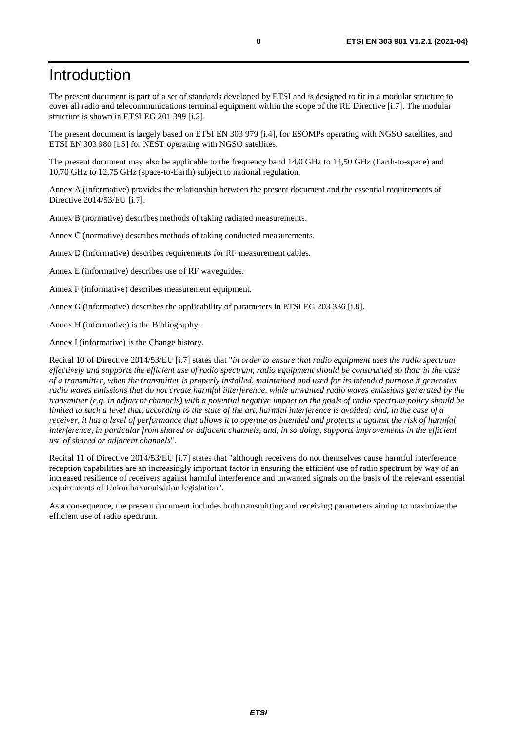# Introduction

The present document is part of a set of standards developed by ETSI and is designed to fit in a modular structure to cover all radio and telecommunications terminal equipment within the scope of the RE Directive [i.7]. The modular structure is shown in ETSI EG 201 399 [i.2].

The present document is largely based on ETSI EN 303 979 [i.4], for ESOMPs operating with NGSO satellites, and ETSI EN 303 980 [i.5] for NEST operating with NGSO satellites.

The present document may also be applicable to the frequency band 14,0 GHz to 14,50 GHz (Earth-to-space) and 10,70 GHz to 12,75 GHz (space-to-Earth) subject to national regulation.

Annex A (informative) provides the relationship between the present document and the essential requirements of Directive 2014/53/EU [i.7].

Annex B (normative) describes methods of taking radiated measurements.

Annex C (normative) describes methods of taking conducted measurements.

Annex D (informative) describes requirements for RF measurement cables.

Annex E (informative) describes use of RF waveguides.

Annex F (informative) describes measurement equipment.

Annex G (informative) describes the applicability of parameters in ETSI EG 203 336 [i.8].

Annex H (informative) is the Bibliography.

Annex I (informative) is the Change history.

Recital 10 of Directive 2014/53/EU [i.7] states that "*in order to ensure that radio equipment uses the radio spectrum effectively and supports the efficient use of radio spectrum, radio equipment should be constructed so that: in the case of a transmitter, when the transmitter is properly installed, maintained and used for its intended purpose it generates radio waves emissions that do not create harmful interference, while unwanted radio waves emissions generated by the transmitter (e.g. in adjacent channels) with a potential negative impact on the goals of radio spectrum policy should be limited to such a level that, according to the state of the art, harmful interference is avoided; and, in the case of a receiver, it has a level of performance that allows it to operate as intended and protects it against the risk of harmful interference, in particular from shared or adjacent channels, and, in so doing, supports improvements in the efficient use of shared or adjacent channels*".

Recital 11 of Directive 2014/53/EU [i.7] states that "although receivers do not themselves cause harmful interference, reception capabilities are an increasingly important factor in ensuring the efficient use of radio spectrum by way of an increased resilience of receivers against harmful interference and unwanted signals on the basis of the relevant essential requirements of Union harmonisation legislation".

As a consequence, the present document includes both transmitting and receiving parameters aiming to maximize the efficient use of radio spectrum.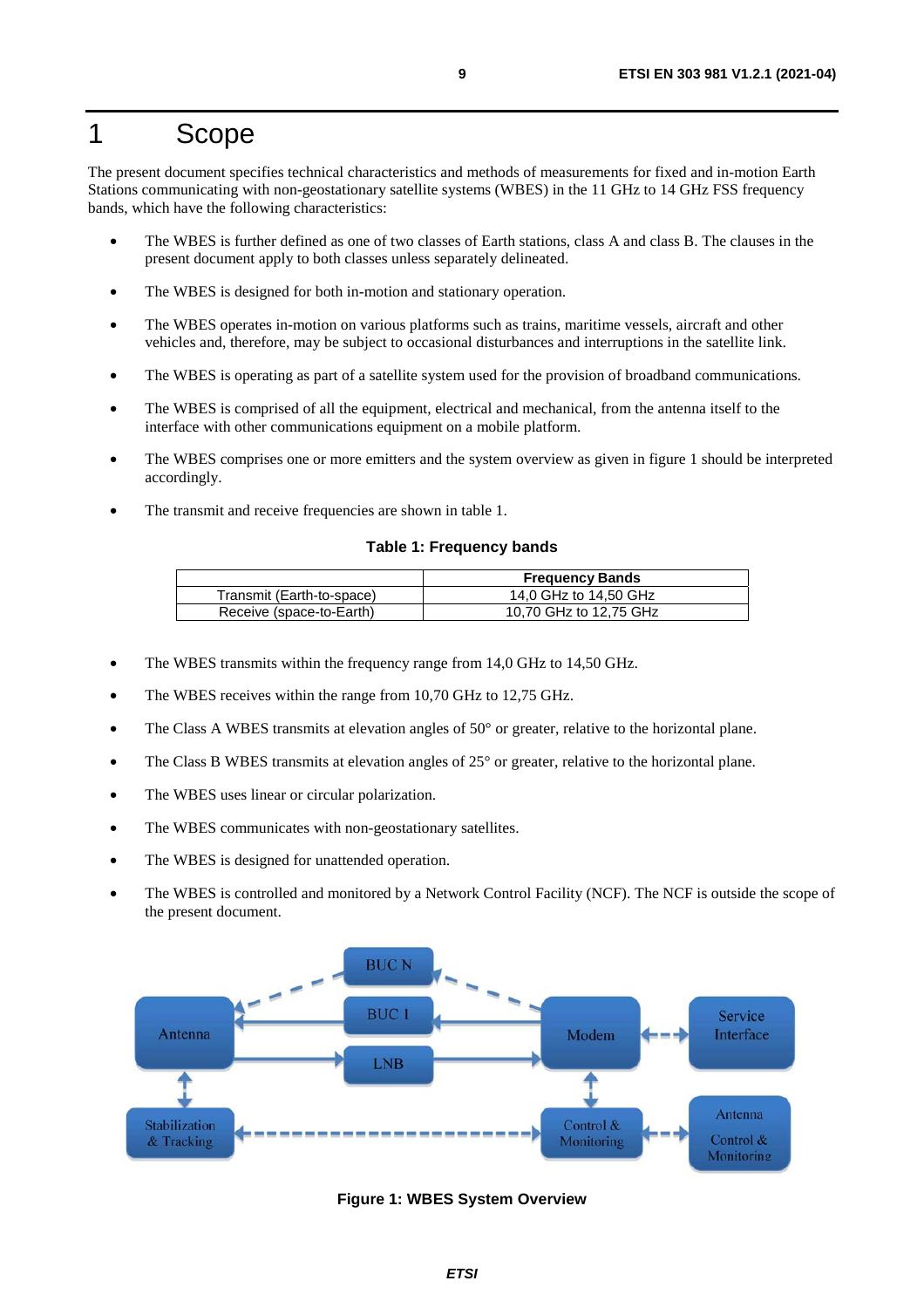# 1 Scope

The present document specifies technical characteristics and methods of measurements for fixed and in-motion Earth Stations communicating with non-geostationary satellite systems (WBES) in the 11 GHz to 14 GHz FSS frequency bands, which have the following characteristics:

- The WBES is further defined as one of two classes of Earth stations, class A and class B. The clauses in the present document apply to both classes unless separately delineated.
- The WBES is designed for both in-motion and stationary operation.
- The WBES operates in-motion on various platforms such as trains, maritime vessels, aircraft and other vehicles and, therefore, may be subject to occasional disturbances and interruptions in the satellite link.
- The WBES is operating as part of a satellite system used for the provision of broadband communications.
- The WBES is comprised of all the equipment, electrical and mechanical, from the antenna itself to the interface with other communications equipment on a mobile platform.
- The WBES comprises one or more emitters and the system overview as given in figure 1 should be interpreted accordingly.
- The transmit and receive frequencies are shown in table 1.

**Table 1: Frequency bands**

| | Frequency Bands |
|---|---|
| Transmit (Earth-to-space) | 14,0 GHz to 14,50 GHz |
| Receive (space-to-Earth) | 10,70 GHz to 12,75 GHz |

- The WBES transmits within the frequency range from 14,0 GHz to 14,50 GHz.
- The WBES receives within the range from 10,70 GHz to 12,75 GHz.
- The Class A WBES transmits at elevation angles of 50° or greater, relative to the horizontal plane.
- The Class B WBES transmits at elevation angles of 25° or greater, relative to the horizontal plane.
- The WBES uses linear or circular polarization.
- The WBES communicates with non-geostationary satellites.
- The WBES is designed for unattended operation.
- The WBES is controlled and monitored by a Network Control Facility (NCF). The NCF is outside the scope of the present document.

**Figure 1: WBES System Overview**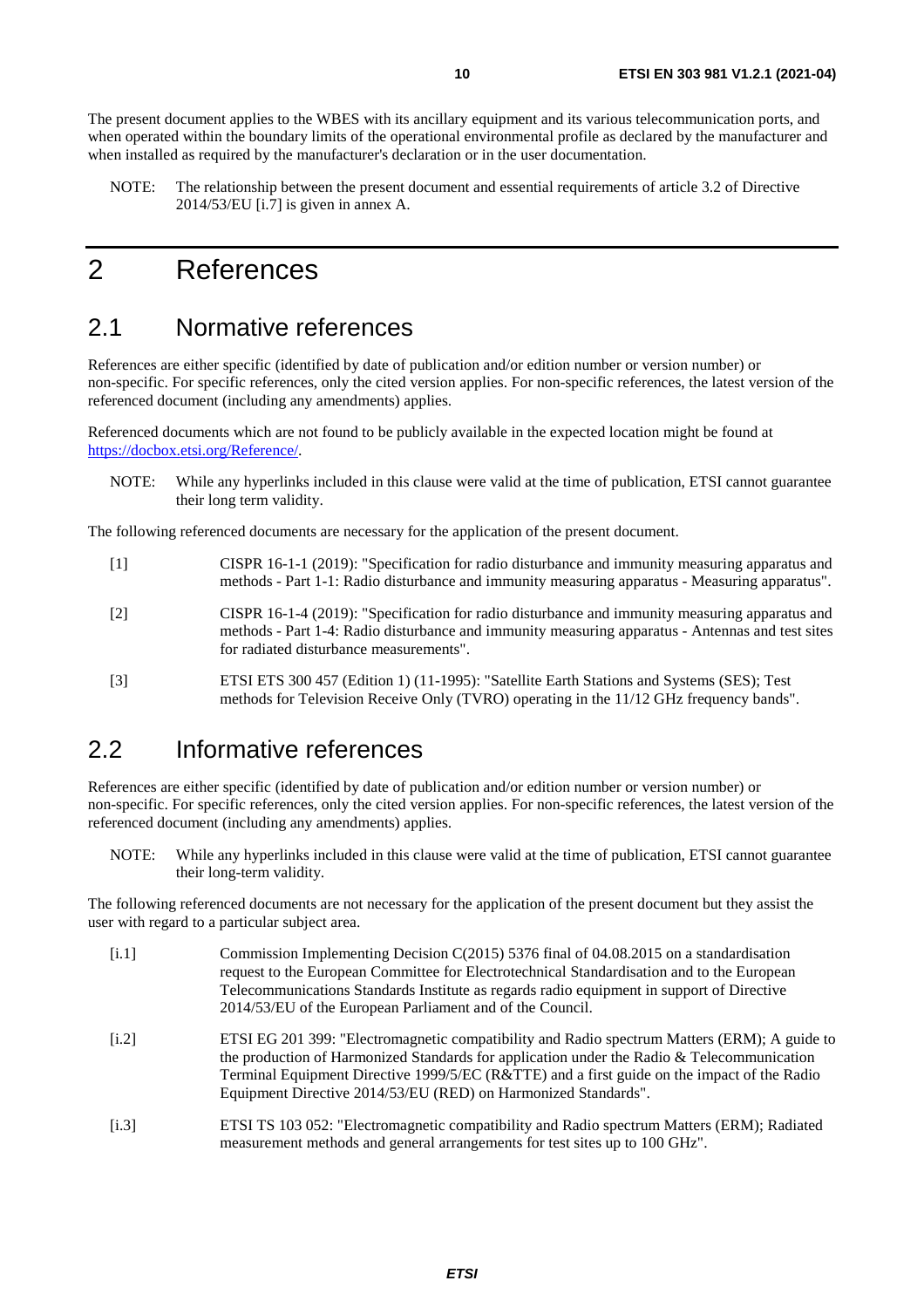The present document applies to the WBES with its ancillary equipment and its various telecommunication ports, and when operated within the boundary limits of the operational environmental profile as declared by the manufacturer and when installed as required by the manufacturer's declaration or in the user documentation.

NOTE: The relationship between the present document and essential requirements of article 3.2 of Directive 2014/53/EU [i.7] is given in annex A.

# 2 References

## 2.1 Normative references

References are either specific (identified by date of publication and/or edition number or version number) or non-specific. For specific references, only the cited version applies. For non-specific references, the latest version of the referenced document (including any amendments) applies.

Referenced documents which are not found to be publicly available in the expected location might be found at https://docbox.etsi.org/Reference/.

NOTE: While any hyperlinks included in this clause were valid at the time of publication, ETSI cannot guarantee their long term validity.

The following referenced documents are necessary for the application of the present document.

[1] CISPR 16-1-1 (2019): "Specification for radio disturbance and immunity measuring apparatus and methods - Part 1-1: Radio disturbance and immunity measuring apparatus - Measuring apparatus".

[2] CISPR 16-1-4 (2019): "Specification for radio disturbance and immunity measuring apparatus and methods - Part 1-4: Radio disturbance and immunity measuring apparatus - Antennas and test sites for radiated disturbance measurements".

[3] ETSI ETS 300 457 (Edition 1) (11-1995): "Satellite Earth Stations and Systems (SES); Test methods for Television Receive Only (TVRO) operating in the 11/12 GHz frequency bands".

## 2.2 Informative references

References are either specific (identified by date of publication and/or edition number or version number) or non-specific. For specific references, only the cited version applies. For non-specific references, the latest version of the referenced document (including any amendments) applies.

NOTE: While any hyperlinks included in this clause were valid at the time of publication, ETSI cannot guarantee their long-term validity.

The following referenced documents are not necessary for the application of the present document but they assist the user with regard to a particular subject area.

[i.1] Commission Implementing Decision C(2015) 5376 final of 04.08.2015 on a standardisation request to the European Committee for Electrotechnical Standardisation and to the European Telecommunications Standards Institute as regards radio equipment in support of Directive 2014/53/EU of the European Parliament and of the Council.

[i.2] ETSI EG 201 399: "Electromagnetic compatibility and Radio spectrum Matters (ERM); A guide to the production of Harmonized Standards for application under the Radio & Telecommunication Terminal Equipment Directive 1999/5/EC (R&TTE) and a first guide on the impact of the Radio Equipment Directive 2014/53/EU (RED) on Harmonized Standards".

[i.3] ETSI TS 103 052: "Electromagnetic compatibility and Radio spectrum Matters (ERM); Radiated measurement methods and general arrangements for test sites up to 100 GHz".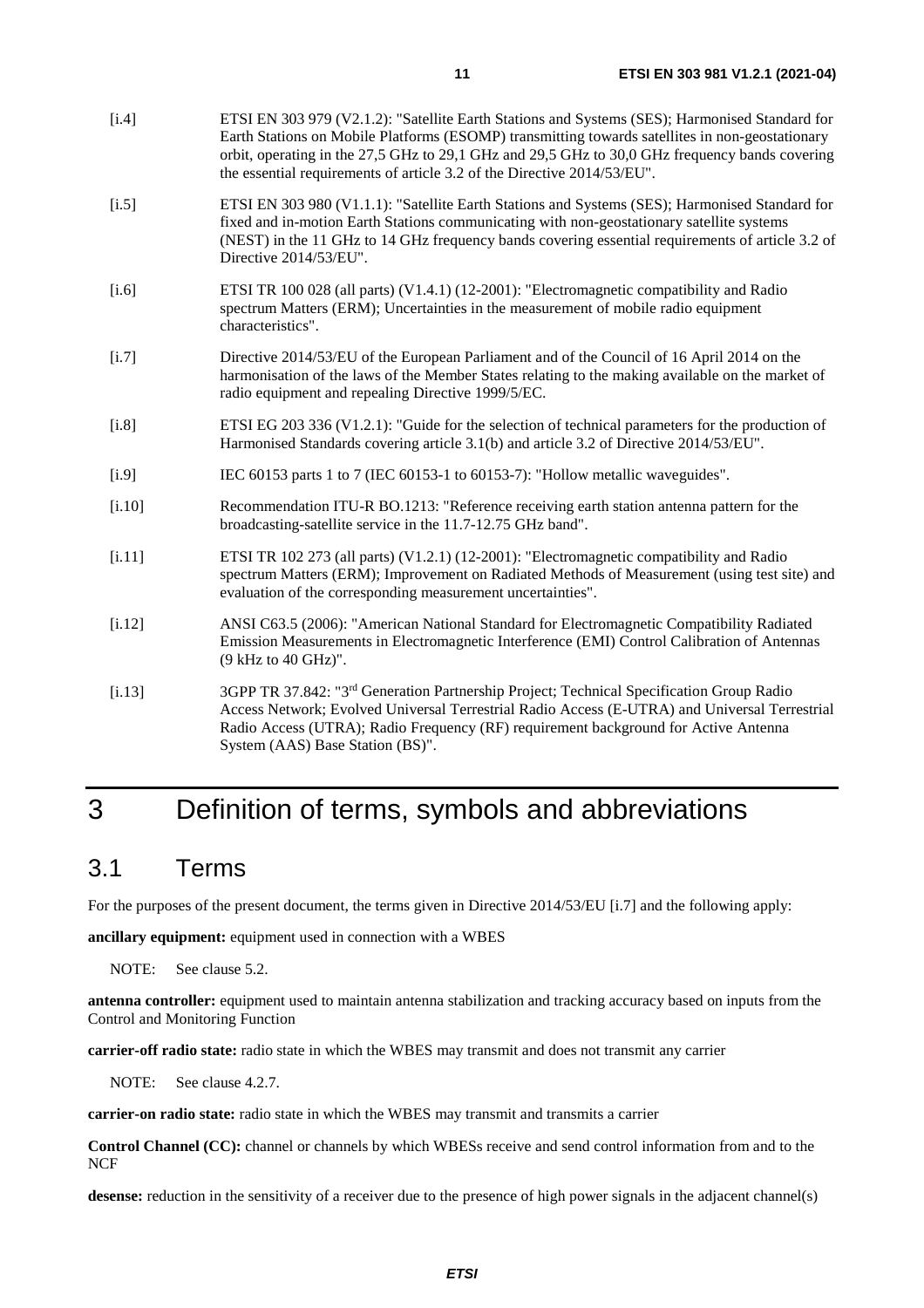[i.4] ETSI EN 303 979 (V2.1.2): "Satellite Earth Stations and Systems (SES); Harmonised Standard for Earth Stations on Mobile Platforms (ESOMP) transmitting towards satellites in non-geostationary orbit, operating in the 27,5 GHz to 29,1 GHz and 29,5 GHz to 30,0 GHz frequency bands covering the essential requirements of article 3.2 of the Directive 2014/53/EU".

[i.5] ETSI EN 303 980 (V1.1.1): "Satellite Earth Stations and Systems (SES); Harmonised Standard for fixed and in-motion Earth Stations communicating with non-geostationary satellite systems (NEST) in the 11 GHz to 14 GHz frequency bands covering essential requirements of article 3.2 of Directive 2014/53/EU".

[i.6] ETSI TR 100 028 (all parts) (V1.4.1) (12-2001): "Electromagnetic compatibility and Radio spectrum Matters (ERM); Uncertainties in the measurement of mobile radio equipment characteristics".

[i.7] Directive 2014/53/EU of the European Parliament and of the Council of 16 April 2014 on the harmonisation of the laws of the Member States relating to the making available on the market of radio equipment and repealing Directive 1999/5/EC.

[i.8] ETSI EG 203 336 (V1.2.1): "Guide for the selection of technical parameters for the production of Harmonised Standards covering article 3.1(b) and article 3.2 of Directive 2014/53/EU".

[i.9] IEC 60153 parts 1 to 7 (IEC 60153-1 to 60153-7): "Hollow metallic waveguides".

[i.10] Recommendation ITU-R BO.1213: "Reference receiving earth station antenna pattern for the broadcasting-satellite service in the 11.7-12.75 GHz band".

[i.11] ETSI TR 102 273 (all parts) (V1.2.1) (12-2001): "Electromagnetic compatibility and Radio spectrum Matters (ERM); Improvement on Radiated Methods of Measurement (using test site) and evaluation of the corresponding measurement uncertainties".

[i.12] ANSI C63.5 (2006): "American National Standard for Electromagnetic Compatibility Radiated Emission Measurements in Electromagnetic Interference (EMI) Control Calibration of Antennas (9 kHz to 40 GHz)".

[i.13] 3GPP TR 37.842: "3rd Generation Partnership Project; Technical Specification Group Radio Access Network; Evolved Universal Terrestrial Radio Access (E-UTRA) and Universal Terrestrial Radio Access (UTRA); Radio Frequency (RF) requirement background for Active Antenna System (AAS) Base Station (BS)".

# 3 Definition of terms, symbols and abbreviations

## 3.1 Terms

For the purposes of the present document, the terms given in Directive 2014/53/EU [i.7] and the following apply:

**ancillary equipment:** equipment used in connection with a WBES

NOTE: See clause 5.2.

**antenna controller:** equipment used to maintain antenna stabilization and tracking accuracy based on inputs from the Control and Monitoring Function

**carrier-off radio state:** radio state in which the WBES may transmit and does not transmit any carrier

NOTE: See clause 4.2.7.

**carrier-on radio state:** radio state in which the WBES may transmit and transmits a carrier

**Control Channel (CC):** channel or channels by which WBESs receive and send control information from and to the NCF

**desense:** reduction in the sensitivity of a receiver due to the presence of high power signals in the adjacent channel(s)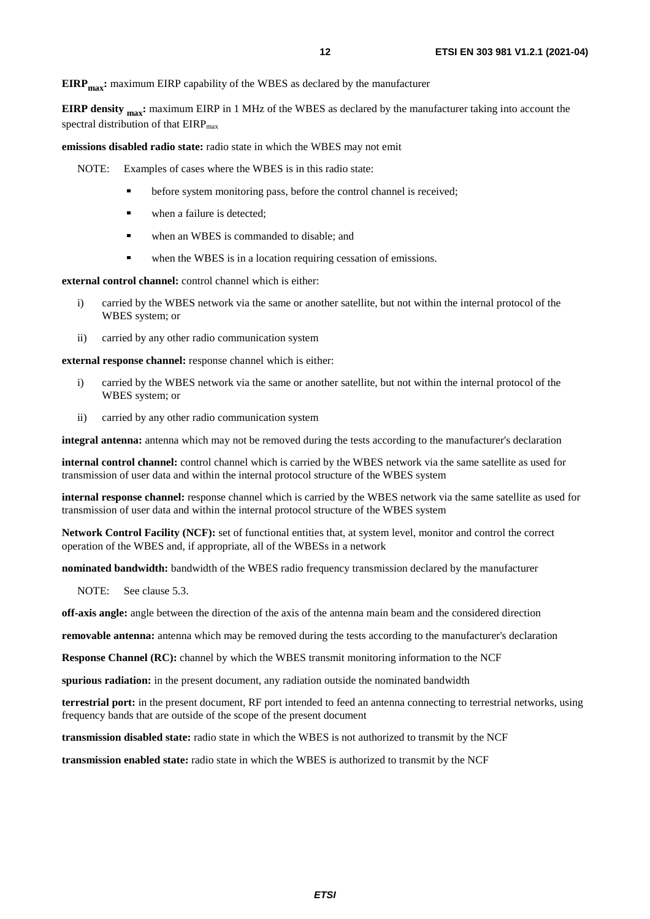**$EIRP_{max}$:** maximum EIRP capability of the WBES as declared by the manufacturer

**EIRP density $_{max}$:** maximum EIRP in 1 MHz of the WBES as declared by the manufacturer taking into account the spectral distribution of that $EIRP_{max}$

**emissions disabled radio state:** radio state in which the WBES may not emit

NOTE: Examples of cases where the WBES is in this radio state:

- before system monitoring pass, before the control channel is received;
- when a failure is detected;
- when an WBES is commanded to disable; and
- when the WBES is in a location requiring cessation of emissions.

**external control channel:** control channel which is either:

i) carried by the WBES network via the same or another satellite, but not within the internal protocol of the WBES system; or

ii) carried by any other radio communication system

**external response channel:** response channel which is either:

i) carried by the WBES network via the same or another satellite, but not within the internal protocol of the WBES system; or

ii) carried by any other radio communication system

**integral antenna:** antenna which may not be removed during the tests according to the manufacturer's declaration

**internal control channel:** control channel which is carried by the WBES network via the same satellite as used for transmission of user data and within the internal protocol structure of the WBES system

**internal response channel:** response channel which is carried by the WBES network via the same satellite as used for transmission of user data and within the internal protocol structure of the WBES system

**Network Control Facility (NCF):** set of functional entities that, at system level, monitor and control the correct operation of the WBES and, if appropriate, all of the WBESs in a network

**nominated bandwidth:** bandwidth of the WBES radio frequency transmission declared by the manufacturer

NOTE: See clause 5.3.

**off-axis angle:** angle between the direction of the axis of the antenna main beam and the considered direction

**removable antenna:** antenna which may be removed during the tests according to the manufacturer's declaration

**Response Channel (RC):** channel by which the WBES transmit monitoring information to the NCF

**spurious radiation:** in the present document, any radiation outside the nominated bandwidth

**terrestrial port:** in the present document, RF port intended to feed an antenna connecting to terrestrial networks, using frequency bands that are outside of the scope of the present document

**transmission disabled state:** radio state in which the WBES is not authorized to transmit by the NCF

**transmission enabled state:** radio state in which the WBES is authorized to transmit by the NCF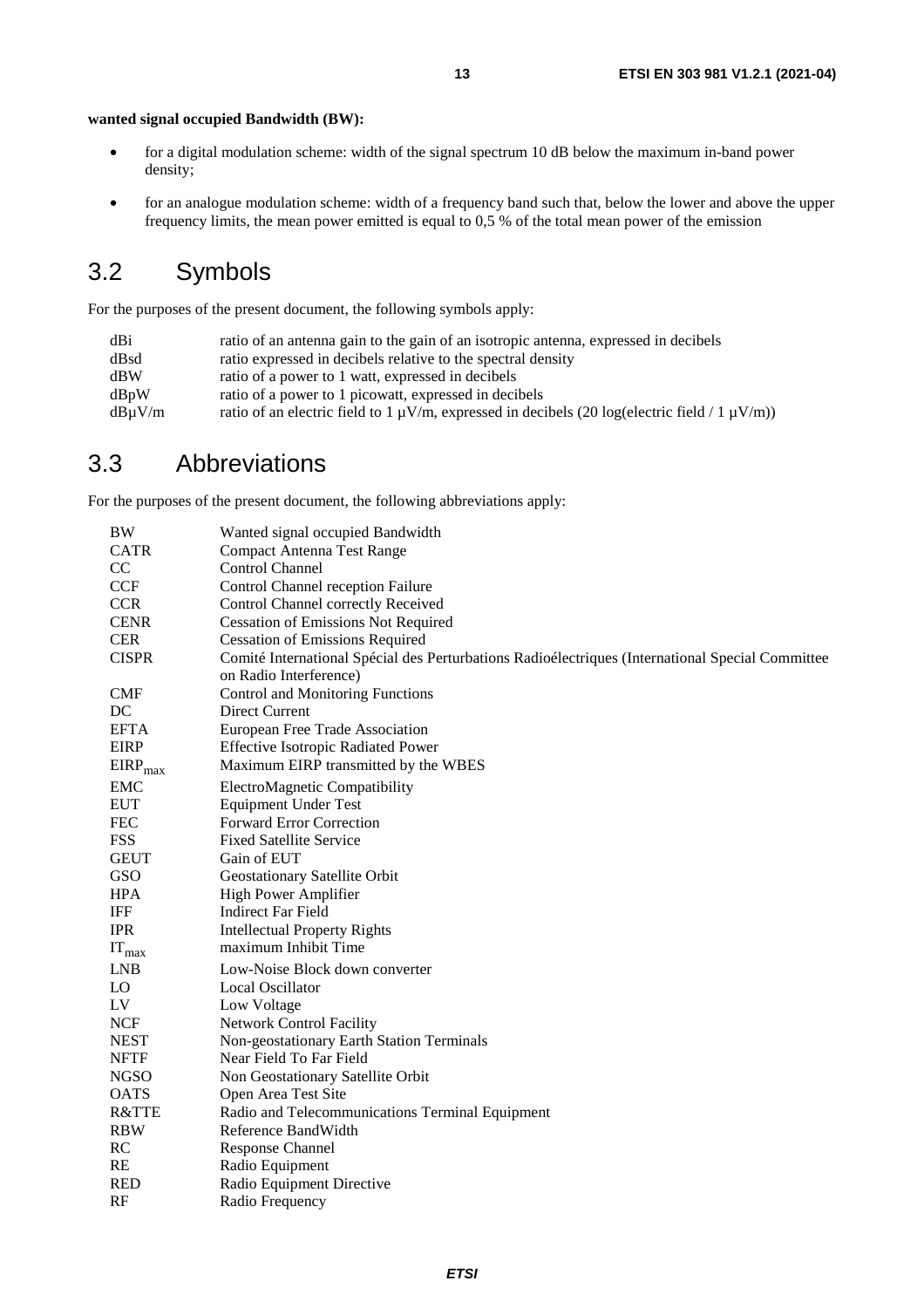**wanted signal occupied Bandwidth (BW):**

- for a digital modulation scheme: width of the signal spectrum 10 dB below the maximum in-band power density;
- for an analogue modulation scheme: width of a frequency band such that, below the lower and above the upper frequency limits, the mean power emitted is equal to 0,5 % of the total mean power of the emission

## 3.2 Symbols

For the purposes of the present document, the following symbols apply:

| | |
|---|---|
| dBi | ratio of an antenna gain to the gain of an isotropic antenna, expressed in decibels |
| dBsd | ratio expressed in decibels relative to the spectral density |
| dBW | ratio of a power to 1 watt, expressed in decibels |
| dBpW | ratio of a power to 1 picowatt, expressed in decibels |
| dBμV/m | ratio of an electric field to 1 μV/m, expressed in decibels (20 log(electric field / 1 μV/m)) |

## 3.3 Abbreviations

For the purposes of the present document, the following abbreviations apply:

| | |
|---|---|
| BW | Wanted signal occupied Bandwidth |
| CATR | Compact Antenna Test Range |
| CC | Control Channel |
| CCF | Control Channel reception Failure |
| CCR | Control Channel correctly Received |
| CENR | Cessation of Emissions Not Required |
| CER | Cessation of Emissions Required |
| CISPR | Comité International Spécial des Perturbations Radioélectriques (International Special Committee on Radio Interference) |
| CMF | Control and Monitoring Functions |
| DC | Direct Current |
| EFTA | European Free Trade Association |
| EIRP | Effective Isotropic Radiated Power |
| $EIRP_{max}$ | Maximum EIRP transmitted by the WBES |
| EMC | ElectroMagnetic Compatibility |
| EUT | Equipment Under Test |
| FEC | Forward Error Correction |
| FSS | Fixed Satellite Service |
| GEUT | Gain of EUT |
| GSO | Geostationary Satellite Orbit |
| HPA | High Power Amplifier |
| IFF | Indirect Far Field |
| IPR | Intellectual Property Rights |
| $IT_{max}$ | maximum Inhibit Time |
| LNB | Low-Noise Block down converter |
| LO | Local Oscillator |
| LV | Low Voltage |
| NCF | Network Control Facility |
| NEST | Non-geostationary Earth Station Terminals |
| NFTF | Near Field To Far Field |
| NGSO | Non Geostationary Satellite Orbit |
| OATS | Open Area Test Site |
| R&TTE | Radio and Telecommunications Terminal Equipment |
| RBW | Reference BandWidth |
| RC | Response Channel |
| RE | Radio Equipment |
| RED | Radio Equipment Directive |
| RF | Radio Frequency |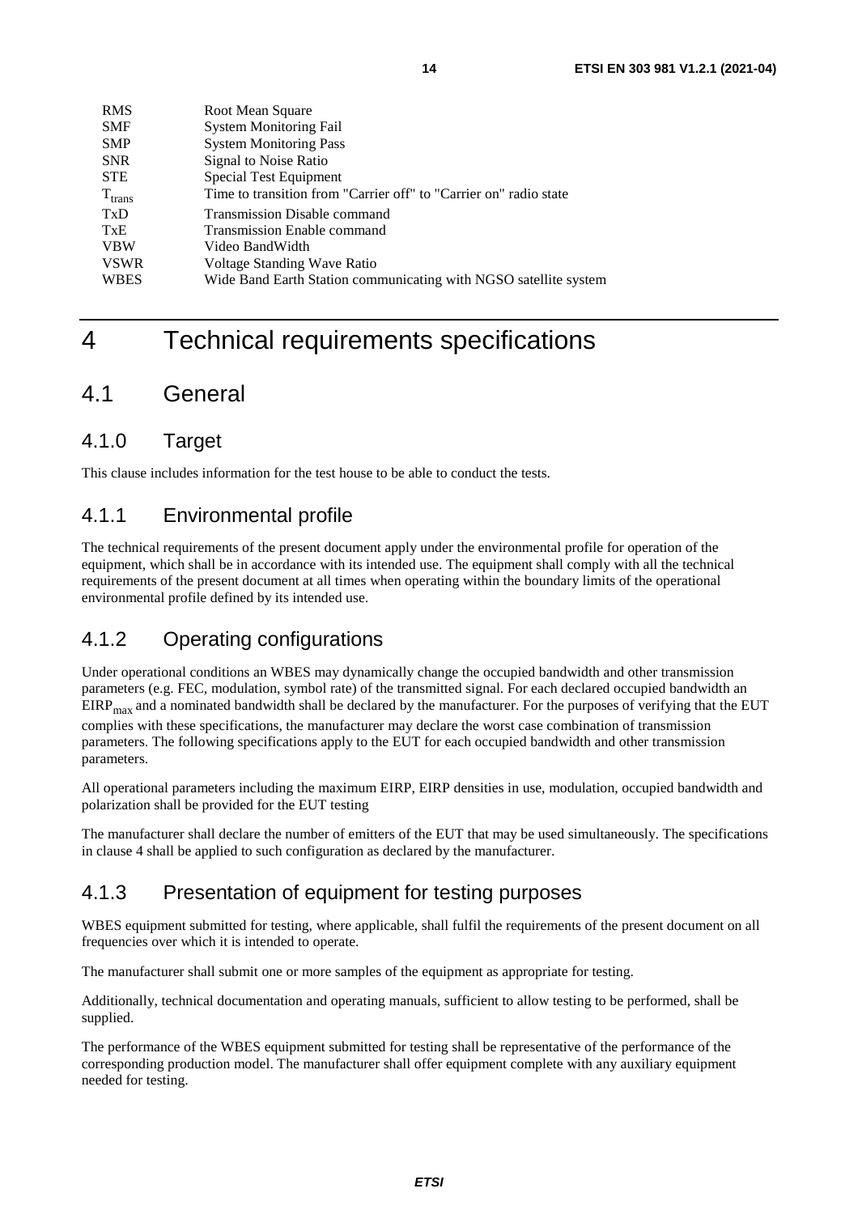| | |
|---|---|
| RMS | Root Mean Square |
| SMF | System Monitoring Fail |
| SMP | System Monitoring Pass |
| SNR | Signal to Noise Ratio |
| STE | Special Test Equipment |
| $T_{trans}$ | Time to transition from "Carrier off" to "Carrier on" radio state |
| TxD | Transmission Disable command |
| TxE | Transmission Enable command |
| VBW | Video BandWidth |
| VSWR | Voltage Standing Wave Ratio |
| WBES | Wide Band Earth Station communicating with NGSO satellite system |

# 4 Technical requirements specifications

## 4.1 General

### 4.1.0 Target

This clause includes information for the test house to be able to conduct the tests.

### 4.1.1 Environmental profile

The technical requirements of the present document apply under the environmental profile for operation of the equipment, which shall be in accordance with its intended use. The equipment shall comply with all the technical requirements of the present document at all times when operating within the boundary limits of the operational environmental profile defined by its intended use.

### 4.1.2 Operating configurations

Under operational conditions an WBES may dynamically change the occupied bandwidth and other transmission parameters (e.g. FEC, modulation, symbol rate) of the transmitted signal. For each declared occupied bandwidth an $EIRP_{max}$ and a nominated bandwidth shall be declared by the manufacturer. For the purposes of verifying that the EUT complies with these specifications, the manufacturer may declare the worst case combination of transmission parameters. The following specifications apply to the EUT for each occupied bandwidth and other transmission parameters.

All operational parameters including the maximum EIRP, EIRP densities in use, modulation, occupied bandwidth and polarization shall be provided for the EUT testing

The manufacturer shall declare the number of emitters of the EUT that may be used simultaneously. The specifications in clause 4 shall be applied to such configuration as declared by the manufacturer.

### 4.1.3 Presentation of equipment for testing purposes

WBES equipment submitted for testing, where applicable, shall fulfil the requirements of the present document on all frequencies over which it is intended to operate.

The manufacturer shall submit one or more samples of the equipment as appropriate for testing.

Additionally, technical documentation and operating manuals, sufficient to allow testing to be performed, shall be supplied.

The performance of the WBES equipment submitted for testing shall be representative of the performance of the corresponding production model. The manufacturer shall offer equipment complete with any auxiliary equipment needed for testing.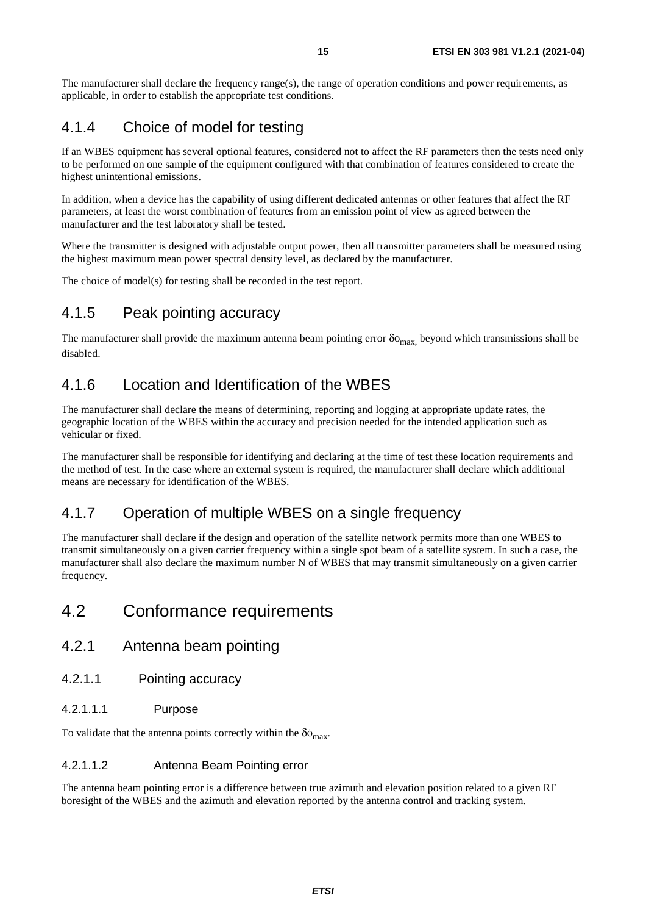The manufacturer shall declare the frequency range(s), the range of operation conditions and power requirements, as applicable, in order to establish the appropriate test conditions.

### 4.1.4 Choice of model for testing

If an WBES equipment has several optional features, considered not to affect the RF parameters then the tests need only to be performed on one sample of the equipment configured with that combination of features considered to create the highest unintentional emissions.

In addition, when a device has the capability of using different dedicated antennas or other features that affect the RF parameters, at least the worst combination of features from an emission point of view as agreed between the manufacturer and the test laboratory shall be tested.

Where the transmitter is designed with adjustable output power, then all transmitter parameters shall be measured using the highest maximum mean power spectral density level, as declared by the manufacturer.

The choice of model(s) for testing shall be recorded in the test report.

### 4.1.5 Peak pointing accuracy

The manufacturer shall provide the maximum antenna beam pointing error $\delta\phi_{max}$, beyond which transmissions shall be disabled.

### 4.1.6 Location and Identification of the WBES

The manufacturer shall declare the means of determining, reporting and logging at appropriate update rates, the geographic location of the WBES within the accuracy and precision needed for the intended application such as vehicular or fixed.

The manufacturer shall be responsible for identifying and declaring at the time of test these location requirements and the method of test. In the case where an external system is required, the manufacturer shall declare which additional means are necessary for identification of the WBES.

### 4.1.7 Operation of multiple WBES on a single frequency

The manufacturer shall declare if the design and operation of the satellite network permits more than one WBES to transmit simultaneously on a given carrier frequency within a single spot beam of a satellite system. In such a case, the manufacturer shall also declare the maximum number N of WBES that may transmit simultaneously on a given carrier frequency.

## 4.2 Conformance requirements

### 4.2.1 Antenna beam pointing

#### 4.2.1.1 Pointing accuracy

##### 4.2.1.1.1 Purpose

To validate that the antenna points correctly within the $\delta\phi_{max}$.

##### 4.2.1.1.2 Antenna Beam Pointing error

The antenna beam pointing error is a difference between true azimuth and elevation position related to a given RF boresight of the WBES and the azimuth and elevation reported by the antenna control and tracking system.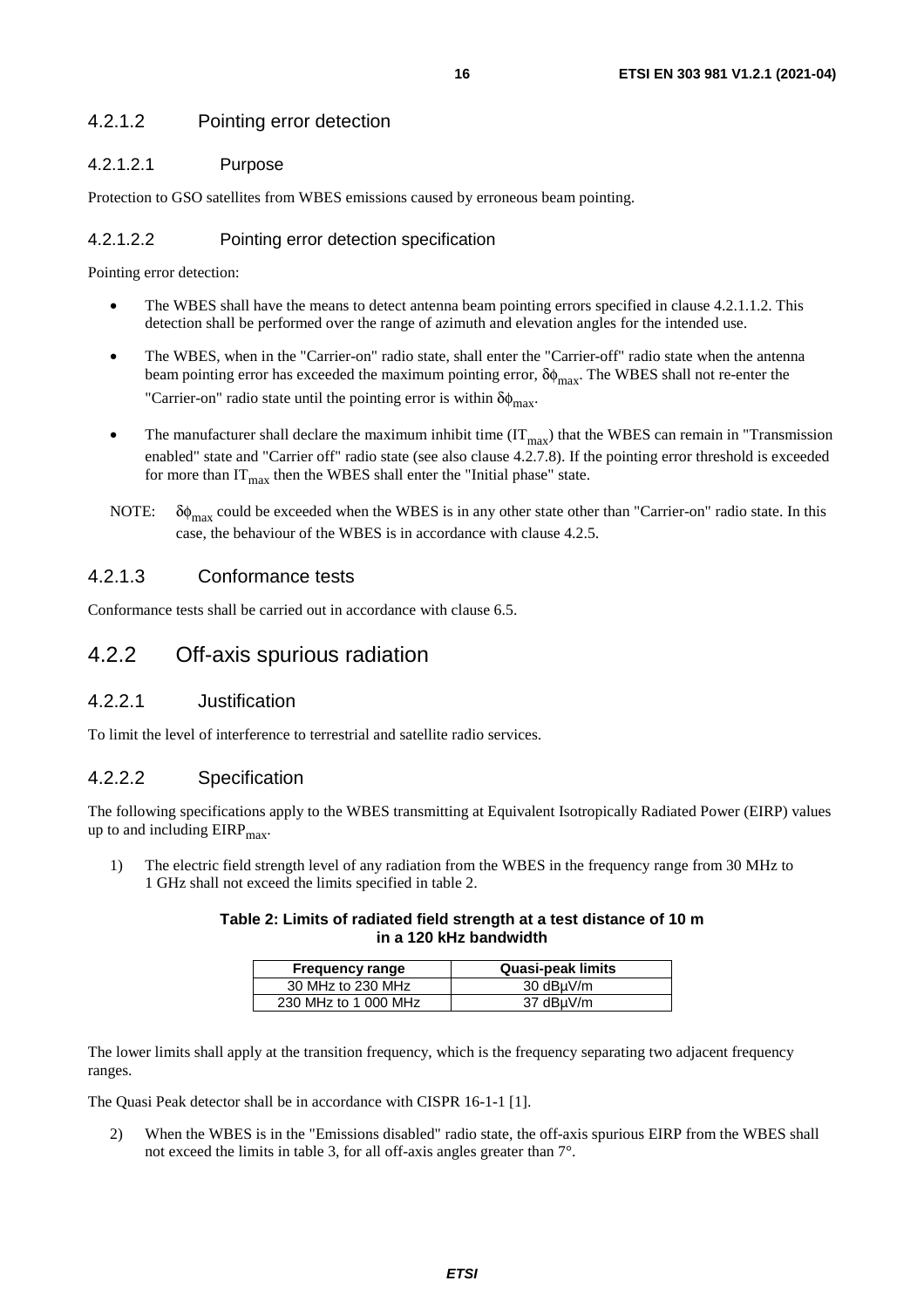#### 4.2.1.2 Pointing error detection

##### 4.2.1.2.1 Purpose

Protection to GSO satellites from WBES emissions caused by erroneous beam pointing.

##### 4.2.1.2.2 Pointing error detection specification

Pointing error detection:

- The WBES shall have the means to detect antenna beam pointing errors specified in clause 4.2.1.1.2. This detection shall be performed over the range of azimuth and elevation angles for the intended use.
- The WBES, when in the "Carrier-on" radio state, shall enter the "Carrier-off" radio state when the antenna beam pointing error has exceeded the maximum pointing error, $\delta\phi_{max}$. The WBES shall not re-enter the "Carrier-on" radio state until the pointing error is within $\delta\phi_{max}$.
- The manufacturer shall declare the maximum inhibit time ($IT_{max}$) that the WBES can remain in "Transmission enabled" state and "Carrier off" radio state (see also clause 4.2.7.8). If the pointing error threshold is exceeded for more than $IT_{max}$ then the WBES shall enter the "Initial phase" state.

NOTE: $\delta\phi_{max}$ could be exceeded when the WBES is in any other state other than "Carrier-on" radio state. In this case, the behaviour of the WBES is in accordance with clause 4.2.5.

### 4.2.1.3 Conformance tests

Conformance tests shall be carried out in accordance with clause 6.5.

## 4.2.2 Off-axis spurious radiation

### 4.2.2.1 Justification

To limit the level of interference to terrestrial and satellite radio services.

### 4.2.2.2 Specification

The following specifications apply to the WBES transmitting at Equivalent Isotropically Radiated Power (EIRP) values up to and including $EIRP_{max}$.

1) The electric field strength level of any radiation from the WBES in the frequency range from 30 MHz to 1 GHz shall not exceed the limits specified in table 2.

**Table 2: Limits of radiated field strength at a test distance of 10 m in a 120 kHz bandwidth**

| Frequency range | Quasi-peak limits |
|---|---|
| 30 MHz to 230 MHz | 30 dBμV/m |
| 230 MHz to 1 000 MHz | 37 dBμV/m |

The lower limits shall apply at the transition frequency, which is the frequency separating two adjacent frequency ranges.

The Quasi Peak detector shall be in accordance with CISPR 16-1-1 [1].

2) When the WBES is in the "Emissions disabled" radio state, the off-axis spurious EIRP from the WBES shall not exceed the limits in table 3, for all off-axis angles greater than 7°.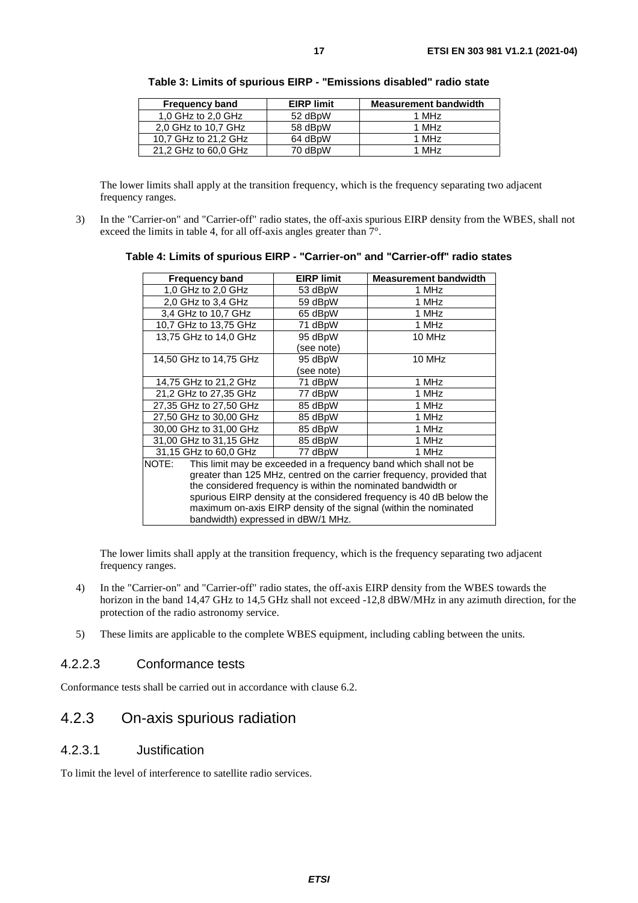**Table 3: Limits of spurious EIRP - "Emissions disabled" radio state**

| Frequency band | EIRP limit | Measurement bandwidth |
| --- | --- | --- |
| 1,0 GHz to 2,0 GHz | 52 dBpW | 1 MHz |
| 2,0 GHz to 10,7 GHz | 58 dBpW | 1 MHz |
| 10,7 GHz to 21,2 GHz | 64 dBpW | 1 MHz |
| 21,2 GHz to 60,0 GHz | 70 dBpW | 1 MHz |

The lower limits shall apply at the transition frequency, which is the frequency separating two adjacent frequency ranges.

3) In the "Carrier-on" and "Carrier-off" radio states, the off-axis spurious EIRP density from the WBES, shall not exceed the limits in table 4, for all off-axis angles greater than 7°.

**Table 4: Limits of spurious EIRP - "Carrier-on" and "Carrier-off" radio states**

| Frequency band | EIRP limit | Measurement bandwidth |
| --- | --- | --- |
| 1,0 GHz to 2,0 GHz | 53 dBpW | 1 MHz |
| 2,0 GHz to 3,4 GHz | 59 dBpW | 1 MHz |
| 3,4 GHz to 10,7 GHz | 65 dBpW | 1 MHz |
| 10,7 GHz to 13,75 GHz | 71 dBpW | 1 MHz |
| 13,75 GHz to 14,0 GHz | 95 dBpW (see note) | 10 MHz |
| 14,50 GHz to 14,75 GHz | 95 dBpW (see note) | 10 MHz |
| 14,75 GHz to 21,2 GHz | 71 dBpW | 1 MHz |
| 21,2 GHz to 27,35 GHz | 77 dBpW | 1 MHz |
| 27,35 GHz to 27,50 GHz | 85 dBpW | 1 MHz |
| 27,50 GHz to 30,00 GHz | 85 dBpW | 1 MHz |
| 30,00 GHz to 31,00 GHz | 85 dBpW | 1 MHz |
| 31,00 GHz to 31,15 GHz | 85 dBpW | 1 MHz |
| 31,15 GHz to 60,0 GHz | 77 dBpW | 1 MHz |
| NOTE: This limit may be exceeded in a frequency band which shall not be greater than 125 MHz, centred on the carrier frequency, provided that the considered frequency is within the nominated bandwidth or spurious EIRP density at the considered frequency is 40 dB below the maximum on-axis EIRP density of the signal (within the nominated bandwidth) expressed in dBW/1 MHz. | | |

The lower limits shall apply at the transition frequency, which is the frequency separating two adjacent frequency ranges.

4) In the "Carrier-on" and "Carrier-off" radio states, the off-axis EIRP density from the WBES towards the horizon in the band 14,47 GHz to 14,5 GHz shall not exceed -12,8 dBW/MHz in any azimuth direction, for the protection of the radio astronomy service.

5) These limits are applicable to the complete WBES equipment, including cabling between the units.

#### 4.2.2.3 Conformance tests

Conformance tests shall be carried out in accordance with clause 6.2.

### 4.2.3 On-axis spurious radiation

#### 4.2.3.1 Justification

To limit the level of interference to satellite radio services.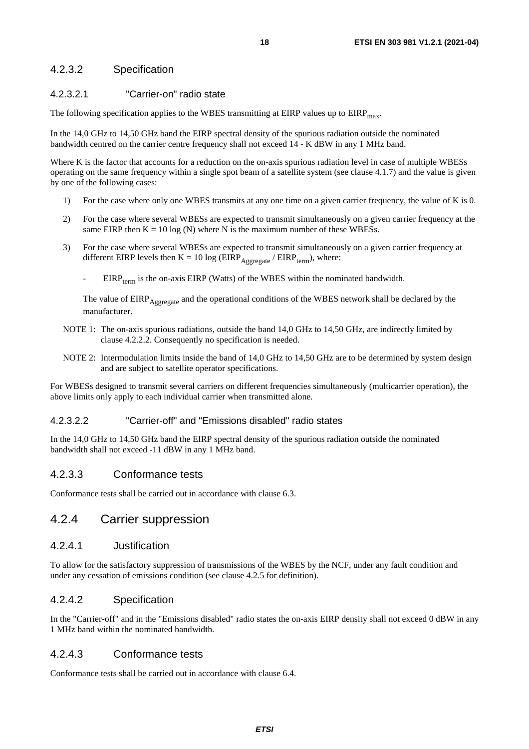#### 4.2.3.2 Specification

##### 4.2.3.2.1 "Carrier-on" radio state

The following specification applies to the WBES transmitting at EIRP values up to $EIRP_{max}$.

In the 14,0 GHz to 14,50 GHz band the EIRP spectral density of the spurious radiation outside the nominated bandwidth centred on the carrier centre frequency shall not exceed 14 - K dBW in any 1 MHz band.

Where K is the factor that accounts for a reduction on the on-axis spurious radiation level in case of multiple WBESs operating on the same frequency within a single spot beam of a satellite system (see clause 4.1.7) and the value is given by one of the following cases:

1) For the case where only one WBES transmits at any one time on a given carrier frequency, the value of K is 0.

2) For the case where several WBESs are expected to transmit simultaneously on a given carrier frequency at the same EIRP then $K = 10 \log (N)$ where N is the maximum number of these WBESs.

3) For the case where several WBESs are expected to transmit simultaneously on a given carrier frequency at different EIRP levels then $K = 10 \log (EIRP_{Aggregate} / EIRP_{term})$, where:

   - $EIRP_{term}$ is the on-axis EIRP (Watts) of the WBES within the nominated bandwidth.

   The value of $EIRP_{Aggregate}$ and the operational conditions of the WBES network shall be declared by the manufacturer.

NOTE 1: The on-axis spurious radiations, outside the band 14,0 GHz to 14,50 GHz, are indirectly limited by clause 4.2.2.2. Consequently no specification is needed.

NOTE 2: Intermodulation limits inside the band of 14,0 GHz to 14,50 GHz are to be determined by system design and are subject to satellite operator specifications.

For WBESs designed to transmit several carriers on different frequencies simultaneously (multicarrier operation), the above limits only apply to each individual carrier when transmitted alone.

##### 4.2.3.2.2 "Carrier-off" and "Emissions disabled" radio states

In the 14,0 GHz to 14,50 GHz band the EIRP spectral density of the spurious radiation outside the nominated bandwidth shall not exceed -11 dBW in any 1 MHz band.

#### 4.2.3.3 Conformance tests

Conformance tests shall be carried out in accordance with clause 6.3.

### 4.2.4 Carrier suppression

#### 4.2.4.1 Justification

To allow for the satisfactory suppression of transmissions of the WBES by the NCF, under any fault condition and under any cessation of emissions condition (see clause 4.2.5 for definition).

#### 4.2.4.2 Specification

In the "Carrier-off" and in the "Emissions disabled" radio states the on-axis EIRP density shall not exceed 0 dBW in any 1 MHz band within the nominated bandwidth.

#### 4.2.4.3 Conformance tests

Conformance tests shall be carried out in accordance with clause 6.4.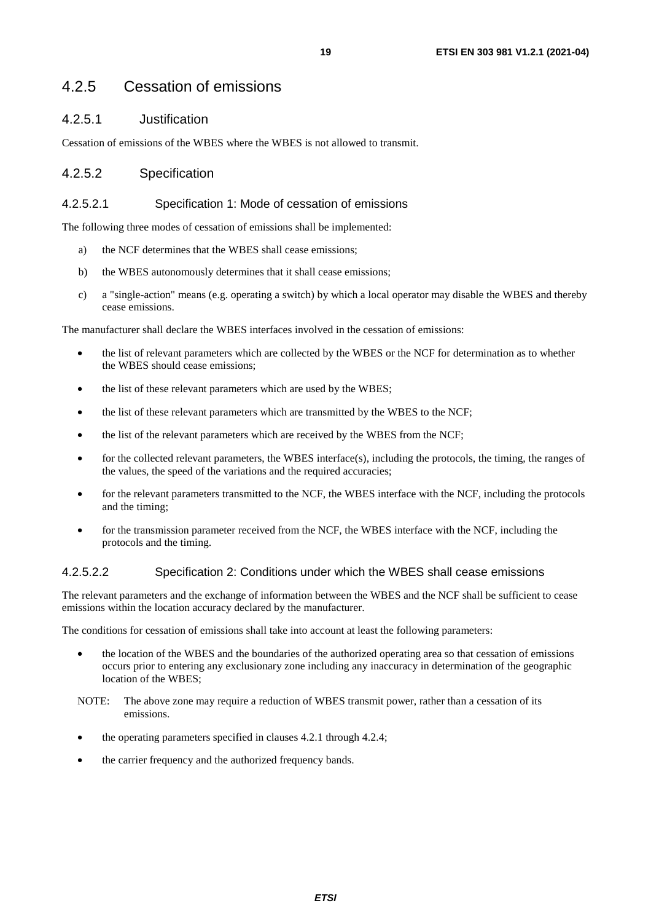## 4.2.5 Cessation of emissions

### 4.2.5.1 Justification

Cessation of emissions of the WBES where the WBES is not allowed to transmit.

### 4.2.5.2 Specification

#### 4.2.5.2.1 Specification 1: Mode of cessation of emissions

The following three modes of cessation of emissions shall be implemented:

a) the NCF determines that the WBES shall cease emissions;

b) the WBES autonomously determines that it shall cease emissions;

c) a "single-action" means (e.g. operating a switch) by which a local operator may disable the WBES and thereby cease emissions.

The manufacturer shall declare the WBES interfaces involved in the cessation of emissions:

- the list of relevant parameters which are collected by the WBES or the NCF for determination as to whether the WBES should cease emissions;
- the list of these relevant parameters which are used by the WBES;
- the list of these relevant parameters which are transmitted by the WBES to the NCF;
- the list of the relevant parameters which are received by the WBES from the NCF;
- for the collected relevant parameters, the WBES interface(s), including the protocols, the timing, the ranges of the values, the speed of the variations and the required accuracies;
- for the relevant parameters transmitted to the NCF, the WBES interface with the NCF, including the protocols and the timing;
- for the transmission parameter received from the NCF, the WBES interface with the NCF, including the protocols and the timing.

#### 4.2.5.2.2 Specification 2: Conditions under which the WBES shall cease emissions

The relevant parameters and the exchange of information between the WBES and the NCF shall be sufficient to cease emissions within the location accuracy declared by the manufacturer.

The conditions for cessation of emissions shall take into account at least the following parameters:

- the location of the WBES and the boundaries of the authorized operating area so that cessation of emissions occurs prior to entering any exclusionary zone including any inaccuracy in determination of the geographic location of the WBES;

NOTE: The above zone may require a reduction of WBES transmit power, rather than a cessation of its emissions.

- the operating parameters specified in clauses 4.2.1 through 4.2.4;
- the carrier frequency and the authorized frequency bands.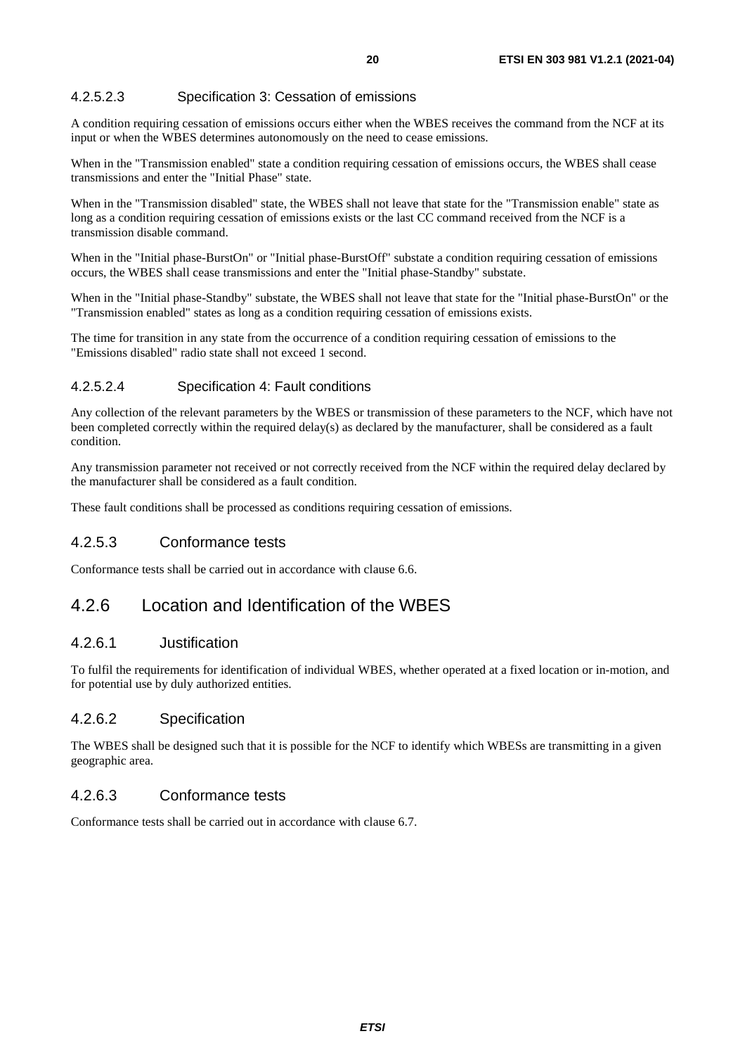#### 4.2.5.2.3 Specification 3: Cessation of emissions

A condition requiring cessation of emissions occurs either when the WBES receives the command from the NCF at its input or when the WBES determines autonomously on the need to cease emissions.

When in the "Transmission enabled" state a condition requiring cessation of emissions occurs, the WBES shall cease transmissions and enter the "Initial Phase" state.

When in the "Transmission disabled" state, the WBES shall not leave that state for the "Transmission enable" state as long as a condition requiring cessation of emissions exists or the last CC command received from the NCF is a transmission disable command.

When in the "Initial phase-BurstOn" or "Initial phase-BurstOff" substate a condition requiring cessation of emissions occurs, the WBES shall cease transmissions and enter the "Initial phase-Standby" substate.

When in the "Initial phase-Standby" substate, the WBES shall not leave that state for the "Initial phase-BurstOn" or the "Transmission enabled" states as long as a condition requiring cessation of emissions exists.

The time for transition in any state from the occurrence of a condition requiring cessation of emissions to the "Emissions disabled" radio state shall not exceed 1 second.

#### 4.2.5.2.4 Specification 4: Fault conditions

Any collection of the relevant parameters by the WBES or transmission of these parameters to the NCF, which have not been completed correctly within the required delay(s) as declared by the manufacturer, shall be considered as a fault condition.

Any transmission parameter not received or not correctly received from the NCF within the required delay declared by the manufacturer shall be considered as a fault condition.

These fault conditions shall be processed as conditions requiring cessation of emissions.

### 4.2.5.3 Conformance tests

Conformance tests shall be carried out in accordance with clause 6.6.

## 4.2.6 Location and Identification of the WBES

### 4.2.6.1 Justification

To fulfil the requirements for identification of individual WBES, whether operated at a fixed location or in-motion, and for potential use by duly authorized entities.

### 4.2.6.2 Specification

The WBES shall be designed such that it is possible for the NCF to identify which WBESs are transmitting in a given geographic area.

### 4.2.6.3 Conformance tests

Conformance tests shall be carried out in accordance with clause 6.7.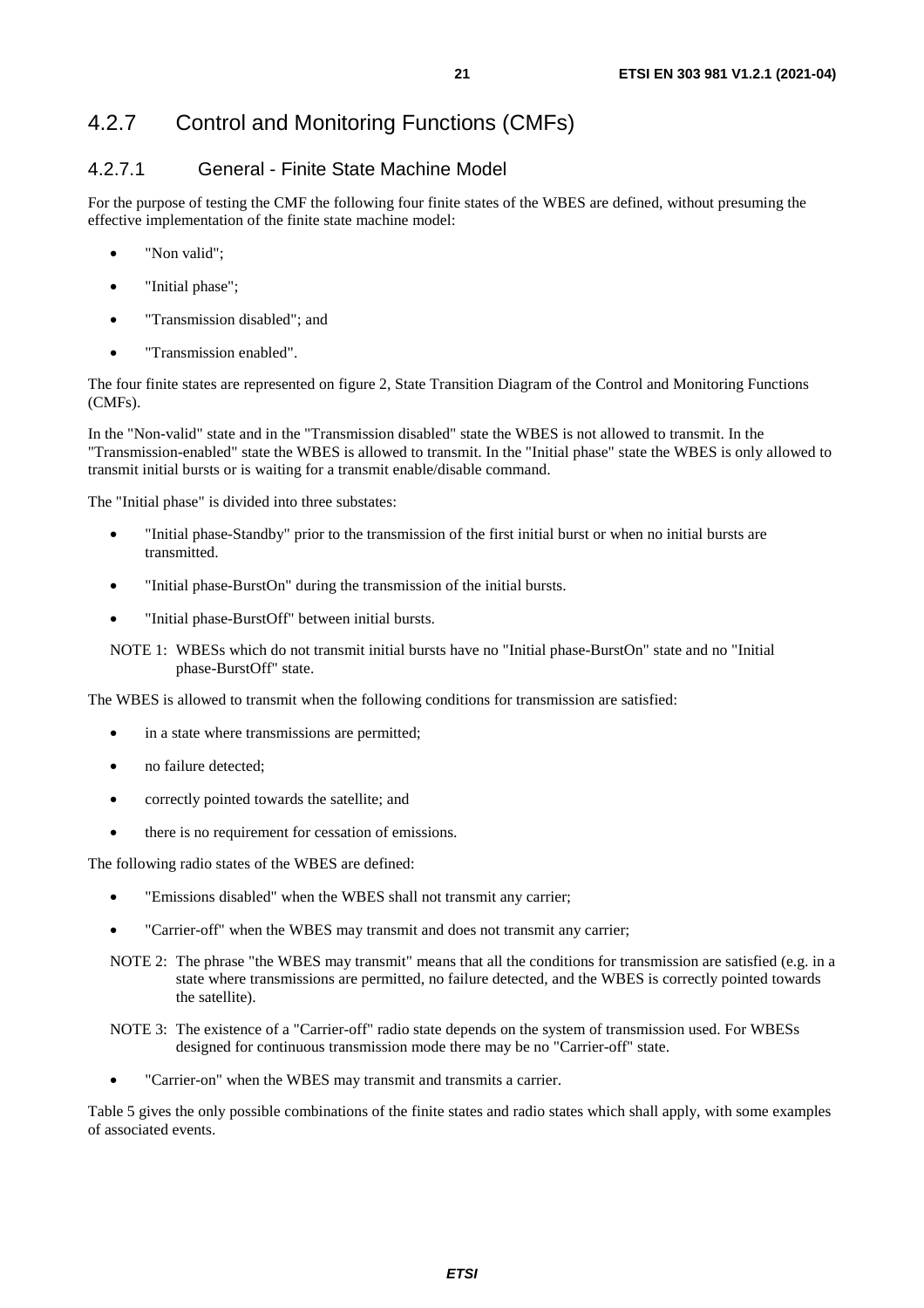### 4.2.7 Control and Monitoring Functions (CMFs)

#### 4.2.7.1 General - Finite State Machine Model

For the purpose of testing the CMF the following four finite states of the WBES are defined, without presuming the effective implementation of the finite state machine model:

- "Non valid";
- "Initial phase";
- "Transmission disabled"; and
- "Transmission enabled".

The four finite states are represented on figure 2, State Transition Diagram of the Control and Monitoring Functions (CMFs).

In the "Non-valid" state and in the "Transmission disabled" state the WBES is not allowed to transmit. In the "Transmission-enabled" state the WBES is allowed to transmit. In the "Initial phase" state the WBES is only allowed to transmit initial bursts or is waiting for a transmit enable/disable command.

The "Initial phase" is divided into three substates:

- "Initial phase-Standby" prior to the transmission of the first initial burst or when no initial bursts are transmitted.
- "Initial phase-BurstOn" during the transmission of the initial bursts.
- "Initial phase-BurstOff" between initial bursts.

NOTE 1: WBESs which do not transmit initial bursts have no "Initial phase-BurstOn" state and no "Initial phase-BurstOff" state.

The WBES is allowed to transmit when the following conditions for transmission are satisfied:

- in a state where transmissions are permitted;
- no failure detected;
- correctly pointed towards the satellite; and
- there is no requirement for cessation of emissions.

The following radio states of the WBES are defined:

- "Emissions disabled" when the WBES shall not transmit any carrier;
- "Carrier-off" when the WBES may transmit and does not transmit any carrier;

NOTE 2: The phrase "the WBES may transmit" means that all the conditions for transmission are satisfied (e.g. in a state where transmissions are permitted, no failure detected, and the WBES is correctly pointed towards the satellite).

NOTE 3: The existence of a "Carrier-off" radio state depends on the system of transmission used. For WBESs designed for continuous transmission mode there may be no "Carrier-off" state.

- "Carrier-on" when the WBES may transmit and transmits a carrier.

Table 5 gives the only possible combinations of the finite states and radio states which shall apply, with some examples of associated events.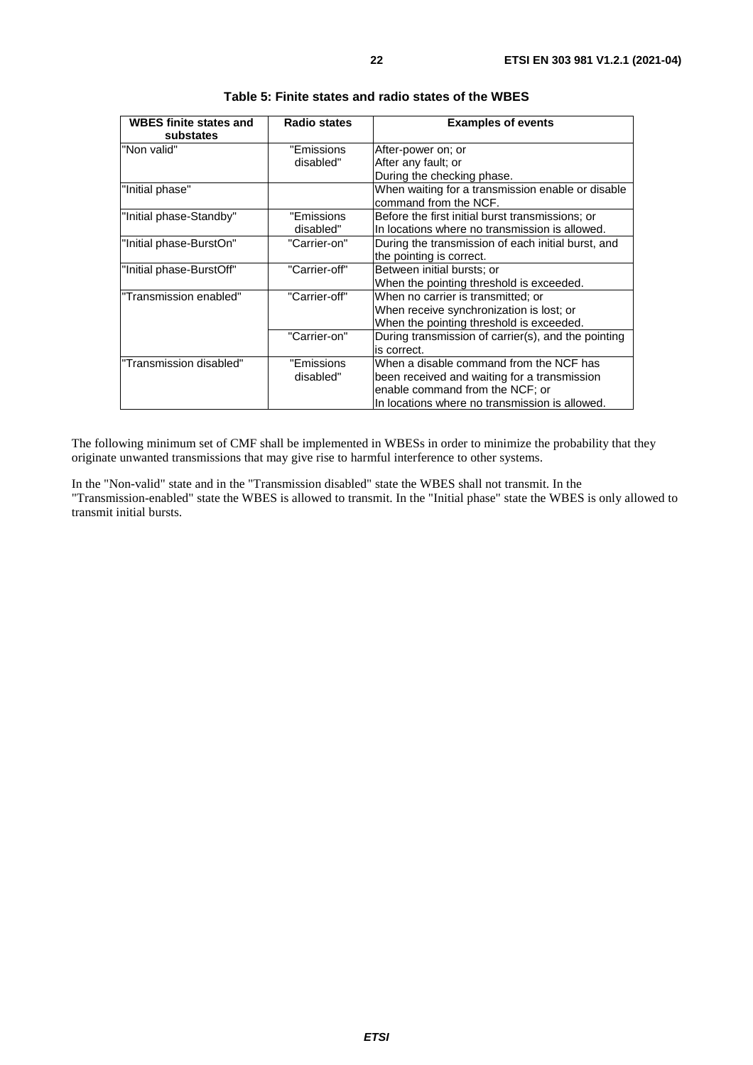**Table 5: Finite states and radio states of the WBES**

| WBES finite states and substates | Radio states | Examples of events |
|---|---|---|
| "Non valid" | "Emissions disabled" | After-power on; or<br>After any fault; or<br>During the checking phase. |
| "Initial phase" | | When waiting for a transmission enable or disable command from the NCF. |
| "Initial phase-Standby" | "Emissions disabled" | Before the first initial burst transmissions; or<br>In locations where no transmission is allowed. |
| "Initial phase-BurstOn" | "Carrier-on" | During the transmission of each initial burst, and the pointing is correct. |
| "Initial phase-BurstOff" | "Carrier-off" | Between initial bursts; or<br>When the pointing threshold is exceeded. |
| "Transmission enabled" | "Carrier-off" | When no carrier is transmitted; or<br>When receive synchronization is lost; or<br>When the pointing threshold is exceeded. |
| | "Carrier-on" | During transmission of carrier(s), and the pointing is correct. |
| "Transmission disabled" | "Emissions disabled" | When a disable command from the NCF has been received and waiting for a transmission enable command from the NCF; or<br>In locations where no transmission is allowed. |

The following minimum set of CMF shall be implemented in WBESs in order to minimize the probability that they originate unwanted transmissions that may give rise to harmful interference to other systems.

In the "Non-valid" state and in the "Transmission disabled" state the WBES shall not transmit. In the "Transmission-enabled" state the WBES is allowed to transmit. In the "Initial phase" state the WBES is only allowed to transmit initial bursts.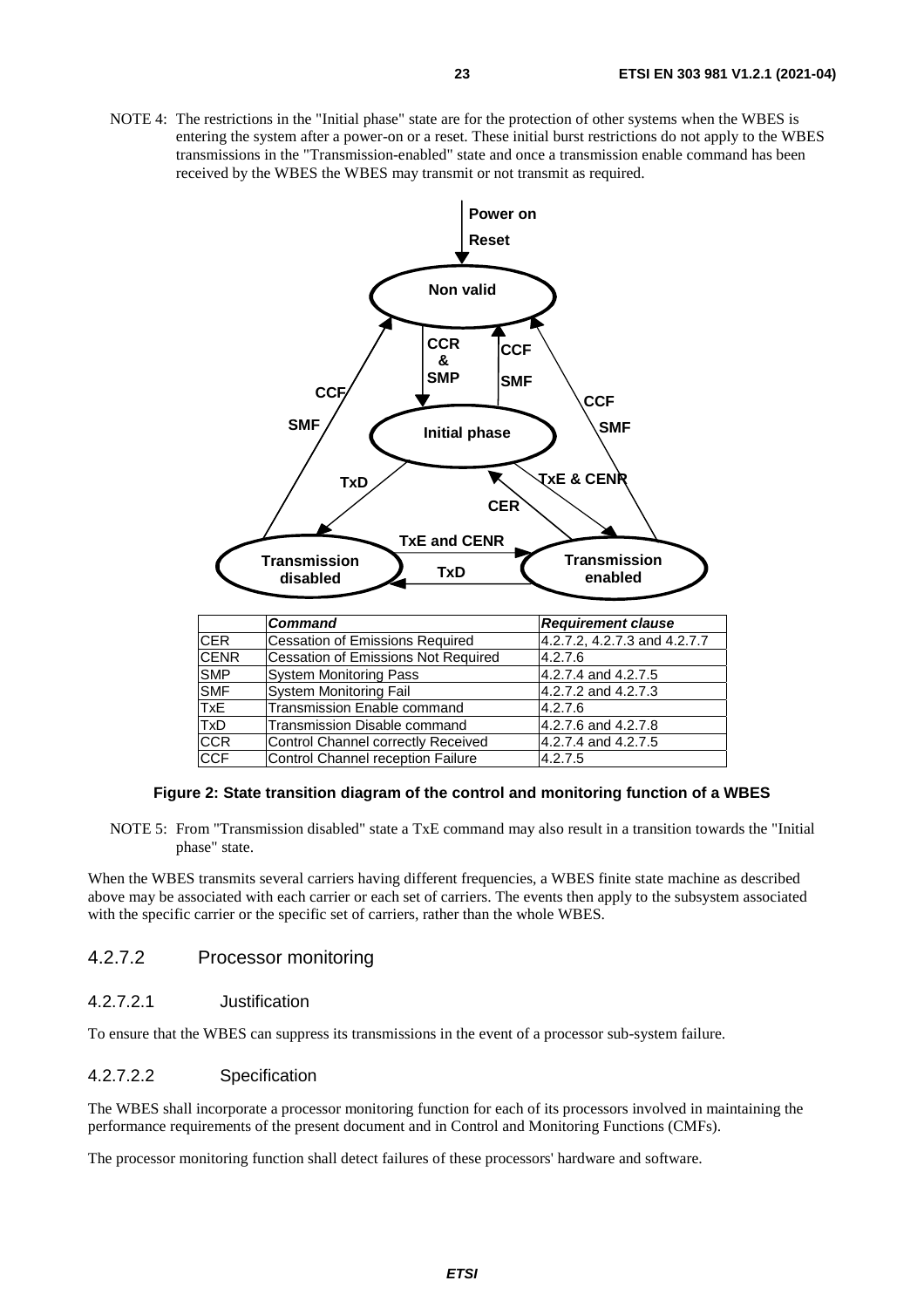NOTE 4: The restrictions in the "Initial phase" state are for the protection of other systems when the WBES is entering the system after a power-on or a reset. These initial burst restrictions do not apply to the WBES transmissions in the "Transmission-enabled" state and once a transmission enable command has been received by the WBES the WBES may transmit or not transmit as required.

| | Command | Requirement clause |
|---|---|---|
| CER | Cessation of Emissions Required | 4.2.7.2, 4.2.7.3 and 4.2.7.7 |
| CENR | Cessation of Emissions Not Required | 4.2.7.6 |
| SMP | System Monitoring Pass | 4.2.7.4 and 4.2.7.5 |
| SMF | System Monitoring Fail | 4.2.7.2 and 4.2.7.3 |
| TxE | Transmission Enable command | 4.2.7.6 |
| TxD | Transmission Disable command | 4.2.7.6 and 4.2.7.8 |
| CCR | Control Channel correctly Received | 4.2.7.4 and 4.2.7.5 |
| CCF | Control Channel reception Failure | 4.2.7.5 |

**Figure 2: State transition diagram of the control and monitoring function of a WBES**

NOTE 5: From "Transmission disabled" state a TxE command may also result in a transition towards the "Initial phase" state.

When the WBES transmits several carriers having different frequencies, a WBES finite state machine as described above may be associated with each carrier or each set of carriers. The events then apply to the subsystem associated with the specific carrier or the specific set of carriers, rather than the whole WBES.

### 4.2.7.2 Processor monitoring

#### 4.2.7.2.1 Justification

To ensure that the WBES can suppress its transmissions in the event of a processor sub-system failure.

#### 4.2.7.2.2 Specification

The WBES shall incorporate a processor monitoring function for each of its processors involved in maintaining the performance requirements of the present document and in Control and Monitoring Functions (CMFs).

The processor monitoring function shall detect failures of these processors' hardware and software.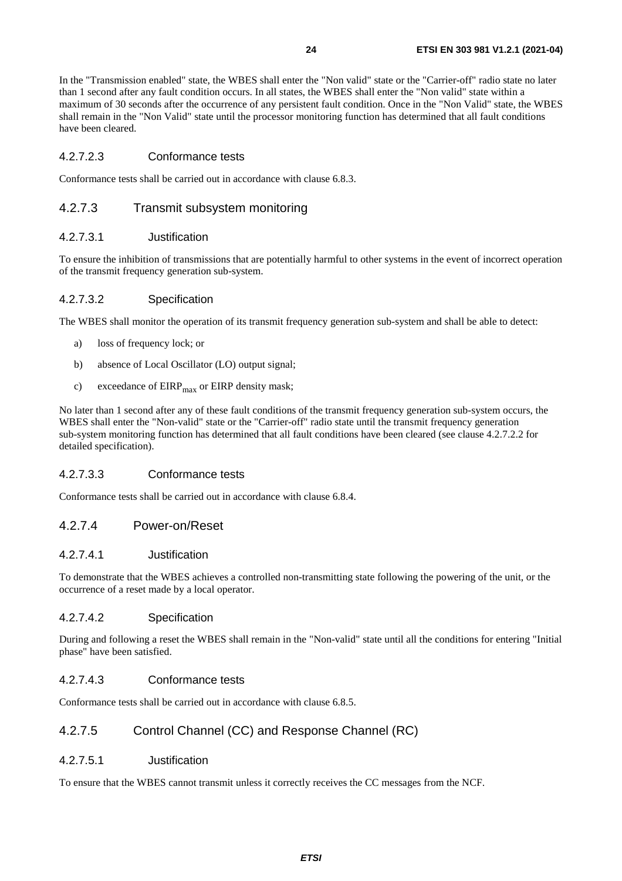In the "Transmission enabled" state, the WBES shall enter the "Non valid" state or the "Carrier-off" radio state no later than 1 second after any fault condition occurs. In all states, the WBES shall enter the "Non valid" state within a maximum of 30 seconds after the occurrence of any persistent fault condition. Once in the "Non Valid" state, the WBES shall remain in the "Non Valid" state until the processor monitoring function has determined that all fault conditions have been cleared.

#### 4.2.7.2.3 Conformance tests

Conformance tests shall be carried out in accordance with clause 6.8.3.

### 4.2.7.3 Transmit subsystem monitoring

#### 4.2.7.3.1 Justification

To ensure the inhibition of transmissions that are potentially harmful to other systems in the event of incorrect operation of the transmit frequency generation sub-system.

#### 4.2.7.3.2 Specification

The WBES shall monitor the operation of its transmit frequency generation sub-system and shall be able to detect:

a) loss of frequency lock; or

b) absence of Local Oscillator (LO) output signal;

c) exceedance of $EIRP_{max}$ or EIRP density mask;

No later than 1 second after any of these fault conditions of the transmit frequency generation sub-system occurs, the WBES shall enter the "Non-valid" state or the "Carrier-off" radio state until the transmit frequency generation sub-system monitoring function has determined that all fault conditions have been cleared (see clause 4.2.7.2.2 for detailed specification).

#### 4.2.7.3.3 Conformance tests

Conformance tests shall be carried out in accordance with clause 6.8.4.

### 4.2.7.4 Power-on/Reset

#### 4.2.7.4.1 Justification

To demonstrate that the WBES achieves a controlled non-transmitting state following the powering of the unit, or the occurrence of a reset made by a local operator.

#### 4.2.7.4.2 Specification

During and following a reset the WBES shall remain in the "Non-valid" state until all the conditions for entering "Initial phase" have been satisfied.

#### 4.2.7.4.3 Conformance tests

Conformance tests shall be carried out in accordance with clause 6.8.5.

### 4.2.7.5 Control Channel (CC) and Response Channel (RC)

#### 4.2.7.5.1 Justification

To ensure that the WBES cannot transmit unless it correctly receives the CC messages from the NCF.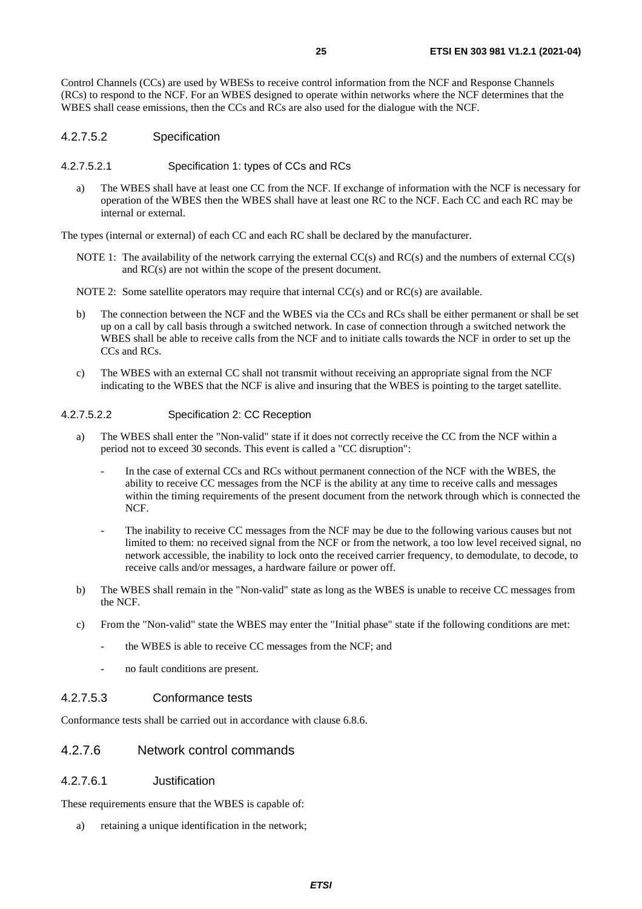Control Channels (CCs) are used by WBESs to receive control information from the NCF and Response Channels (RCs) to respond to the NCF. For an WBES designed to operate within networks where the NCF determines that the WBES shall cease emissions, then the CCs and RCs are also used for the dialogue with the NCF.

#### 4.2.7.5.2 Specification

##### 4.2.7.5.2.1 Specification 1: types of CCs and RCs

a) The WBES shall have at least one CC from the NCF. If exchange of information with the NCF is necessary for operation of the WBES then the WBES shall have at least one RC to the NCF. Each CC and each RC may be internal or external.

The types (internal or external) of each CC and each RC shall be declared by the manufacturer.

NOTE 1: The availability of the network carrying the external CC(s) and RC(s) and the numbers of external CC(s) and RC(s) are not within the scope of the present document.

NOTE 2: Some satellite operators may require that internal CC(s) and or RC(s) are available.

b) The connection between the NCF and the WBES via the CCs and RCs shall be either permanent or shall be set up on a call by call basis through a switched network. In case of connection through a switched network the WBES shall be able to receive calls from the NCF and to initiate calls towards the NCF in order to set up the CCs and RCs.

c) The WBES with an external CC shall not transmit without receiving an appropriate signal from the NCF indicating to the WBES that the NCF is alive and insuring that the WBES is pointing to the target satellite.

##### 4.2.7.5.2.2 Specification 2: CC Reception

a) The WBES shall enter the "Non-valid" state if it does not correctly receive the CC from the NCF within a period not to exceed 30 seconds. This event is called a "CC disruption":

- In the case of external CCs and RCs without permanent connection of the NCF with the WBES, the ability to receive CC messages from the NCF is the ability at any time to receive calls and messages within the timing requirements of the present document from the network through which is connected the NCF.
- The inability to receive CC messages from the NCF may be due to the following various causes but not limited to them: no received signal from the NCF or from the network, a too low level received signal, no network accessible, the inability to lock onto the received carrier frequency, to demodulate, to decode, to receive calls and/or messages, a hardware failure or power off.

b) The WBES shall remain in the "Non-valid" state as long as the WBES is unable to receive CC messages from the NCF.

c) From the "Non-valid" state the WBES may enter the "Initial phase" state if the following conditions are met:

- the WBES is able to receive CC messages from the NCF; and
- no fault conditions are present.

#### 4.2.7.5.3 Conformance tests

Conformance tests shall be carried out in accordance with clause 6.8.6.

### 4.2.7.6 Network control commands

#### 4.2.7.6.1 Justification

These requirements ensure that the WBES is capable of:

a) retaining a unique identification in the network;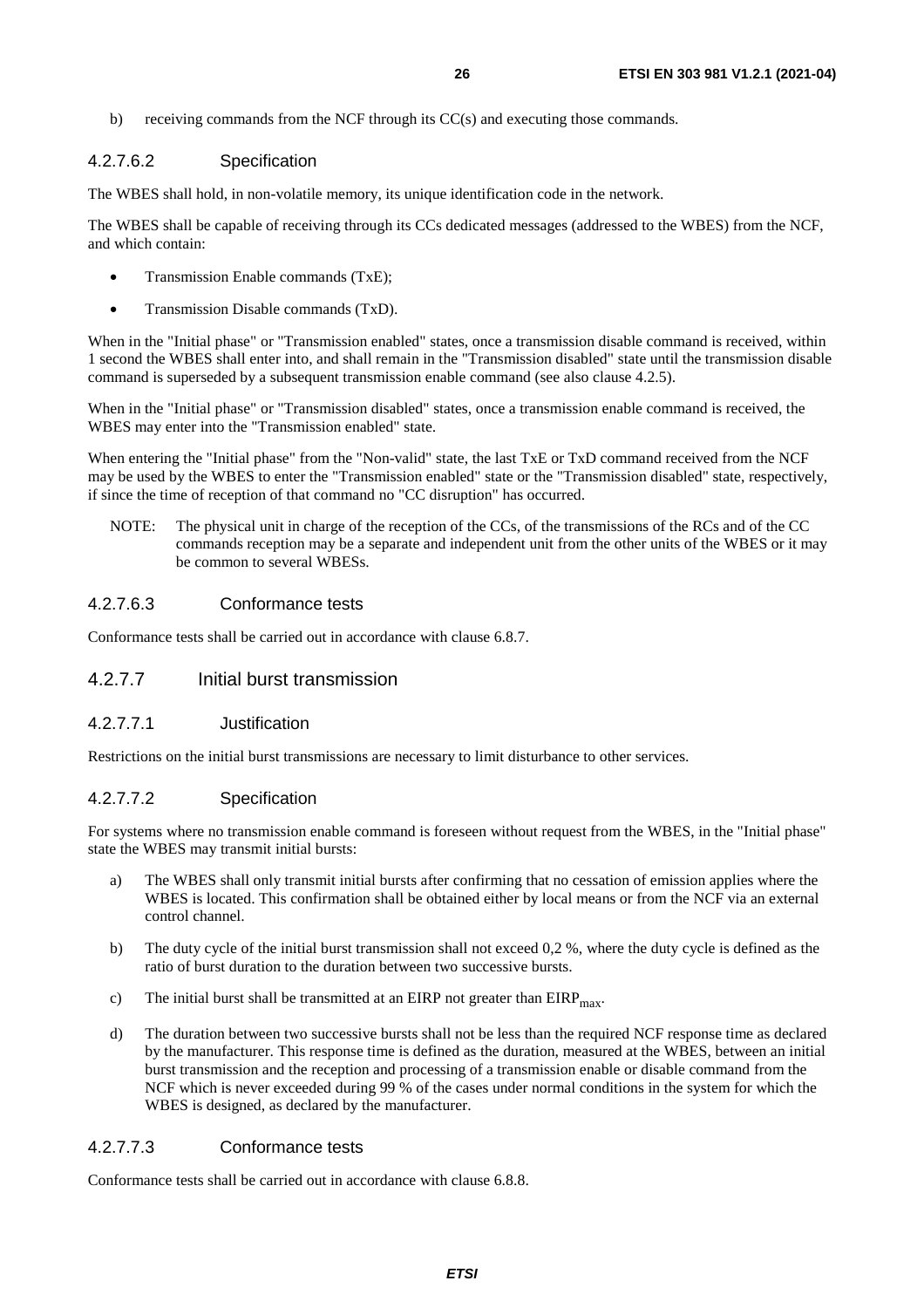b) receiving commands from the NCF through its CC(s) and executing those commands.

#### 4.2.7.6.2 Specification

The WBES shall hold, in non-volatile memory, its unique identification code in the network.

The WBES shall be capable of receiving through its CCs dedicated messages (addressed to the WBES) from the NCF, and which contain:

- Transmission Enable commands (TxE);
- Transmission Disable commands (TxD).

When in the "Initial phase" or "Transmission enabled" states, once a transmission disable command is received, within 1 second the WBES shall enter into, and shall remain in the "Transmission disabled" state until the transmission disable command is superseded by a subsequent transmission enable command (see also clause 4.2.5).

When in the "Initial phase" or "Transmission disabled" states, once a transmission enable command is received, the WBES may enter into the "Transmission enabled" state.

When entering the "Initial phase" from the "Non-valid" state, the last TxE or TxD command received from the NCF may be used by the WBES to enter the "Transmission enabled" state or the "Transmission disabled" state, respectively, if since the time of reception of that command no "CC disruption" has occurred.

NOTE: The physical unit in charge of the reception of the CCs, of the transmissions of the RCs and of the CC commands reception may be a separate and independent unit from the other units of the WBES or it may be common to several WBESs.

#### 4.2.7.6.3 Conformance tests

Conformance tests shall be carried out in accordance with clause 6.8.7.

### 4.2.7.7 Initial burst transmission

#### 4.2.7.7.1 Justification

Restrictions on the initial burst transmissions are necessary to limit disturbance to other services.

#### 4.2.7.7.2 Specification

For systems where no transmission enable command is foreseen without request from the WBES, in the "Initial phase" state the WBES may transmit initial bursts:

a) The WBES shall only transmit initial bursts after confirming that no cessation of emission applies where the WBES is located. This confirmation shall be obtained either by local means or from the NCF via an external control channel.

b) The duty cycle of the initial burst transmission shall not exceed 0,2 %, where the duty cycle is defined as the ratio of burst duration to the duration between two successive bursts.

c) The initial burst shall be transmitted at an EIRP not greater than $EIRP_{max}$.

d) The duration between two successive bursts shall not be less than the required NCF response time as declared by the manufacturer. This response time is defined as the duration, measured at the WBES, between an initial burst transmission and the reception and processing of a transmission enable or disable command from the NCF which is never exceeded during 99 % of the cases under normal conditions in the system for which the WBES is designed, as declared by the manufacturer.

#### 4.2.7.7.3 Conformance tests

Conformance tests shall be carried out in accordance with clause 6.8.8.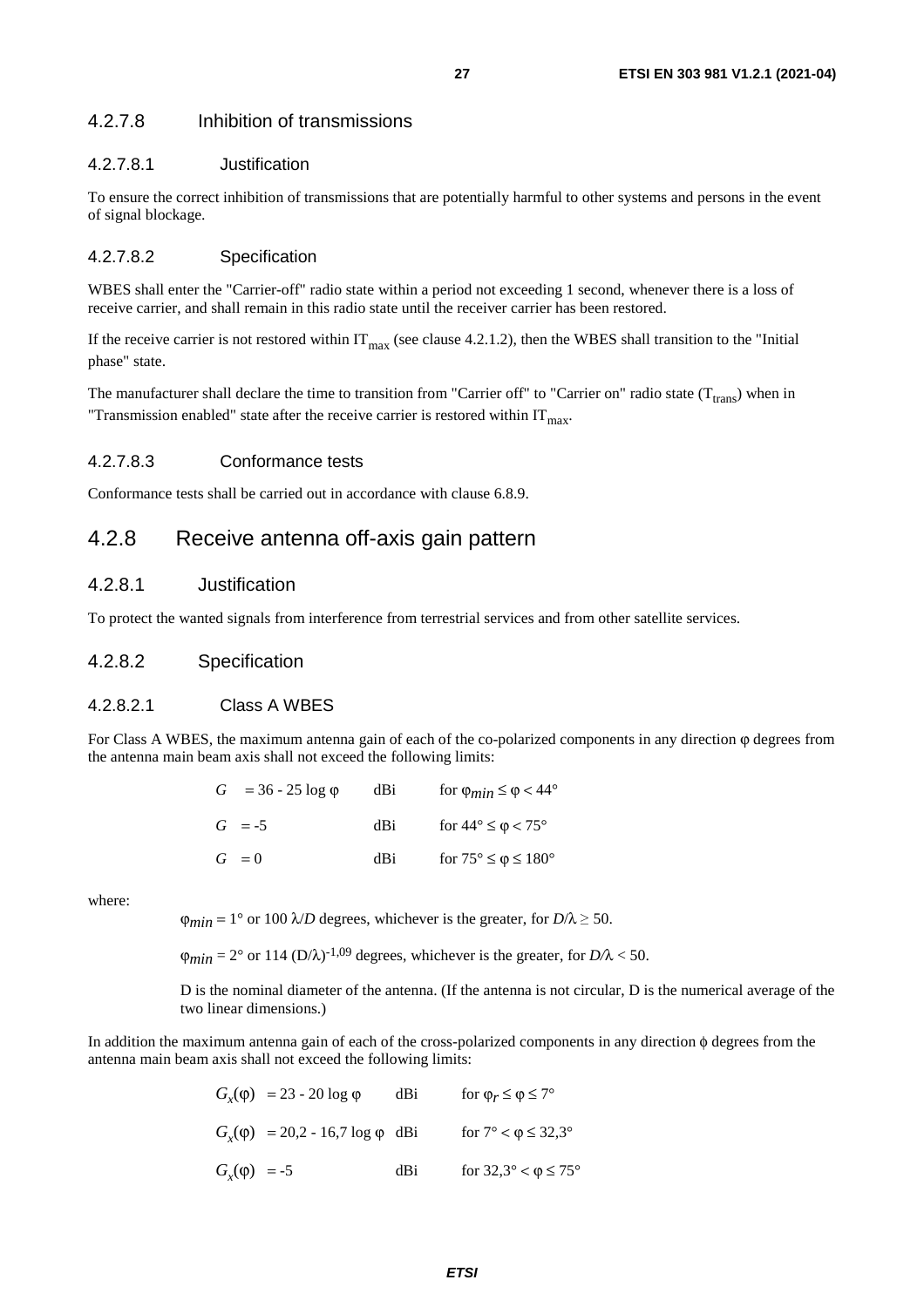#### 4.2.7.8 Inhibition of transmissions

##### 4.2.7.8.1 Justification

To ensure the correct inhibition of transmissions that are potentially harmful to other systems and persons in the event of signal blockage.

##### 4.2.7.8.2 Specification

WBES shall enter the "Carrier-off" radio state within a period not exceeding 1 second, whenever there is a loss of receive carrier, and shall remain in this radio state until the receiver carrier has been restored.

If the receive carrier is not restored within $IT_{max}$ (see clause 4.2.1.2), then the WBES shall transition to the "Initial phase" state.

The manufacturer shall declare the time to transition from "Carrier off" to "Carrier on" radio state ($T_{trans}$) when in "Transmission enabled" state after the receive carrier is restored within $IT_{max}$.

##### 4.2.7.8.3 Conformance tests

Conformance tests shall be carried out in accordance with clause 6.8.9.

## 4.2.8 Receive antenna off-axis gain pattern

### 4.2.8.1 Justification

To protect the wanted signals from interference from terrestrial services and from other satellite services.

### 4.2.8.2 Specification

#### 4.2.8.2.1 Class A WBES

For Class A WBES, the maximum antenna gain of each of the co-polarized components in any direction φ degrees from the antenna main beam axis shall not exceed the following limits:

| | | |
|---|---|---|
| $G = 36 - 25 \log \varphi$ | dBi | for $\varphi_{min} \leq \varphi < 44°$ |
| $G = -5$ | dBi | for $44° \leq \varphi < 75°$ |
| $G = 0$ | dBi | for $75° \leq \varphi \leq 180°$ |

where:

$\varphi_{min} = 1°$ or $100\ \lambda/D$ degrees, whichever is the greater, for $D/\lambda \geq 50$.

$\varphi_{min} = 2°$ or $114\ (D/\lambda)^{-1{,}09}$ degrees, whichever is the greater, for $D/\lambda < 50$.

D is the nominal diameter of the antenna. (If the antenna is not circular, D is the numerical average of the two linear dimensions.)

In addition the maximum antenna gain of each of the cross-polarized components in any direction ϕ degrees from the antenna main beam axis shall not exceed the following limits:

| | | |
|---|---|---|
| $G_x(\varphi) = 23 - 20 \log \varphi$ | dBi | for $\varphi_r \leq \varphi \leq 7°$ |
| $G_x(\varphi) = 20{,}2 - 16{,}7 \log \varphi$ | dBi | for $7° < \varphi \leq 32{,}3°$ |
| $G_x(\varphi) = -5$ | dBi | for $32{,}3° < \varphi \leq 75°$ |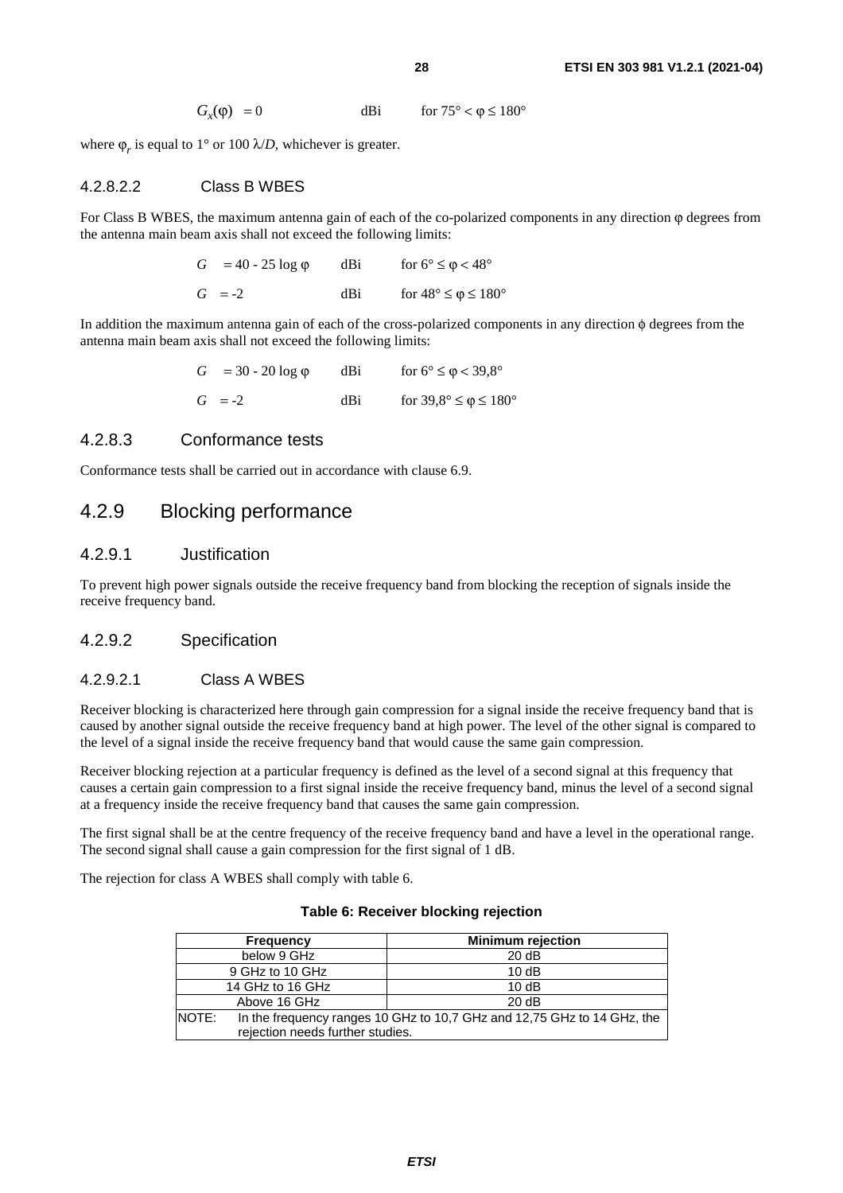$G_x(\varphi) = 0$ dBi for $75° < \varphi \leq 180°$

where $\varphi_r$ is equal to 1° or 100 $\lambda/D$, whichever is greater.

#### 4.2.8.2.2 Class B WBES

For Class B WBES, the maximum antenna gain of each of the co-polarized components in any direction φ degrees from the antenna main beam axis shall not exceed the following limits:

$G = 40 - 25 \log \varphi$ dBi for $6° \leq \varphi < 48°$

$G = -2$ dBi for $48° \leq \varphi \leq 180°$

In addition the maximum antenna gain of each of the cross-polarized components in any direction ϕ degrees from the antenna main beam axis shall not exceed the following limits:

$G = 30 - 20 \log \varphi$ dBi for $6° \leq \varphi < 39{,}8°$

$G = -2$ dBi for $39{,}8° \leq \varphi \leq 180°$

### 4.2.8.3 Conformance tests

Conformance tests shall be carried out in accordance with clause 6.9.

## 4.2.9 Blocking performance

### 4.2.9.1 Justification

To prevent high power signals outside the receive frequency band from blocking the reception of signals inside the receive frequency band.

### 4.2.9.2 Specification

#### 4.2.9.2.1 Class A WBES

Receiver blocking is characterized here through gain compression for a signal inside the receive frequency band that is caused by another signal outside the receive frequency band at high power. The level of the other signal is compared to the level of a signal inside the receive frequency band that would cause the same gain compression.

Receiver blocking rejection at a particular frequency is defined as the level of a second signal at this frequency that causes a certain gain compression to a first signal inside the receive frequency band, minus the level of a second signal at a frequency inside the receive frequency band that causes the same gain compression.

The first signal shall be at the centre frequency of the receive frequency band and have a level in the operational range. The second signal shall cause a gain compression for the first signal of 1 dB.

The rejection for class A WBES shall comply with table 6.

**Table 6: Receiver blocking rejection**

| Frequency | Minimum rejection |
|---|---|
| below 9 GHz | 20 dB |
| 9 GHz to 10 GHz | 10 dB |
| 14 GHz to 16 GHz | 10 dB |
| Above 16 GHz | 20 dB |
| NOTE: In the frequency ranges 10 GHz to 10,7 GHz and 12,75 GHz to 14 GHz, the rejection needs further studies. | |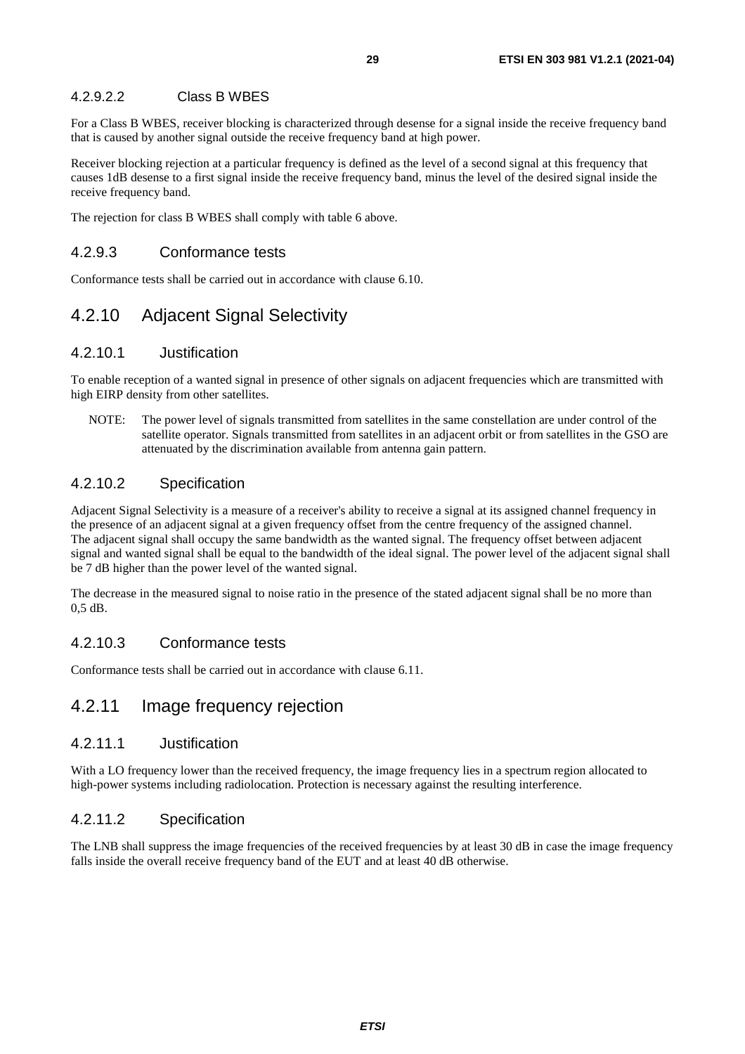#### 4.2.9.2.2 Class B WBES

For a Class B WBES, receiver blocking is characterized through desense for a signal inside the receive frequency band that is caused by another signal outside the receive frequency band at high power.

Receiver blocking rejection at a particular frequency is defined as the level of a second signal at this frequency that causes 1dB desense to a first signal inside the receive frequency band, minus the level of the desired signal inside the receive frequency band.

The rejection for class B WBES shall comply with table 6 above.

### 4.2.9.3 Conformance tests

Conformance tests shall be carried out in accordance with clause 6.10.

## 4.2.10 Adjacent Signal Selectivity

### 4.2.10.1 Justification

To enable reception of a wanted signal in presence of other signals on adjacent frequencies which are transmitted with high EIRP density from other satellites.

NOTE: The power level of signals transmitted from satellites in the same constellation are under control of the satellite operator. Signals transmitted from satellites in an adjacent orbit or from satellites in the GSO are attenuated by the discrimination available from antenna gain pattern.

### 4.2.10.2 Specification

Adjacent Signal Selectivity is a measure of a receiver's ability to receive a signal at its assigned channel frequency in the presence of an adjacent signal at a given frequency offset from the centre frequency of the assigned channel. The adjacent signal shall occupy the same bandwidth as the wanted signal. The frequency offset between adjacent signal and wanted signal shall be equal to the bandwidth of the ideal signal. The power level of the adjacent signal shall be 7 dB higher than the power level of the wanted signal.

The decrease in the measured signal to noise ratio in the presence of the stated adjacent signal shall be no more than 0,5 dB.

### 4.2.10.3 Conformance tests

Conformance tests shall be carried out in accordance with clause 6.11.

## 4.2.11 Image frequency rejection

### 4.2.11.1 Justification

With a LO frequency lower than the received frequency, the image frequency lies in a spectrum region allocated to high-power systems including radiolocation. Protection is necessary against the resulting interference.

### 4.2.11.2 Specification

The LNB shall suppress the image frequencies of the received frequencies by at least 30 dB in case the image frequency falls inside the overall receive frequency band of the EUT and at least 40 dB otherwise.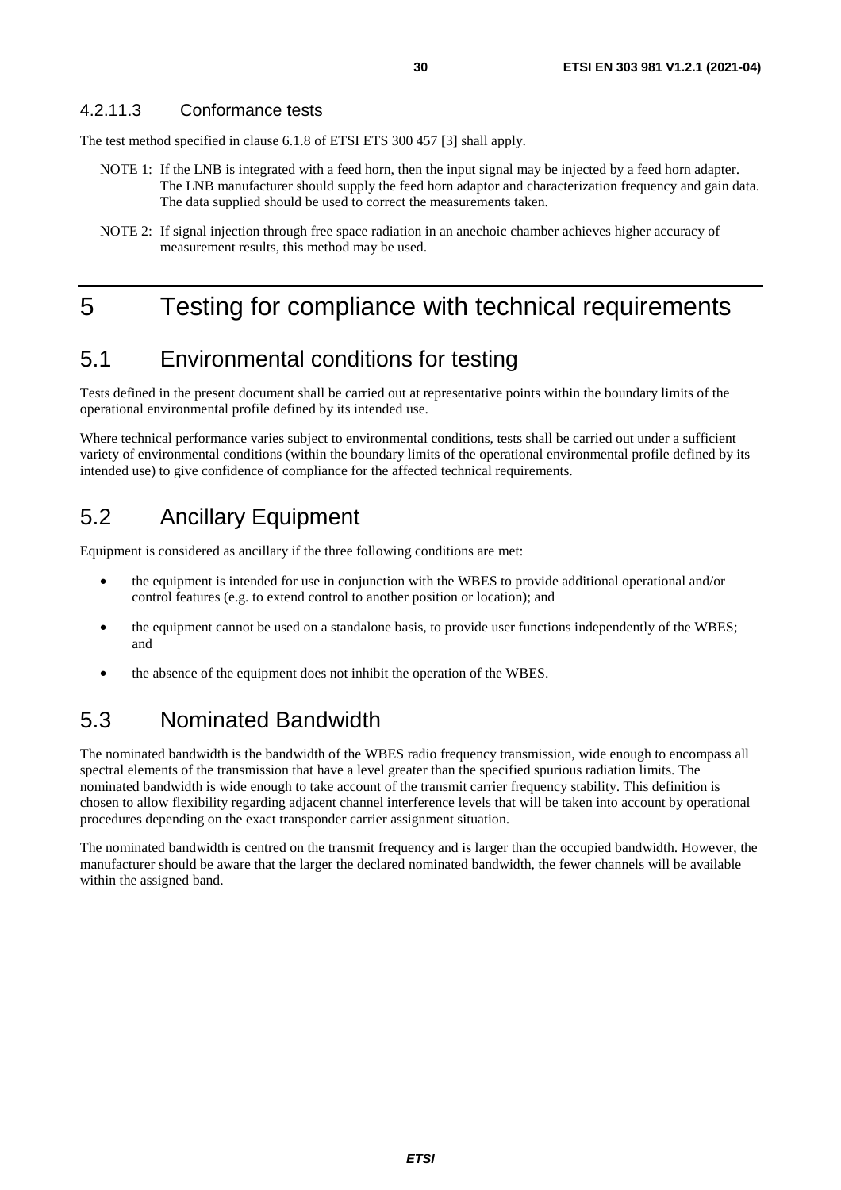#### 4.2.11.3 Conformance tests

The test method specified in clause 6.1.8 of ETSI ETS 300 457 [3] shall apply.

NOTE 1: If the LNB is integrated with a feed horn, then the input signal may be injected by a feed horn adapter. The LNB manufacturer should supply the feed horn adaptor and characterization frequency and gain data. The data supplied should be used to correct the measurements taken.

NOTE 2: If signal injection through free space radiation in an anechoic chamber achieves higher accuracy of measurement results, this method may be used.

# 5 Testing for compliance with technical requirements

## 5.1 Environmental conditions for testing

Tests defined in the present document shall be carried out at representative points within the boundary limits of the operational environmental profile defined by its intended use.

Where technical performance varies subject to environmental conditions, tests shall be carried out under a sufficient variety of environmental conditions (within the boundary limits of the operational environmental profile defined by its intended use) to give confidence of compliance for the affected technical requirements.

## 5.2 Ancillary Equipment

Equipment is considered as ancillary if the three following conditions are met:

- the equipment is intended for use in conjunction with the WBES to provide additional operational and/or control features (e.g. to extend control to another position or location); and
- the equipment cannot be used on a standalone basis, to provide user functions independently of the WBES; and
- the absence of the equipment does not inhibit the operation of the WBES.

## 5.3 Nominated Bandwidth

The nominated bandwidth is the bandwidth of the WBES radio frequency transmission, wide enough to encompass all spectral elements of the transmission that have a level greater than the specified spurious radiation limits. The nominated bandwidth is wide enough to take account of the transmit carrier frequency stability. This definition is chosen to allow flexibility regarding adjacent channel interference levels that will be taken into account by operational procedures depending on the exact transponder carrier assignment situation.

The nominated bandwidth is centred on the transmit frequency and is larger than the occupied bandwidth. However, the manufacturer should be aware that the larger the declared nominated bandwidth, the fewer channels will be available within the assigned band.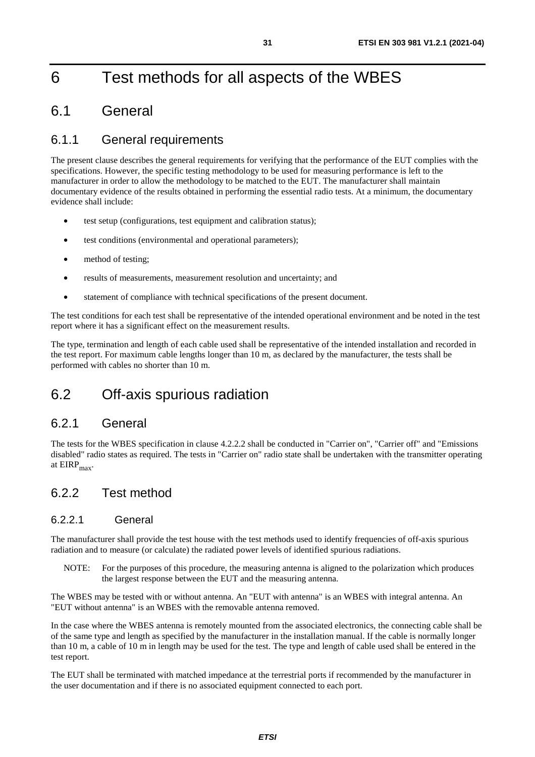# 6 Test methods for all aspects of the WBES

## 6.1 General

### 6.1.1 General requirements

The present clause describes the general requirements for verifying that the performance of the EUT complies with the specifications. However, the specific testing methodology to be used for measuring performance is left to the manufacturer in order to allow the methodology to be matched to the EUT. The manufacturer shall maintain documentary evidence of the results obtained in performing the essential radio tests. At a minimum, the documentary evidence shall include:

- test setup (configurations, test equipment and calibration status);
- test conditions (environmental and operational parameters);
- method of testing;
- results of measurements, measurement resolution and uncertainty; and
- statement of compliance with technical specifications of the present document.

The test conditions for each test shall be representative of the intended operational environment and be noted in the test report where it has a significant effect on the measurement results.

The type, termination and length of each cable used shall be representative of the intended installation and recorded in the test report. For maximum cable lengths longer than 10 m, as declared by the manufacturer, the tests shall be performed with cables no shorter than 10 m.

## 6.2 Off-axis spurious radiation

### 6.2.1 General

The tests for the WBES specification in clause 4.2.2.2 shall be conducted in "Carrier on", "Carrier off" and "Emissions disabled" radio states as required. The tests in "Carrier on" radio state shall be undertaken with the transmitter operating at $EIRP_{max}$.

### 6.2.2 Test method

#### 6.2.2.1 General

The manufacturer shall provide the test house with the test methods used to identify frequencies of off-axis spurious radiation and to measure (or calculate) the radiated power levels of identified spurious radiations.

NOTE: For the purposes of this procedure, the measuring antenna is aligned to the polarization which produces the largest response between the EUT and the measuring antenna.

The WBES may be tested with or without antenna. An "EUT with antenna" is an WBES with integral antenna. An "EUT without antenna" is an WBES with the removable antenna removed.

In the case where the WBES antenna is remotely mounted from the associated electronics, the connecting cable shall be of the same type and length as specified by the manufacturer in the installation manual. If the cable is normally longer than 10 m, a cable of 10 m in length may be used for the test. The type and length of cable used shall be entered in the test report.

The EUT shall be terminated with matched impedance at the terrestrial ports if recommended by the manufacturer in the user documentation and if there is no associated equipment connected to each port.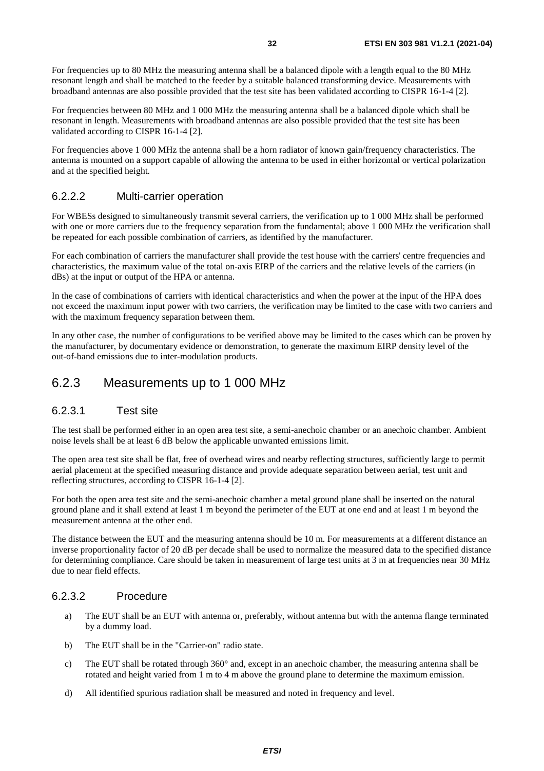For frequencies up to 80 MHz the measuring antenna shall be a balanced dipole with a length equal to the 80 MHz resonant length and shall be matched to the feeder by a suitable balanced transforming device. Measurements with broadband antennas are also possible provided that the test site has been validated according to CISPR 16-1-4 [2].

For frequencies between 80 MHz and 1 000 MHz the measuring antenna shall be a balanced dipole which shall be resonant in length. Measurements with broadband antennas are also possible provided that the test site has been validated according to CISPR 16-1-4 [2].

For frequencies above 1 000 MHz the antenna shall be a horn radiator of known gain/frequency characteristics. The antenna is mounted on a support capable of allowing the antenna to be used in either horizontal or vertical polarization and at the specified height.

#### 6.2.2.2 Multi-carrier operation

For WBESs designed to simultaneously transmit several carriers, the verification up to 1 000 MHz shall be performed with one or more carriers due to the frequency separation from the fundamental; above 1 000 MHz the verification shall be repeated for each possible combination of carriers, as identified by the manufacturer.

For each combination of carriers the manufacturer shall provide the test house with the carriers' centre frequencies and characteristics, the maximum value of the total on-axis EIRP of the carriers and the relative levels of the carriers (in dBs) at the input or output of the HPA or antenna.

In the case of combinations of carriers with identical characteristics and when the power at the input of the HPA does not exceed the maximum input power with two carriers, the verification may be limited to the case with two carriers and with the maximum frequency separation between them.

In any other case, the number of configurations to be verified above may be limited to the cases which can be proven by the manufacturer, by documentary evidence or demonstration, to generate the maximum EIRP density level of the out-of-band emissions due to inter-modulation products.

### 6.2.3 Measurements up to 1 000 MHz

#### 6.2.3.1 Test site

The test shall be performed either in an open area test site, a semi-anechoic chamber or an anechoic chamber. Ambient noise levels shall be at least 6 dB below the applicable unwanted emissions limit.

The open area test site shall be flat, free of overhead wires and nearby reflecting structures, sufficiently large to permit aerial placement at the specified measuring distance and provide adequate separation between aerial, test unit and reflecting structures, according to CISPR 16-1-4 [2].

For both the open area test site and the semi-anechoic chamber a metal ground plane shall be inserted on the natural ground plane and it shall extend at least 1 m beyond the perimeter of the EUT at one end and at least 1 m beyond the measurement antenna at the other end.

The distance between the EUT and the measuring antenna should be 10 m. For measurements at a different distance an inverse proportionality factor of 20 dB per decade shall be used to normalize the measured data to the specified distance for determining compliance. Care should be taken in measurement of large test units at 3 m at frequencies near 30 MHz due to near field effects.

#### 6.2.3.2 Procedure

a) The EUT shall be an EUT with antenna or, preferably, without antenna but with the antenna flange terminated by a dummy load.

b) The EUT shall be in the "Carrier-on" radio state.

c) The EUT shall be rotated through 360° and, except in an anechoic chamber, the measuring antenna shall be rotated and height varied from 1 m to 4 m above the ground plane to determine the maximum emission.

d) All identified spurious radiation shall be measured and noted in frequency and level.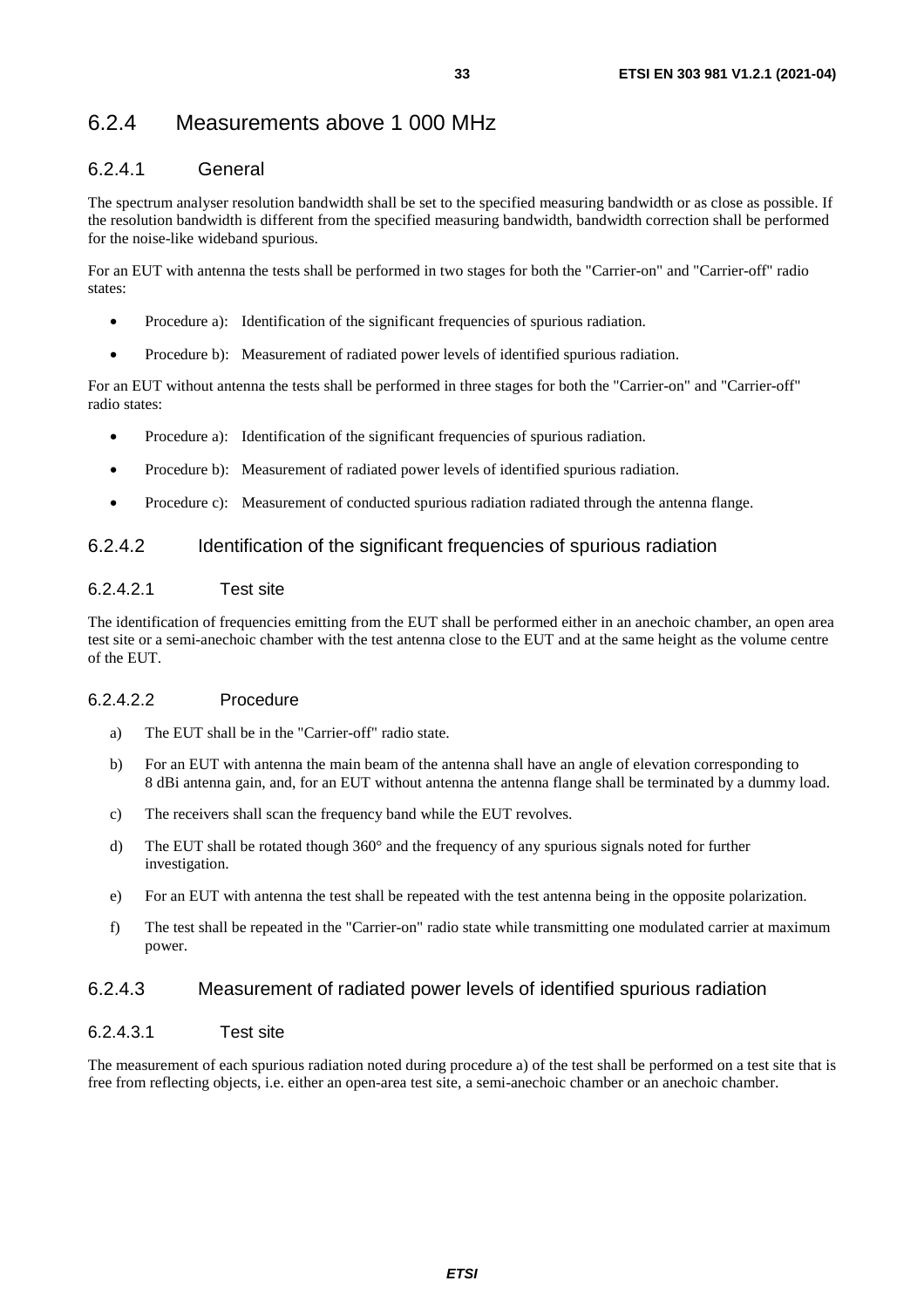### 6.2.4 Measurements above 1 000 MHz

#### 6.2.4.1 General

The spectrum analyser resolution bandwidth shall be set to the specified measuring bandwidth or as close as possible. If the resolution bandwidth is different from the specified measuring bandwidth, bandwidth correction shall be performed for the noise-like wideband spurious.

For an EUT with antenna the tests shall be performed in two stages for both the "Carrier-on" and "Carrier-off" radio states:

- Procedure a): Identification of the significant frequencies of spurious radiation.
- Procedure b): Measurement of radiated power levels of identified spurious radiation.

For an EUT without antenna the tests shall be performed in three stages for both the "Carrier-on" and "Carrier-off" radio states:

- Procedure a): Identification of the significant frequencies of spurious radiation.
- Procedure b): Measurement of radiated power levels of identified spurious radiation.
- Procedure c): Measurement of conducted spurious radiation radiated through the antenna flange.

#### 6.2.4.2 Identification of the significant frequencies of spurious radiation

##### 6.2.4.2.1 Test site

The identification of frequencies emitting from the EUT shall be performed either in an anechoic chamber, an open area test site or a semi-anechoic chamber with the test antenna close to the EUT and at the same height as the volume centre of the EUT.

##### 6.2.4.2.2 Procedure

a) The EUT shall be in the "Carrier-off" radio state.

b) For an EUT with antenna the main beam of the antenna shall have an angle of elevation corresponding to 8 dBi antenna gain, and, for an EUT without antenna the antenna flange shall be terminated by a dummy load.

c) The receivers shall scan the frequency band while the EUT revolves.

d) The EUT shall be rotated though 360° and the frequency of any spurious signals noted for further investigation.

e) For an EUT with antenna the test shall be repeated with the test antenna being in the opposite polarization.

f) The test shall be repeated in the "Carrier-on" radio state while transmitting one modulated carrier at maximum power.

#### 6.2.4.3 Measurement of radiated power levels of identified spurious radiation

##### 6.2.4.3.1 Test site

The measurement of each spurious radiation noted during procedure a) of the test shall be performed on a test site that is free from reflecting objects, i.e. either an open-area test site, a semi-anechoic chamber or an anechoic chamber.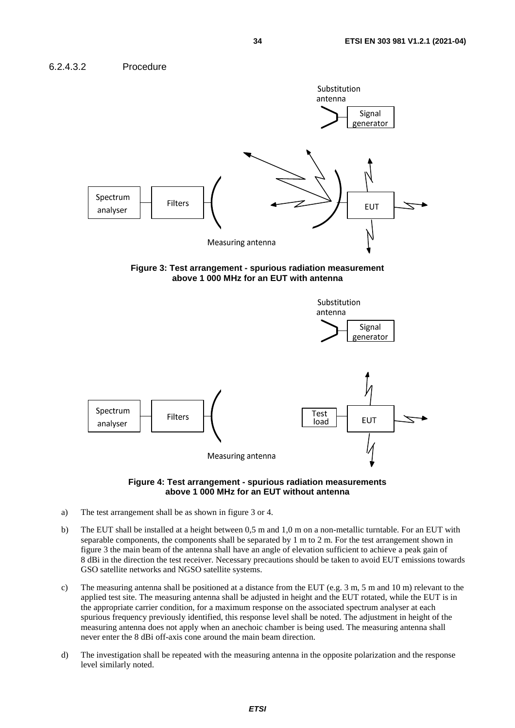#### 6.2.4.3.2 Procedure

Figure 3: Test arrangement - spurious radiation measurement above 1 000 MHz for an EUT with antenna

Figure 4: Test arrangement - spurious radiation measurements above 1 000 MHz for an EUT without antenna

a) The test arrangement shall be as shown in figure 3 or 4.

b) The EUT shall be installed at a height between 0,5 m and 1,0 m on a non-metallic turntable. For an EUT with separable components, the components shall be separated by 1 m to 2 m. For the test arrangement shown in figure 3 the main beam of the antenna shall have an angle of elevation sufficient to achieve a peak gain of 8 dBi in the direction the test receiver. Necessary precautions should be taken to avoid EUT emissions towards GSO satellite networks and NGSO satellite systems.

c) The measuring antenna shall be positioned at a distance from the EUT (e.g. 3 m, 5 m and 10 m) relevant to the applied test site. The measuring antenna shall be adjusted in height and the EUT rotated, while the EUT is in the appropriate carrier condition, for a maximum response on the associated spectrum analyser at each spurious frequency previously identified, this response level shall be noted. The adjustment in height of the measuring antenna does not apply when an anechoic chamber is being used. The measuring antenna shall never enter the 8 dBi off-axis cone around the main beam direction.

d) The investigation shall be repeated with the measuring antenna in the opposite polarization and the response level similarly noted.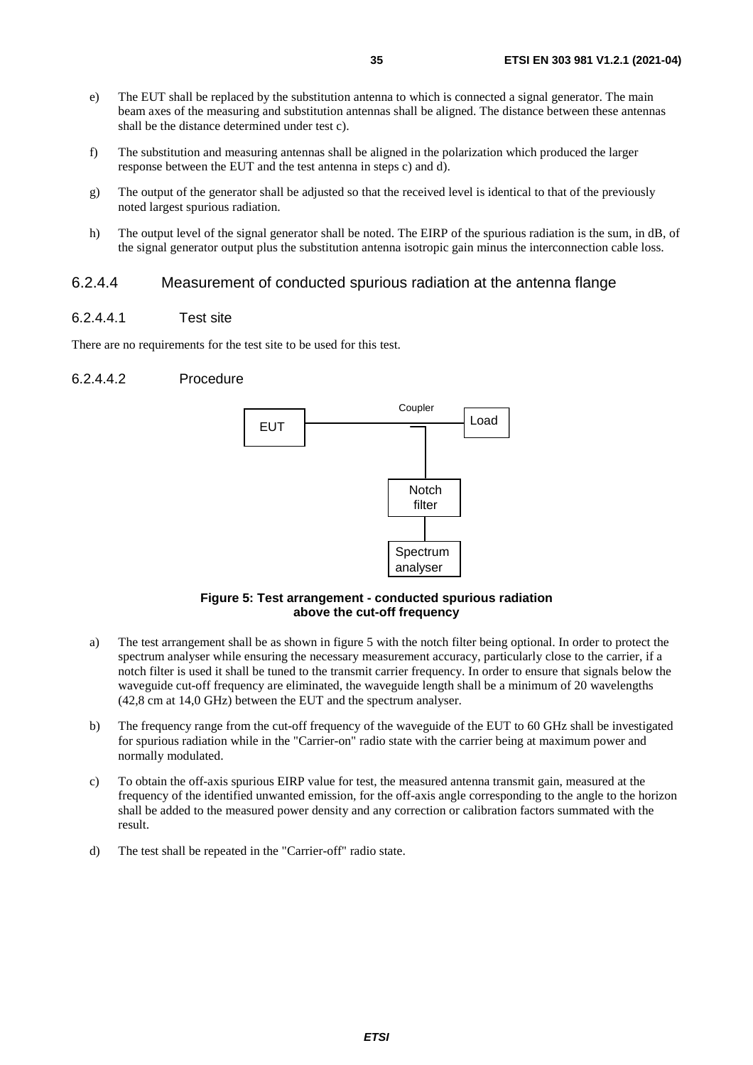e) The EUT shall be replaced by the substitution antenna to which is connected a signal generator. The main beam axes of the measuring and substitution antennas shall be aligned. The distance between these antennas shall be the distance determined under test c).

f) The substitution and measuring antennas shall be aligned in the polarization which produced the larger response between the EUT and the test antenna in steps c) and d).

g) The output of the generator shall be adjusted so that the received level is identical to that of the previously noted largest spurious radiation.

h) The output level of the signal generator shall be noted. The EIRP of the spurious radiation is the sum, in dB, of the signal generator output plus the substitution antenna isotropic gain minus the interconnection cable loss.

### 6.2.4.4 Measurement of conducted spurious radiation at the antenna flange

#### 6.2.4.4.1 Test site

There are no requirements for the test site to be used for this test.

#### 6.2.4.4.2 Procedure

EUT — Coupler — Load

Notch filter

Spectrum analyser

**Figure 5: Test arrangement - conducted spurious radiation above the cut-off frequency**

a) The test arrangement shall be as shown in figure 5 with the notch filter being optional. In order to protect the spectrum analyser while ensuring the necessary measurement accuracy, particularly close to the carrier, if a notch filter is used it shall be tuned to the transmit carrier frequency. In order to ensure that signals below the waveguide cut-off frequency are eliminated, the waveguide length shall be a minimum of 20 wavelengths (42,8 cm at 14,0 GHz) between the EUT and the spectrum analyser.

b) The frequency range from the cut-off frequency of the waveguide of the EUT to 60 GHz shall be investigated for spurious radiation while in the "Carrier-on" radio state with the carrier being at maximum power and normally modulated.

c) To obtain the off-axis spurious EIRP value for test, the measured antenna transmit gain, measured at the frequency of the identified unwanted emission, for the off-axis angle corresponding to the angle to the horizon shall be added to the measured power density and any correction or calibration factors summated with the result.

d) The test shall be repeated in the "Carrier-off" radio state.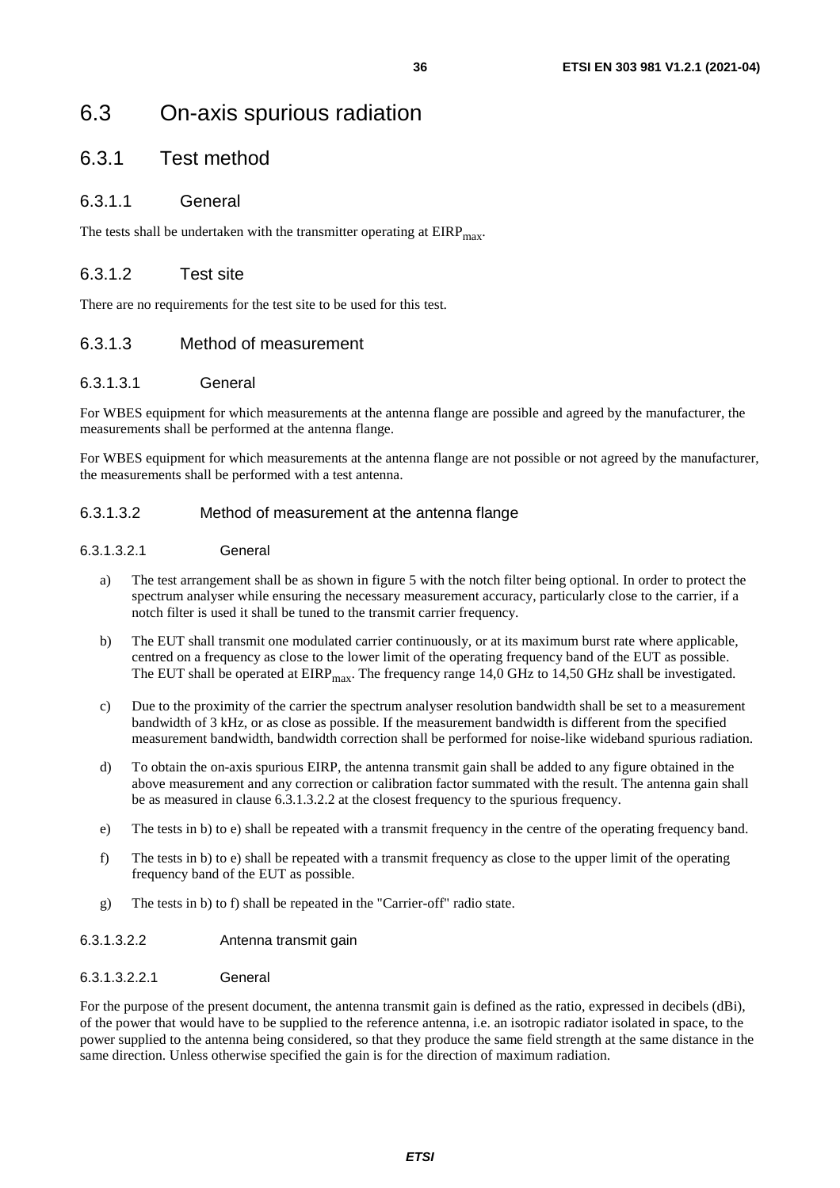# 6.3 On-axis spurious radiation

## 6.3.1 Test method

### 6.3.1.1 General

The tests shall be undertaken with the transmitter operating at $EIRP_{max}$.

### 6.3.1.2 Test site

There are no requirements for the test site to be used for this test.

### 6.3.1.3 Method of measurement

#### 6.3.1.3.1 General

For WBES equipment for which measurements at the antenna flange are possible and agreed by the manufacturer, the measurements shall be performed at the antenna flange.

For WBES equipment for which measurements at the antenna flange are not possible or not agreed by the manufacturer, the measurements shall be performed with a test antenna.

#### 6.3.1.3.2 Method of measurement at the antenna flange

##### 6.3.1.3.2.1 General

a) The test arrangement shall be as shown in figure 5 with the notch filter being optional. In order to protect the spectrum analyser while ensuring the necessary measurement accuracy, particularly close to the carrier, if a notch filter is used it shall be tuned to the transmit carrier frequency.

b) The EUT shall transmit one modulated carrier continuously, or at its maximum burst rate where applicable, centred on a frequency as close to the lower limit of the operating frequency band of the EUT as possible. The EUT shall be operated at $EIRP_{max}$. The frequency range 14,0 GHz to 14,50 GHz shall be investigated.

c) Due to the proximity of the carrier the spectrum analyser resolution bandwidth shall be set to a measurement bandwidth of 3 kHz, or as close as possible. If the measurement bandwidth is different from the specified measurement bandwidth, bandwidth correction shall be performed for noise-like wideband spurious radiation.

d) To obtain the on-axis spurious EIRP, the antenna transmit gain shall be added to any figure obtained in the above measurement and any correction or calibration factor summated with the result. The antenna gain shall be as measured in clause 6.3.1.3.2.2 at the closest frequency to the spurious frequency.

e) The tests in b) to e) shall be repeated with a transmit frequency in the centre of the operating frequency band.

f) The tests in b) to e) shall be repeated with a transmit frequency as close to the upper limit of the operating frequency band of the EUT as possible.

g) The tests in b) to f) shall be repeated in the "Carrier-off" radio state.

##### 6.3.1.3.2.2 Antenna transmit gain

###### 6.3.1.3.2.2.1 General

For the purpose of the present document, the antenna transmit gain is defined as the ratio, expressed in decibels (dBi), of the power that would have to be supplied to the reference antenna, i.e. an isotropic radiator isolated in space, to the power supplied to the antenna being considered, so that they produce the same field strength at the same distance in the same direction. Unless otherwise specified the gain is for the direction of maximum radiation.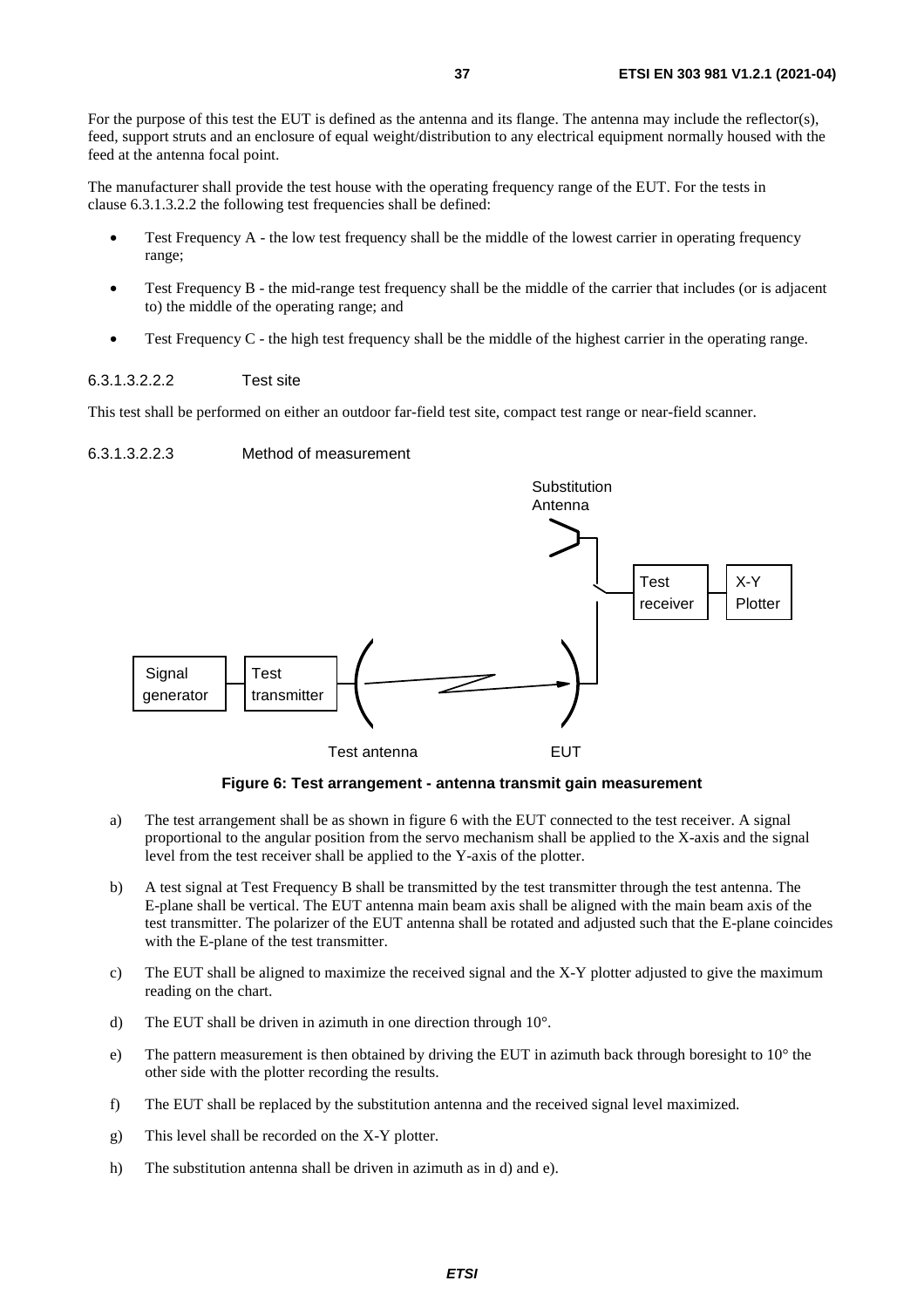For the purpose of this test the EUT is defined as the antenna and its flange. The antenna may include the reflector(s), feed, support struts and an enclosure of equal weight/distribution to any electrical equipment normally housed with the feed at the antenna focal point.

The manufacturer shall provide the test house with the operating frequency range of the EUT. For the tests in clause 6.3.1.3.2.2 the following test frequencies shall be defined:

- Test Frequency A - the low test frequency shall be the middle of the lowest carrier in operating frequency range;
- Test Frequency B - the mid-range test frequency shall be the middle of the carrier that includes (or is adjacent to) the middle of the operating range; and
- Test Frequency C - the high test frequency shall be the middle of the highest carrier in the operating range.

###### 6.3.1.3.2.2.2 Test site

This test shall be performed on either an outdoor far-field test site, compact test range or near-field scanner.

###### 6.3.1.3.2.2.3 Method of measurement

**Figure 6: Test arrangement - antenna transmit gain measurement**

a) The test arrangement shall be as shown in figure 6 with the EUT connected to the test receiver. A signal proportional to the angular position from the servo mechanism shall be applied to the X-axis and the signal level from the test receiver shall be applied to the Y-axis of the plotter.

b) A test signal at Test Frequency B shall be transmitted by the test transmitter through the test antenna. The E-plane shall be vertical. The EUT antenna main beam axis shall be aligned with the main beam axis of the test transmitter. The polarizer of the EUT antenna shall be rotated and adjusted such that the E-plane coincides with the E-plane of the test transmitter.

c) The EUT shall be aligned to maximize the received signal and the X-Y plotter adjusted to give the maximum reading on the chart.

d) The EUT shall be driven in azimuth in one direction through 10°.

e) The pattern measurement is then obtained by driving the EUT in azimuth back through boresight to 10° the other side with the plotter recording the results.

f) The EUT shall be replaced by the substitution antenna and the received signal level maximized.

g) This level shall be recorded on the X-Y plotter.

h) The substitution antenna shall be driven in azimuth as in d) and e).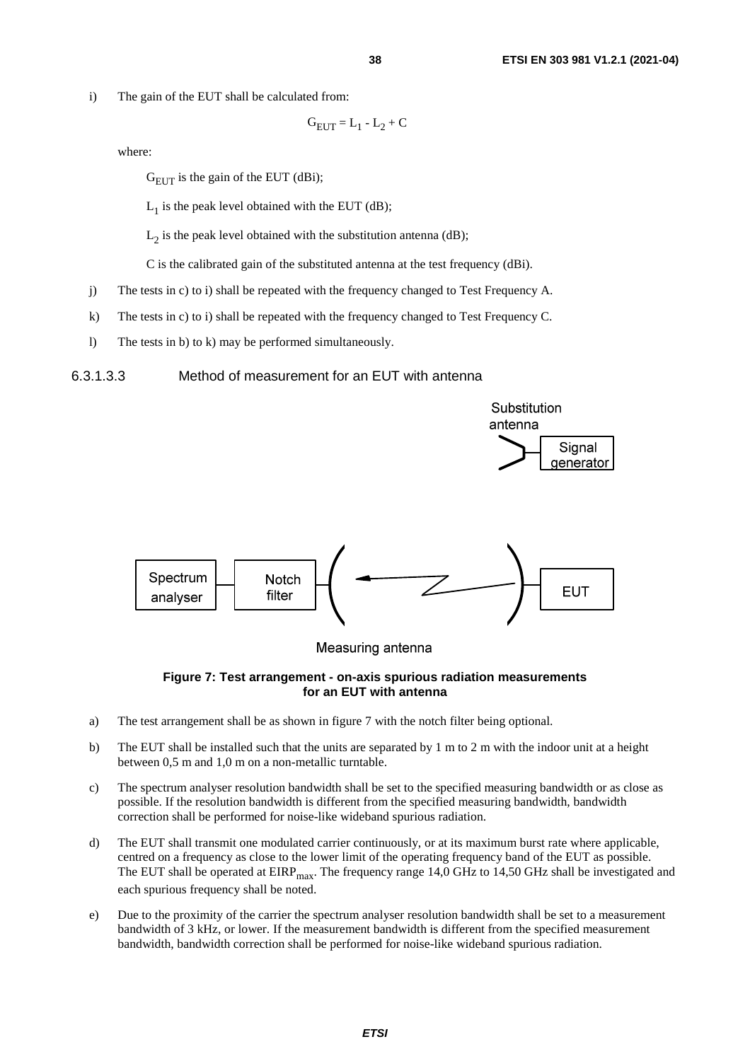i) The gain of the EUT shall be calculated from:

$$G_{EUT} = L_1 - L_2 + C$$

where:

$G_{EUT}$ is the gain of the EUT (dBi);

$L_1$ is the peak level obtained with the EUT (dB);

$L_2$ is the peak level obtained with the substitution antenna (dB);

C is the calibrated gain of the substituted antenna at the test frequency (dBi).

j) The tests in c) to i) shall be repeated with the frequency changed to Test Frequency A.

k) The tests in c) to i) shall be repeated with the frequency changed to Test Frequency C.

l) The tests in b) to k) may be performed simultaneously.

#### 6.3.1.3.3 Method of measurement for an EUT with antenna

**Figure 7: Test arrangement - on-axis spurious radiation measurements for an EUT with antenna**

a) The test arrangement shall be as shown in figure 7 with the notch filter being optional.

b) The EUT shall be installed such that the units are separated by 1 m to 2 m with the indoor unit at a height between 0,5 m and 1,0 m on a non-metallic turntable.

c) The spectrum analyser resolution bandwidth shall be set to the specified measuring bandwidth or as close as possible. If the resolution bandwidth is different from the specified measuring bandwidth, bandwidth correction shall be performed for noise-like wideband spurious radiation.

d) The EUT shall transmit one modulated carrier continuously, or at its maximum burst rate where applicable, centred on a frequency as close to the lower limit of the operating frequency band of the EUT as possible. The EUT shall be operated at $EIRP_{max}$. The frequency range 14,0 GHz to 14,50 GHz shall be investigated and each spurious frequency shall be noted.

e) Due to the proximity of the carrier the spectrum analyser resolution bandwidth shall be set to a measurement bandwidth of 3 kHz, or lower. If the measurement bandwidth is different from the specified measurement bandwidth, bandwidth correction shall be performed for noise-like wideband spurious radiation.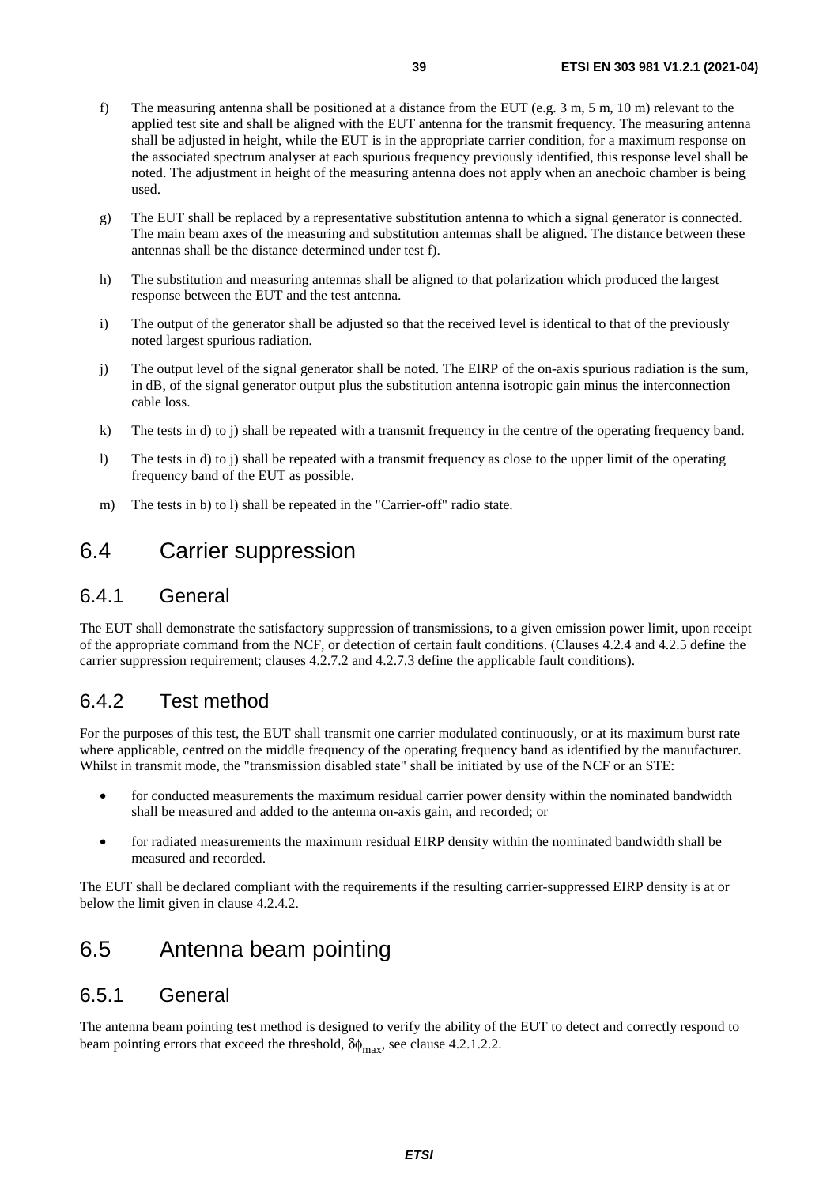f) The measuring antenna shall be positioned at a distance from the EUT (e.g. 3 m, 5 m, 10 m) relevant to the applied test site and shall be aligned with the EUT antenna for the transmit frequency. The measuring antenna shall be adjusted in height, while the EUT is in the appropriate carrier condition, for a maximum response on the associated spectrum analyser at each spurious frequency previously identified, this response level shall be noted. The adjustment in height of the measuring antenna does not apply when an anechoic chamber is being used.

g) The EUT shall be replaced by a representative substitution antenna to which a signal generator is connected. The main beam axes of the measuring and substitution antennas shall be aligned. The distance between these antennas shall be the distance determined under test f).

h) The substitution and measuring antennas shall be aligned to that polarization which produced the largest response between the EUT and the test antenna.

i) The output of the generator shall be adjusted so that the received level is identical to that of the previously noted largest spurious radiation.

j) The output level of the signal generator shall be noted. The EIRP of the on-axis spurious radiation is the sum, in dB, of the signal generator output plus the substitution antenna isotropic gain minus the interconnection cable loss.

k) The tests in d) to j) shall be repeated with a transmit frequency in the centre of the operating frequency band.

l) The tests in d) to j) shall be repeated with a transmit frequency as close to the upper limit of the operating frequency band of the EUT as possible.

m) The tests in b) to l) shall be repeated in the "Carrier-off" radio state.

# 6.4 Carrier suppression

## 6.4.1 General

The EUT shall demonstrate the satisfactory suppression of transmissions, to a given emission power limit, upon receipt of the appropriate command from the NCF, or detection of certain fault conditions. (Clauses 4.2.4 and 4.2.5 define the carrier suppression requirement; clauses 4.2.7.2 and 4.2.7.3 define the applicable fault conditions).

## 6.4.2 Test method

For the purposes of this test, the EUT shall transmit one carrier modulated continuously, or at its maximum burst rate where applicable, centred on the middle frequency of the operating frequency band as identified by the manufacturer. Whilst in transmit mode, the "transmission disabled state" shall be initiated by use of the NCF or an STE:

- for conducted measurements the maximum residual carrier power density within the nominated bandwidth shall be measured and added to the antenna on-axis gain, and recorded; or
- for radiated measurements the maximum residual EIRP density within the nominated bandwidth shall be measured and recorded.

The EUT shall be declared compliant with the requirements if the resulting carrier-suppressed EIRP density is at or below the limit given in clause 4.2.4.2.

# 6.5 Antenna beam pointing

## 6.5.1 General

The antenna beam pointing test method is designed to verify the ability of the EUT to detect and correctly respond to beam pointing errors that exceed the threshold, $\delta\phi_{max}$, see clause 4.2.1.2.2.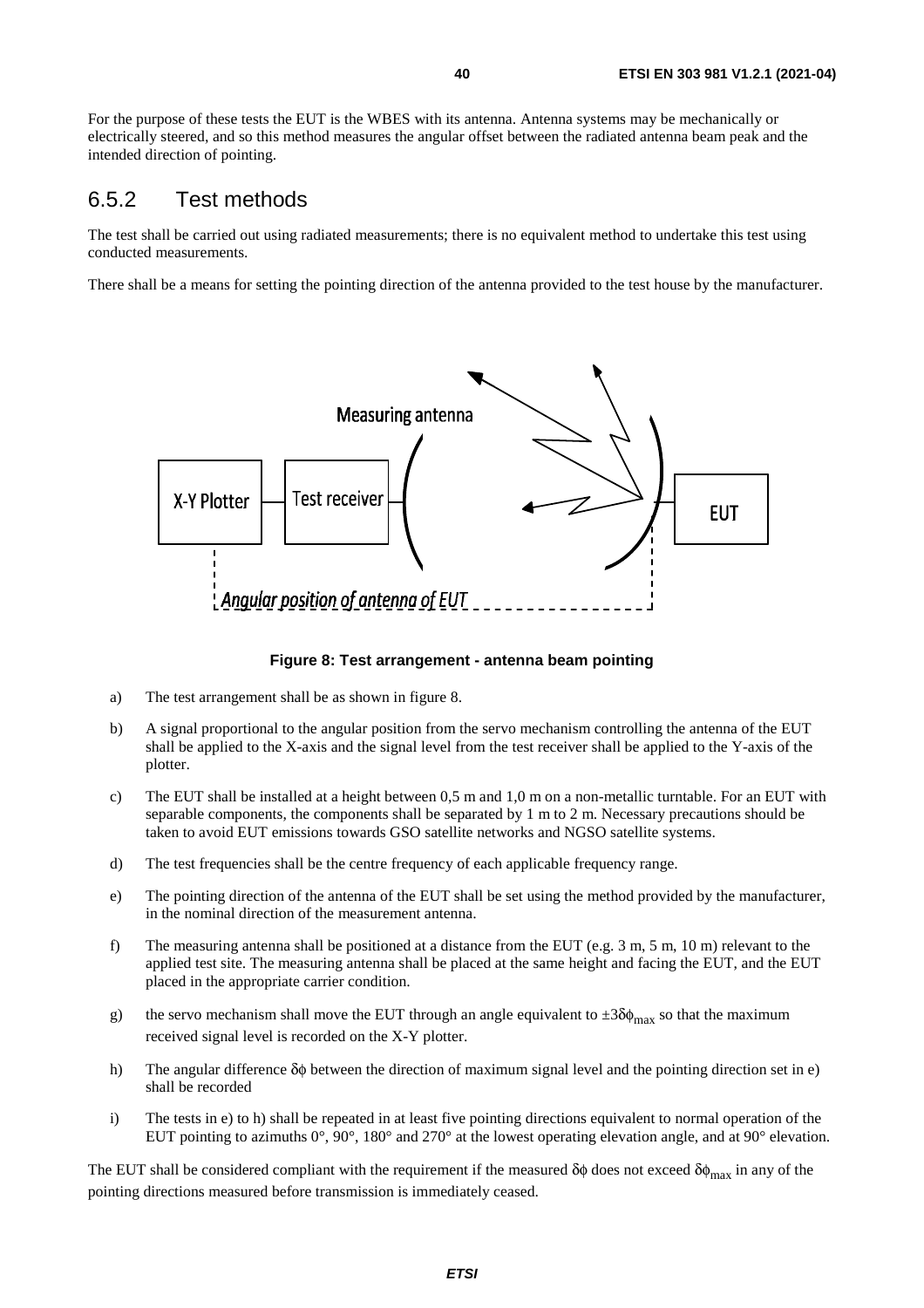For the purpose of these tests the EUT is the WBES with its antenna. Antenna systems may be mechanically or electrically steered, and so this method measures the angular offset between the radiated antenna beam peak and the intended direction of pointing.

### 6.5.2 Test methods

The test shall be carried out using radiated measurements; there is no equivalent method to undertake this test using conducted measurements.

There shall be a means for setting the pointing direction of the antenna provided to the test house by the manufacturer.

**Figure 8: Test arrangement - antenna beam pointing**

a) The test arrangement shall be as shown in figure 8.

b) A signal proportional to the angular position from the servo mechanism controlling the antenna of the EUT shall be applied to the X-axis and the signal level from the test receiver shall be applied to the Y-axis of the plotter.

c) The EUT shall be installed at a height between 0,5 m and 1,0 m on a non-metallic turntable. For an EUT with separable components, the components shall be separated by 1 m to 2 m. Necessary precautions should be taken to avoid EUT emissions towards GSO satellite networks and NGSO satellite systems.

d) The test frequencies shall be the centre frequency of each applicable frequency range.

e) The pointing direction of the antenna of the EUT shall be set using the method provided by the manufacturer, in the nominal direction of the measurement antenna.

f) The measuring antenna shall be positioned at a distance from the EUT (e.g. 3 m, 5 m, 10 m) relevant to the applied test site. The measuring antenna shall be placed at the same height and facing the EUT, and the EUT placed in the appropriate carrier condition.

g) the servo mechanism shall move the EUT through an angle equivalent to $\pm 3\delta\phi_{max}$ so that the maximum received signal level is recorded on the X-Y plotter.

h) The angular difference $\delta\phi$ between the direction of maximum signal level and the pointing direction set in e) shall be recorded

i) The tests in e) to h) shall be repeated in at least five pointing directions equivalent to normal operation of the EUT pointing to azimuths 0°, 90°, 180° and 270° at the lowest operating elevation angle, and at 90° elevation.

The EUT shall be considered compliant with the requirement if the measured $\delta\phi$ does not exceed $\delta\phi_{max}$ in any of the pointing directions measured before transmission is immediately ceased.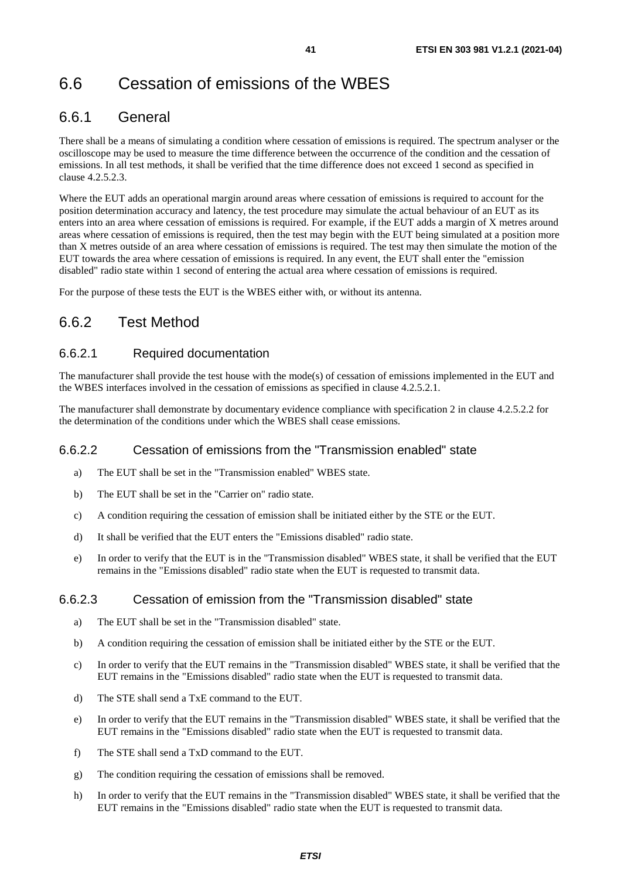# 6.6 Cessation of emissions of the WBES

## 6.6.1 General

There shall be a means of simulating a condition where cessation of emissions is required. The spectrum analyser or the oscilloscope may be used to measure the time difference between the occurrence of the condition and the cessation of emissions. In all test methods, it shall be verified that the time difference does not exceed 1 second as specified in clause 4.2.5.2.3.

Where the EUT adds an operational margin around areas where cessation of emissions is required to account for the position determination accuracy and latency, the test procedure may simulate the actual behaviour of an EUT as its enters into an area where cessation of emissions is required. For example, if the EUT adds a margin of X metres around areas where cessation of emissions is required, then the test may begin with the EUT being simulated at a position more than X metres outside of an area where cessation of emissions is required. The test may then simulate the motion of the EUT towards the area where cessation of emissions is required. In any event, the EUT shall enter the "emission disabled" radio state within 1 second of entering the actual area where cessation of emissions is required.

For the purpose of these tests the EUT is the WBES either with, or without its antenna.

## 6.6.2 Test Method

### 6.6.2.1 Required documentation

The manufacturer shall provide the test house with the mode(s) of cessation of emissions implemented in the EUT and the WBES interfaces involved in the cessation of emissions as specified in clause 4.2.5.2.1.

The manufacturer shall demonstrate by documentary evidence compliance with specification 2 in clause 4.2.5.2.2 for the determination of the conditions under which the WBES shall cease emissions.

### 6.6.2.2 Cessation of emissions from the "Transmission enabled" state

a) The EUT shall be set in the "Transmission enabled" WBES state.

b) The EUT shall be set in the "Carrier on" radio state.

c) A condition requiring the cessation of emission shall be initiated either by the STE or the EUT.

d) It shall be verified that the EUT enters the "Emissions disabled" radio state.

e) In order to verify that the EUT is in the "Transmission disabled" WBES state, it shall be verified that the EUT remains in the "Emissions disabled" radio state when the EUT is requested to transmit data.

### 6.6.2.3 Cessation of emission from the "Transmission disabled" state

a) The EUT shall be set in the "Transmission disabled" state.

b) A condition requiring the cessation of emission shall be initiated either by the STE or the EUT.

c) In order to verify that the EUT remains in the "Transmission disabled" WBES state, it shall be verified that the EUT remains in the "Emissions disabled" radio state when the EUT is requested to transmit data.

d) The STE shall send a TxE command to the EUT.

e) In order to verify that the EUT remains in the "Transmission disabled" WBES state, it shall be verified that the EUT remains in the "Emissions disabled" radio state when the EUT is requested to transmit data.

f) The STE shall send a TxD command to the EUT.

g) The condition requiring the cessation of emissions shall be removed.

h) In order to verify that the EUT remains in the "Transmission disabled" WBES state, it shall be verified that the EUT remains in the "Emissions disabled" radio state when the EUT is requested to transmit data.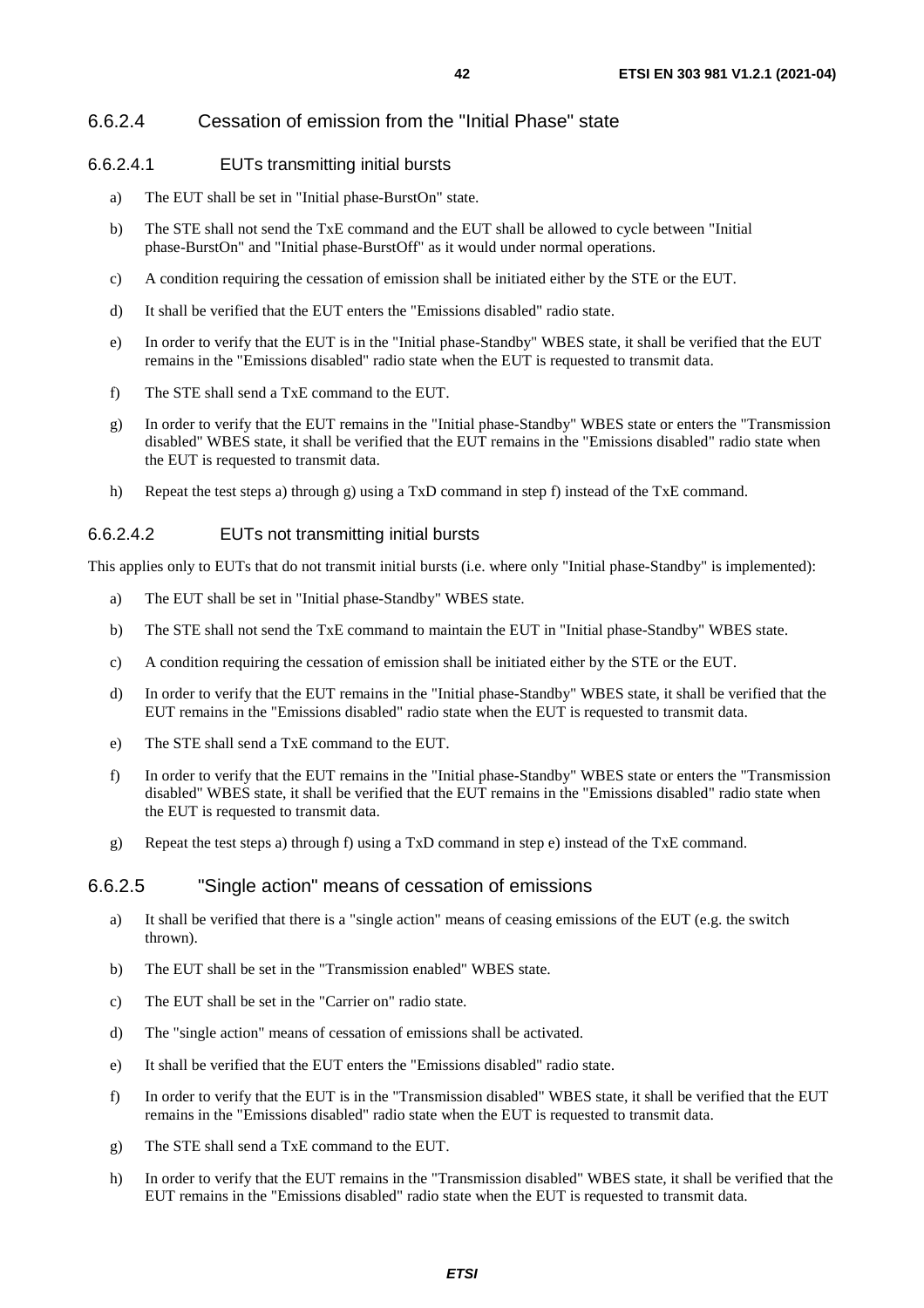#### 6.6.2.4 Cessation of emission from the "Initial Phase" state

##### 6.6.2.4.1 EUTs transmitting initial bursts

a) The EUT shall be set in "Initial phase-BurstOn" state.

b) The STE shall not send the TxE command and the EUT shall be allowed to cycle between "Initial phase-BurstOn" and "Initial phase-BurstOff" as it would under normal operations.

c) A condition requiring the cessation of emission shall be initiated either by the STE or the EUT.

d) It shall be verified that the EUT enters the "Emissions disabled" radio state.

e) In order to verify that the EUT is in the "Initial phase-Standby" WBES state, it shall be verified that the EUT remains in the "Emissions disabled" radio state when the EUT is requested to transmit data.

f) The STE shall send a TxE command to the EUT.

g) In order to verify that the EUT remains in the "Initial phase-Standby" WBES state or enters the "Transmission disabled" WBES state, it shall be verified that the EUT remains in the "Emissions disabled" radio state when the EUT is requested to transmit data.

h) Repeat the test steps a) through g) using a TxD command in step f) instead of the TxE command.

##### 6.6.2.4.2 EUTs not transmitting initial bursts

This applies only to EUTs that do not transmit initial bursts (i.e. where only "Initial phase-Standby" is implemented):

a) The EUT shall be set in "Initial phase-Standby" WBES state.

b) The STE shall not send the TxE command to maintain the EUT in "Initial phase-Standby" WBES state.

c) A condition requiring the cessation of emission shall be initiated either by the STE or the EUT.

d) In order to verify that the EUT remains in the "Initial phase-Standby" WBES state, it shall be verified that the EUT remains in the "Emissions disabled" radio state when the EUT is requested to transmit data.

e) The STE shall send a TxE command to the EUT.

f) In order to verify that the EUT remains in the "Initial phase-Standby" WBES state or enters the "Transmission disabled" WBES state, it shall be verified that the EUT remains in the "Emissions disabled" radio state when the EUT is requested to transmit data.

g) Repeat the test steps a) through f) using a TxD command in step e) instead of the TxE command.

#### 6.6.2.5 "Single action" means of cessation of emissions

a) It shall be verified that there is a "single action" means of ceasing emissions of the EUT (e.g. the switch thrown).

b) The EUT shall be set in the "Transmission enabled" WBES state.

c) The EUT shall be set in the "Carrier on" radio state.

d) The "single action" means of cessation of emissions shall be activated.

e) It shall be verified that the EUT enters the "Emissions disabled" radio state.

f) In order to verify that the EUT is in the "Transmission disabled" WBES state, it shall be verified that the EUT remains in the "Emissions disabled" radio state when the EUT is requested to transmit data.

g) The STE shall send a TxE command to the EUT.

h) In order to verify that the EUT remains in the "Transmission disabled" WBES state, it shall be verified that the EUT remains in the "Emissions disabled" radio state when the EUT is requested to transmit data.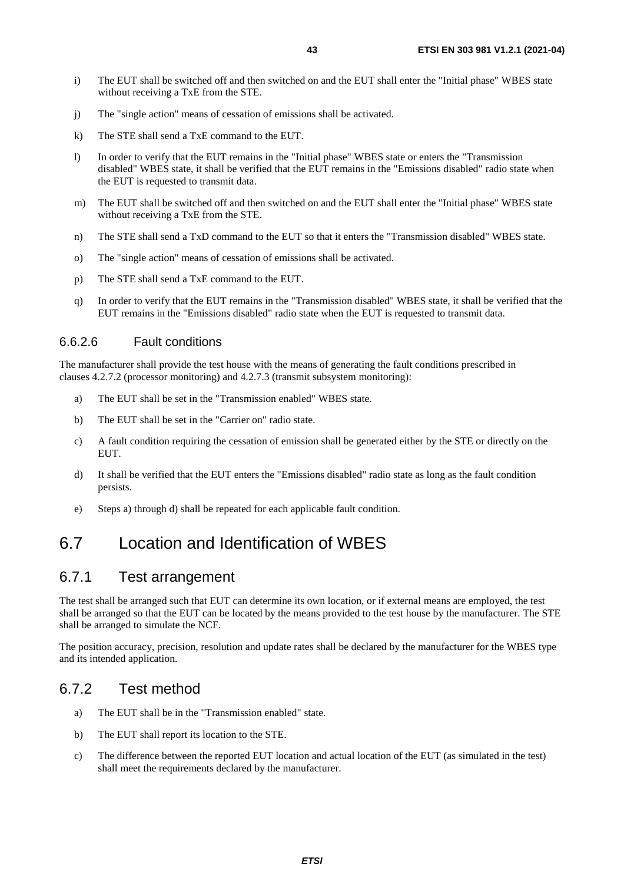i) The EUT shall be switched off and then switched on and the EUT shall enter the "Initial phase" WBES state without receiving a TxE from the STE.

j) The "single action" means of cessation of emissions shall be activated.

k) The STE shall send a TxE command to the EUT.

l) In order to verify that the EUT remains in the "Initial phase" WBES state or enters the "Transmission disabled" WBES state, it shall be verified that the EUT remains in the "Emissions disabled" radio state when the EUT is requested to transmit data.

m) The EUT shall be switched off and then switched on and the EUT shall enter the "Initial phase" WBES state without receiving a TxE from the STE.

n) The STE shall send a TxD command to the EUT so that it enters the "Transmission disabled" WBES state.

o) The "single action" means of cessation of emissions shall be activated.

p) The STE shall send a TxE command to the EUT.

q) In order to verify that the EUT remains in the "Transmission disabled" WBES state, it shall be verified that the EUT remains in the "Emissions disabled" radio state when the EUT is requested to transmit data.

#### 6.6.2.6 Fault conditions

The manufacturer shall provide the test house with the means of generating the fault conditions prescribed in clauses 4.2.7.2 (processor monitoring) and 4.2.7.3 (transmit subsystem monitoring):

a) The EUT shall be set in the "Transmission enabled" WBES state.

b) The EUT shall be set in the "Carrier on" radio state.

c) A fault condition requiring the cessation of emission shall be generated either by the STE or directly on the EUT.

d) It shall be verified that the EUT enters the "Emissions disabled" radio state as long as the fault condition persists.

e) Steps a) through d) shall be repeated for each applicable fault condition.

## 6.7 Location and Identification of WBES

### 6.7.1 Test arrangement

The test shall be arranged such that EUT can determine its own location, or if external means are employed, the test shall be arranged so that the EUT can be located by the means provided to the test house by the manufacturer. The STE shall be arranged to simulate the NCF.

The position accuracy, precision, resolution and update rates shall be declared by the manufacturer for the WBES type and its intended application.

### 6.7.2 Test method

a) The EUT shall be in the "Transmission enabled" state.

b) The EUT shall report its location to the STE.

c) The difference between the reported EUT location and actual location of the EUT (as simulated in the test) shall meet the requirements declared by the manufacturer.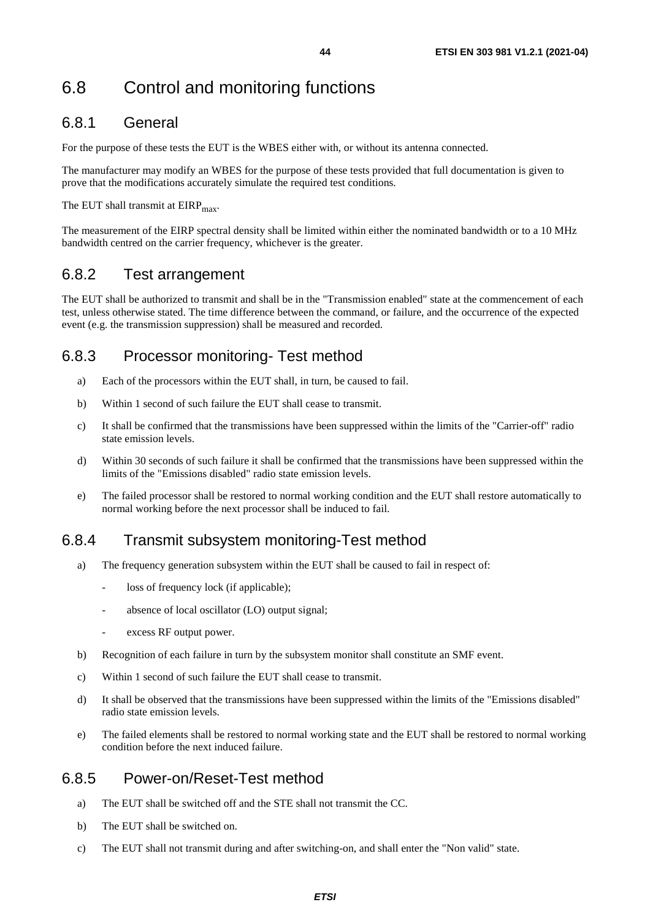## 6.8 Control and monitoring functions

### 6.8.1 General

For the purpose of these tests the EUT is the WBES either with, or without its antenna connected.

The manufacturer may modify an WBES for the purpose of these tests provided that full documentation is given to prove that the modifications accurately simulate the required test conditions.

The EUT shall transmit at $EIRP_{max}$.

The measurement of the EIRP spectral density shall be limited within either the nominated bandwidth or to a 10 MHz bandwidth centred on the carrier frequency, whichever is the greater.

### 6.8.2 Test arrangement

The EUT shall be authorized to transmit and shall be in the "Transmission enabled" state at the commencement of each test, unless otherwise stated. The time difference between the command, or failure, and the occurrence of the expected event (e.g. the transmission suppression) shall be measured and recorded.

### 6.8.3 Processor monitoring- Test method

a) Each of the processors within the EUT shall, in turn, be caused to fail.

b) Within 1 second of such failure the EUT shall cease to transmit.

c) It shall be confirmed that the transmissions have been suppressed within the limits of the "Carrier-off" radio state emission levels.

d) Within 30 seconds of such failure it shall be confirmed that the transmissions have been suppressed within the limits of the "Emissions disabled" radio state emission levels.

e) The failed processor shall be restored to normal working condition and the EUT shall restore automatically to normal working before the next processor shall be induced to fail.

### 6.8.4 Transmit subsystem monitoring-Test method

a) The frequency generation subsystem within the EUT shall be caused to fail in respect of:
   - loss of frequency lock (if applicable);
   - absence of local oscillator (LO) output signal;
   - excess RF output power.

b) Recognition of each failure in turn by the subsystem monitor shall constitute an SMF event.

c) Within 1 second of such failure the EUT shall cease to transmit.

d) It shall be observed that the transmissions have been suppressed within the limits of the "Emissions disabled" radio state emission levels.

e) The failed elements shall be restored to normal working state and the EUT shall be restored to normal working condition before the next induced failure.

### 6.8.5 Power-on/Reset-Test method

a) The EUT shall be switched off and the STE shall not transmit the CC.

b) The EUT shall be switched on.

c) The EUT shall not transmit during and after switching-on, and shall enter the "Non valid" state.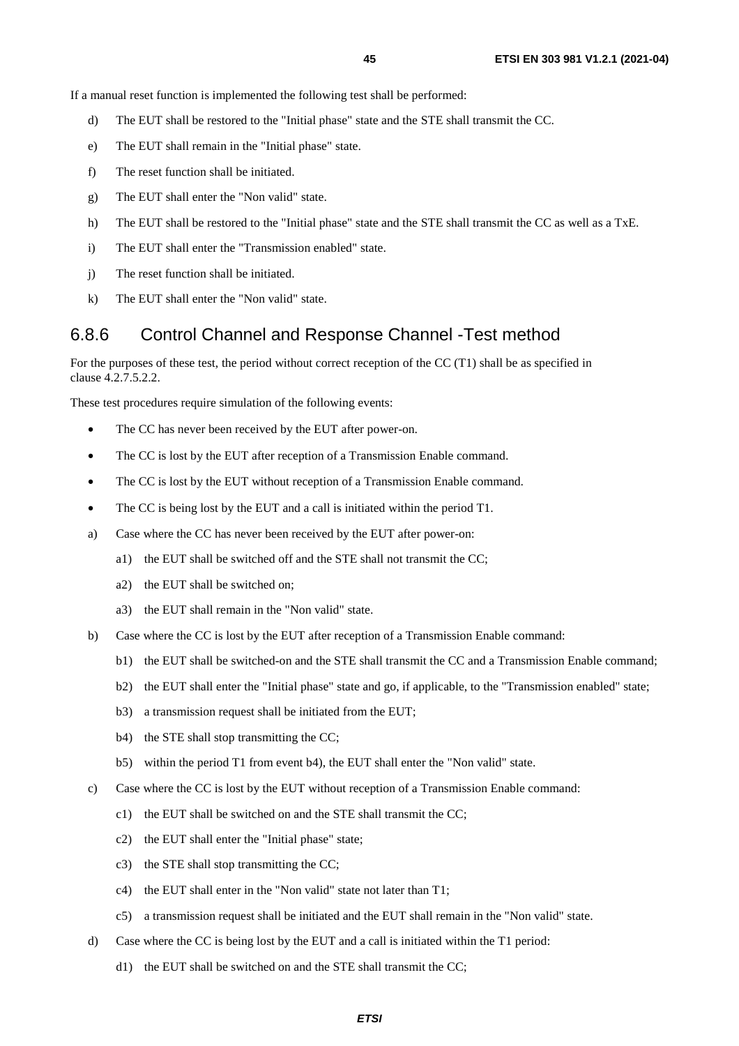If a manual reset function is implemented the following test shall be performed:

d) The EUT shall be restored to the "Initial phase" state and the STE shall transmit the CC.

e) The EUT shall remain in the "Initial phase" state.

f) The reset function shall be initiated.

g) The EUT shall enter the "Non valid" state.

h) The EUT shall be restored to the "Initial phase" state and the STE shall transmit the CC as well as a TxE.

i) The EUT shall enter the "Transmission enabled" state.

j) The reset function shall be initiated.

k) The EUT shall enter the "Non valid" state.

### 6.8.6 Control Channel and Response Channel -Test method

For the purposes of these test, the period without correct reception of the CC (T1) shall be as specified in clause 4.2.7.5.2.2.

These test procedures require simulation of the following events:

- The CC has never been received by the EUT after power-on.
- The CC is lost by the EUT after reception of a Transmission Enable command.
- The CC is lost by the EUT without reception of a Transmission Enable command.
- The CC is being lost by the EUT and a call is initiated within the period T1.

a) Case where the CC has never been received by the EUT after power-on:

  a1) the EUT shall be switched off and the STE shall not transmit the CC;

  a2) the EUT shall be switched on;

  a3) the EUT shall remain in the "Non valid" state.

b) Case where the CC is lost by the EUT after reception of a Transmission Enable command:

  b1) the EUT shall be switched-on and the STE shall transmit the CC and a Transmission Enable command;

  b2) the EUT shall enter the "Initial phase" state and go, if applicable, to the "Transmission enabled" state;

  b3) a transmission request shall be initiated from the EUT;

  b4) the STE shall stop transmitting the CC;

  b5) within the period T1 from event b4), the EUT shall enter the "Non valid" state.

c) Case where the CC is lost by the EUT without reception of a Transmission Enable command:

  c1) the EUT shall be switched on and the STE shall transmit the CC;

  c2) the EUT shall enter the "Initial phase" state;

  c3) the STE shall stop transmitting the CC;

  c4) the EUT shall enter in the "Non valid" state not later than T1;

  c5) a transmission request shall be initiated and the EUT shall remain in the "Non valid" state.

d) Case where the CC is being lost by the EUT and a call is initiated within the T1 period:

  d1) the EUT shall be switched on and the STE shall transmit the CC;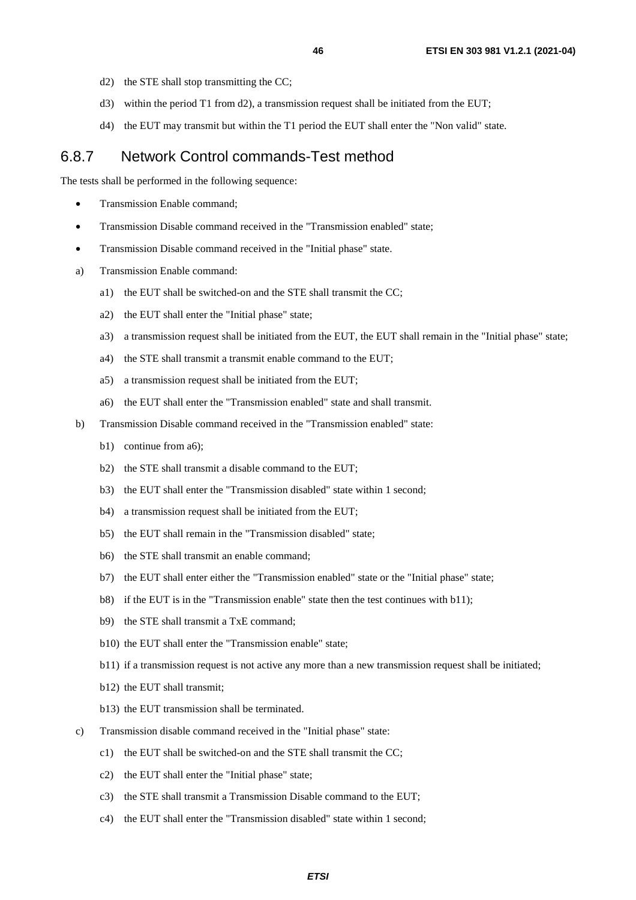- d2) the STE shall stop transmitting the CC;
- d3) within the period T1 from d2), a transmission request shall be initiated from the EUT;
- d4) the EUT may transmit but within the T1 period the EUT shall enter the "Non valid" state.

### 6.8.7 Network Control commands-Test method

The tests shall be performed in the following sequence:

- Transmission Enable command;
- Transmission Disable command received in the "Transmission enabled" state;
- Transmission Disable command received in the "Initial phase" state.

a) Transmission Enable command:

- a1) the EUT shall be switched-on and the STE shall transmit the CC;
- a2) the EUT shall enter the "Initial phase" state;
- a3) a transmission request shall be initiated from the EUT, the EUT shall remain in the "Initial phase" state;
- a4) the STE shall transmit a transmit enable command to the EUT;
- a5) a transmission request shall be initiated from the EUT;
- a6) the EUT shall enter the "Transmission enabled" state and shall transmit.

b) Transmission Disable command received in the "Transmission enabled" state:

- b1) continue from a6);
- b2) the STE shall transmit a disable command to the EUT;
- b3) the EUT shall enter the "Transmission disabled" state within 1 second;
- b4) a transmission request shall be initiated from the EUT;
- b5) the EUT shall remain in the "Transmission disabled" state;
- b6) the STE shall transmit an enable command;
- b7) the EUT shall enter either the "Transmission enabled" state or the "Initial phase" state;
- b8) if the EUT is in the "Transmission enable" state then the test continues with b11);
- b9) the STE shall transmit a TxE command;
- b10) the EUT shall enter the "Transmission enable" state;
- b11) if a transmission request is not active any more than a new transmission request shall be initiated;
- b12) the EUT shall transmit;
- b13) the EUT transmission shall be terminated.

c) Transmission disable command received in the "Initial phase" state:

- c1) the EUT shall be switched-on and the STE shall transmit the CC;
- c2) the EUT shall enter the "Initial phase" state;
- c3) the STE shall transmit a Transmission Disable command to the EUT;
- c4) the EUT shall enter the "Transmission disabled" state within 1 second;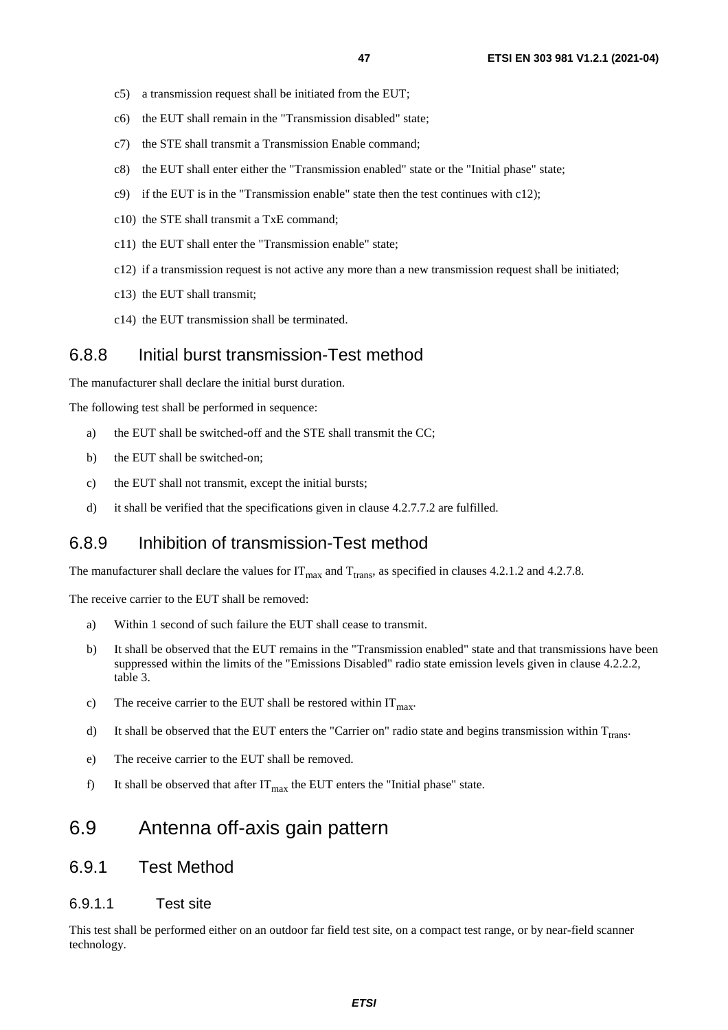c5) a transmission request shall be initiated from the EUT;

c6) the EUT shall remain in the "Transmission disabled" state;

c7) the STE shall transmit a Transmission Enable command;

c8) the EUT shall enter either the "Transmission enabled" state or the "Initial phase" state;

c9) if the EUT is in the "Transmission enable" state then the test continues with c12);

c10) the STE shall transmit a TxE command;

c11) the EUT shall enter the "Transmission enable" state;

c12) if a transmission request is not active any more than a new transmission request shall be initiated;

c13) the EUT shall transmit;

c14) the EUT transmission shall be terminated.

### 6.8.8 Initial burst transmission-Test method

The manufacturer shall declare the initial burst duration.

The following test shall be performed in sequence:

a) the EUT shall be switched-off and the STE shall transmit the CC;

b) the EUT shall be switched-on;

c) the EUT shall not transmit, except the initial bursts;

d) it shall be verified that the specifications given in clause 4.2.7.7.2 are fulfilled.

### 6.8.9 Inhibition of transmission-Test method

The manufacturer shall declare the values for $IT_{max}$ and $T_{trans}$, as specified in clauses 4.2.1.2 and 4.2.7.8.

The receive carrier to the EUT shall be removed:

a) Within 1 second of such failure the EUT shall cease to transmit.

b) It shall be observed that the EUT remains in the "Transmission enabled" state and that transmissions have been suppressed within the limits of the "Emissions Disabled" radio state emission levels given in clause 4.2.2.2, table 3.

c) The receive carrier to the EUT shall be restored within $IT_{max}$.

d) It shall be observed that the EUT enters the "Carrier on" radio state and begins transmission within $T_{trans}$.

e) The receive carrier to the EUT shall be removed.

f) It shall be observed that after $IT_{max}$ the EUT enters the "Initial phase" state.

## 6.9 Antenna off-axis gain pattern

### 6.9.1 Test Method

#### 6.9.1.1 Test site

This test shall be performed either on an outdoor far field test site, on a compact test range, or by near-field scanner technology.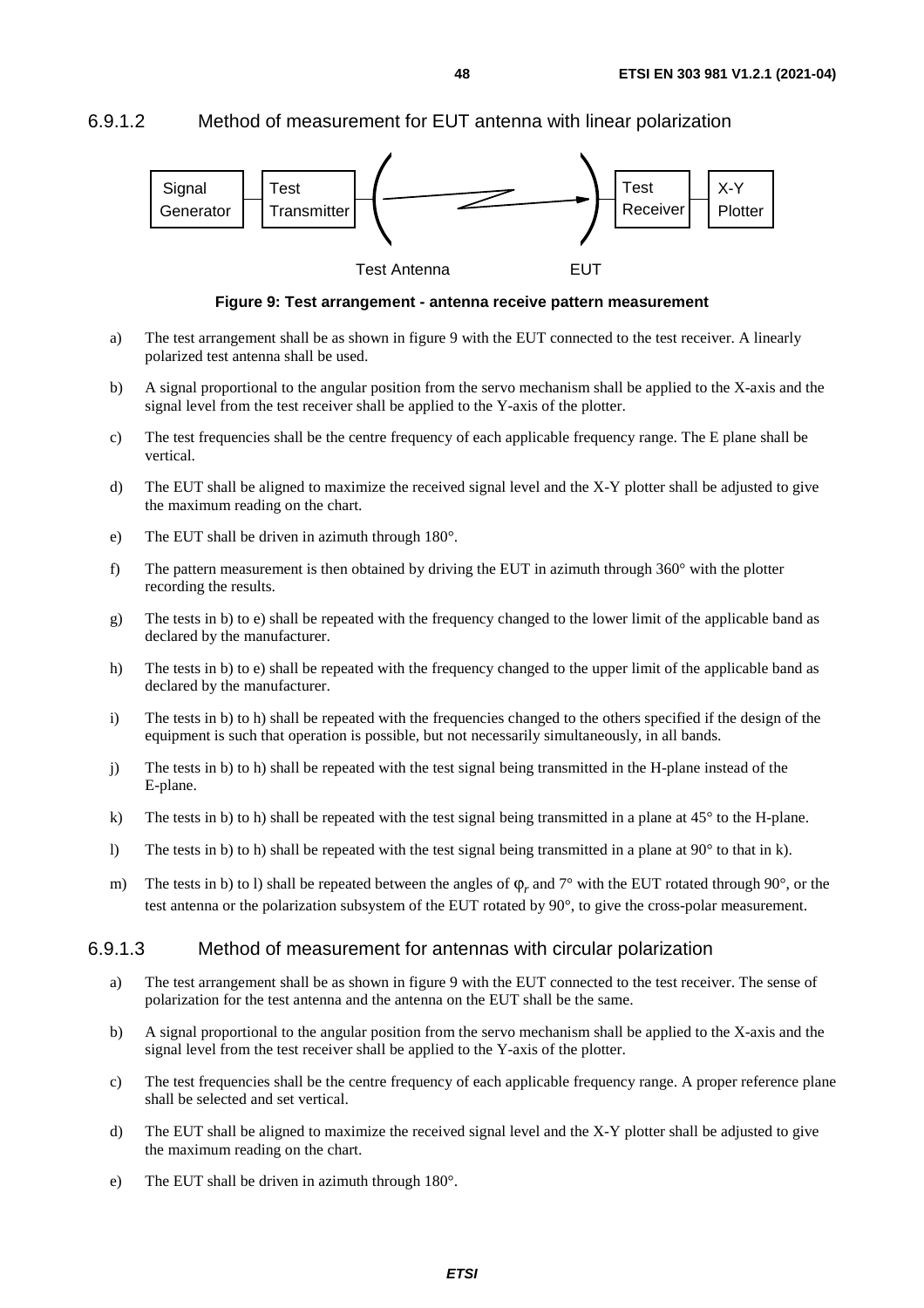#### 6.9.1.2 Method of measurement for EUT antenna with linear polarization

Signal Generator — Test Transmitter — Test Antenna — EUT — Test Receiver — X-Y Plotter

**Figure 9: Test arrangement - antenna receive pattern measurement**

a) The test arrangement shall be as shown in figure 9 with the EUT connected to the test receiver. A linearly polarized test antenna shall be used.

b) A signal proportional to the angular position from the servo mechanism shall be applied to the X-axis and the signal level from the test receiver shall be applied to the Y-axis of the plotter.

c) The test frequencies shall be the centre frequency of each applicable frequency range. The E plane shall be vertical.

d) The EUT shall be aligned to maximize the received signal level and the X-Y plotter shall be adjusted to give the maximum reading on the chart.

e) The EUT shall be driven in azimuth through 180°.

f) The pattern measurement is then obtained by driving the EUT in azimuth through 360° with the plotter recording the results.

g) The tests in b) to e) shall be repeated with the frequency changed to the lower limit of the applicable band as declared by the manufacturer.

h) The tests in b) to e) shall be repeated with the frequency changed to the upper limit of the applicable band as declared by the manufacturer.

i) The tests in b) to h) shall be repeated with the frequencies changed to the others specified if the design of the equipment is such that operation is possible, but not necessarily simultaneously, in all bands.

j) The tests in b) to h) shall be repeated with the test signal being transmitted in the H-plane instead of the E-plane.

k) The tests in b) to h) shall be repeated with the test signal being transmitted in a plane at 45° to the H-plane.

l) The tests in b) to h) shall be repeated with the test signal being transmitted in a plane at 90° to that in k).

m) The tests in b) to l) shall be repeated between the angles of $\varphi_r$ and 7° with the EUT rotated through 90°, or the test antenna or the polarization subsystem of the EUT rotated by 90°, to give the cross-polar measurement.

#### 6.9.1.3 Method of measurement for antennas with circular polarization

a) The test arrangement shall be as shown in figure 9 with the EUT connected to the test receiver. The sense of polarization for the test antenna and the antenna on the EUT shall be the same.

b) A signal proportional to the angular position from the servo mechanism shall be applied to the X-axis and the signal level from the test receiver shall be applied to the Y-axis of the plotter.

c) The test frequencies shall be the centre frequency of each applicable frequency range. A proper reference plane shall be selected and set vertical.

d) The EUT shall be aligned to maximize the received signal level and the X-Y plotter shall be adjusted to give the maximum reading on the chart.

e) The EUT shall be driven in azimuth through 180°.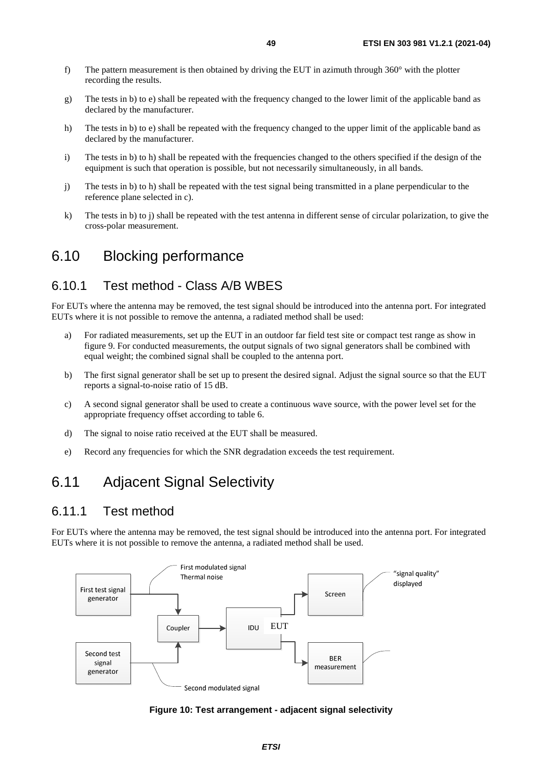f) The pattern measurement is then obtained by driving the EUT in azimuth through 360° with the plotter recording the results.

g) The tests in b) to e) shall be repeated with the frequency changed to the lower limit of the applicable band as declared by the manufacturer.

h) The tests in b) to e) shall be repeated with the frequency changed to the upper limit of the applicable band as declared by the manufacturer.

i) The tests in b) to h) shall be repeated with the frequencies changed to the others specified if the design of the equipment is such that operation is possible, but not necessarily simultaneously, in all bands.

j) The tests in b) to h) shall be repeated with the test signal being transmitted in a plane perpendicular to the reference plane selected in c).

k) The tests in b) to j) shall be repeated with the test antenna in different sense of circular polarization, to give the cross-polar measurement.

# 6.10 Blocking performance

## 6.10.1 Test method - Class A/B WBES

For EUTs where the antenna may be removed, the test signal should be introduced into the antenna port. For integrated EUTs where it is not possible to remove the antenna, a radiated method shall be used:

a) For radiated measurements, set up the EUT in an outdoor far field test site or compact test range as show in figure 9. For conducted measurements, the output signals of two signal generators shall be combined with equal weight; the combined signal shall be coupled to the antenna port.

b) The first signal generator shall be set up to present the desired signal. Adjust the signal source so that the EUT reports a signal-to-noise ratio of 15 dB.

c) A second signal generator shall be used to create a continuous wave source, with the power level set for the appropriate frequency offset according to table 6.

d) The signal to noise ratio received at the EUT shall be measured.

e) Record any frequencies for which the SNR degradation exceeds the test requirement.

# 6.11 Adjacent Signal Selectivity

## 6.11.1 Test method

For EUTs where the antenna may be removed, the test signal should be introduced into the antenna port. For integrated EUTs where it is not possible to remove the antenna, a radiated method shall be used.

First modulated signal
Thermal noise

First test signal generator | Second test signal generator | Coupler | IDU EUT | Screen | BER measurement

"signal quality" displayed

Second modulated signal

**Figure 10: Test arrangement - adjacent signal selectivity**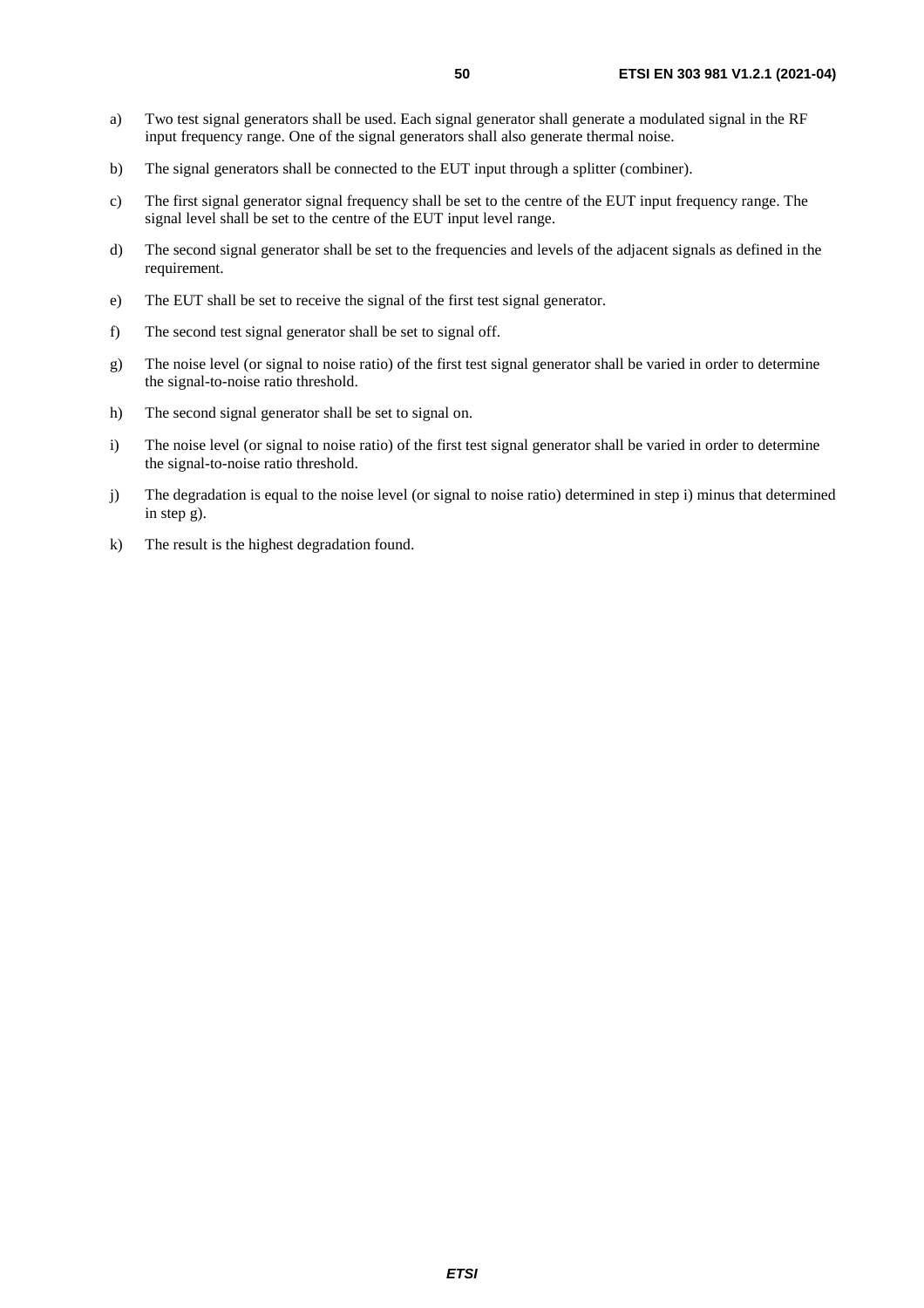a) Two test signal generators shall be used. Each signal generator shall generate a modulated signal in the RF input frequency range. One of the signal generators shall also generate thermal noise.

b) The signal generators shall be connected to the EUT input through a splitter (combiner).

c) The first signal generator signal frequency shall be set to the centre of the EUT input frequency range. The signal level shall be set to the centre of the EUT input level range.

d) The second signal generator shall be set to the frequencies and levels of the adjacent signals as defined in the requirement.

e) The EUT shall be set to receive the signal of the first test signal generator.

f) The second test signal generator shall be set to signal off.

g) The noise level (or signal to noise ratio) of the first test signal generator shall be varied in order to determine the signal-to-noise ratio threshold.

h) The second signal generator shall be set to signal on.

i) The noise level (or signal to noise ratio) of the first test signal generator shall be varied in order to determine the signal-to-noise ratio threshold.

j) The degradation is equal to the noise level (or signal to noise ratio) determined in step i) minus that determined in step g).

k) The result is the highest degradation found.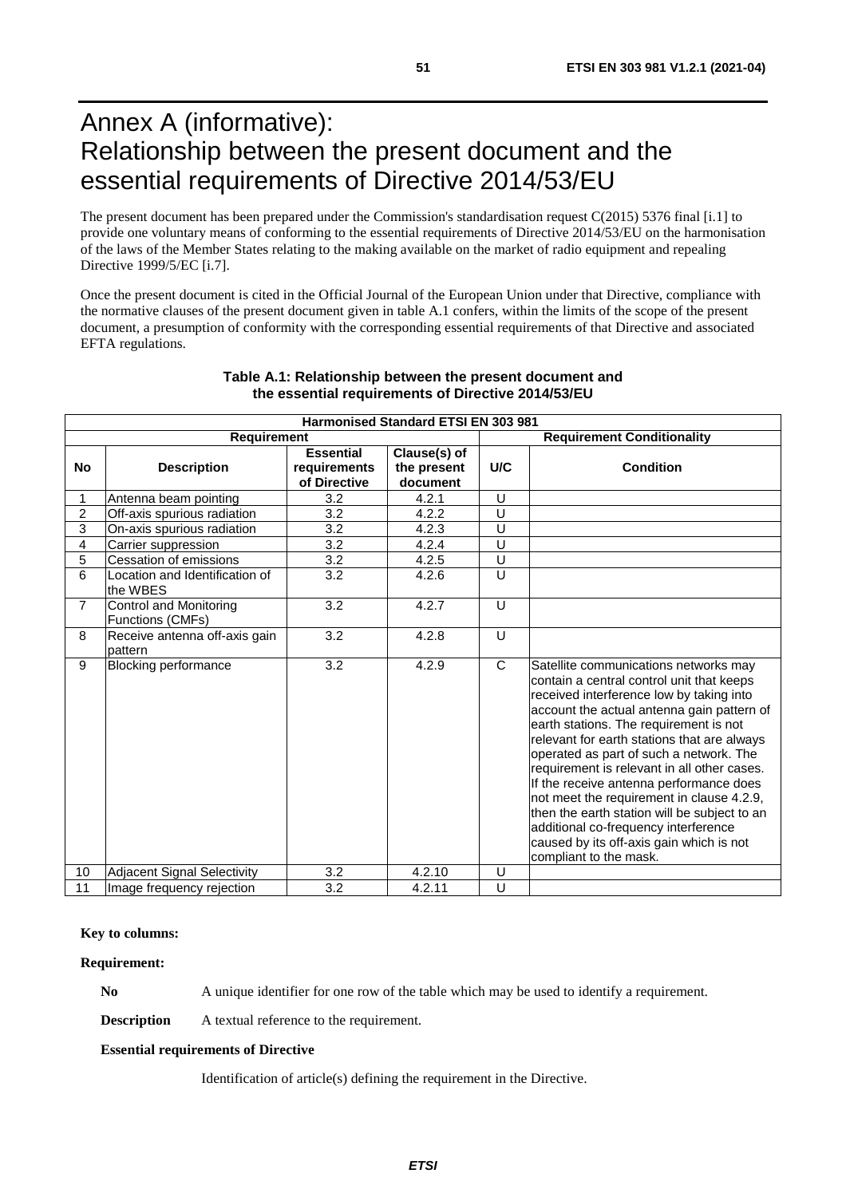# Annex A (informative): Relationship between the present document and the essential requirements of Directive 2014/53/EU

The present document has been prepared under the Commission's standardisation request C(2015) 5376 final [i.1] to provide one voluntary means of conforming to the essential requirements of Directive 2014/53/EU on the harmonisation of the laws of the Member States relating to the making available on the market of radio equipment and repealing Directive 1999/5/EC [i.7].

Once the present document is cited in the Official Journal of the European Union under that Directive, compliance with the normative clauses of the present document given in table A.1 confers, within the limits of the scope of the present document, a presumption of conformity with the corresponding essential requirements of that Directive and associated EFTA regulations.

**Table A.1: Relationship between the present document and the essential requirements of Directive 2014/53/EU**

| Harmonised Standard ETSI EN 303 981 | | | | | |
|---|---|---|---|---|---|
| **Requirement** | | | | **Requirement Conditionality** | |
| **No** | **Description** | **Essential requirements of Directive** | **Clause(s) of the present document** | **U/C** | **Condition** |
| 1 | Antenna beam pointing | 3.2 | 4.2.1 | U | |
| 2 | Off-axis spurious radiation | 3.2 | 4.2.2 | U | |
| 3 | On-axis spurious radiation | 3.2 | 4.2.3 | U | |
| 4 | Carrier suppression | 3.2 | 4.2.4 | U | |
| 5 | Cessation of emissions | 3.2 | 4.2.5 | U | |
| 6 | Location and Identification of the WBES | 3.2 | 4.2.6 | U | |
| 7 | Control and Monitoring Functions (CMFs) | 3.2 | 4.2.7 | U | |
| 8 | Receive antenna off-axis gain pattern | 3.2 | 4.2.8 | U | |
| 9 | Blocking performance | 3.2 | 4.2.9 | C | Satellite communications networks may contain a central control unit that keeps received interference low by taking into account the actual antenna gain pattern of earth stations. The requirement is not relevant for earth stations that are always operated as part of such a network. The requirement is relevant in all other cases. If the receive antenna performance does not meet the requirement in clause 4.2.9, then the earth station will be subject to an additional co-frequency interference caused by its off-axis gain which is not compliant to the mask. |
| 10 | Adjacent Signal Selectivity | 3.2 | 4.2.10 | U | |
| 11 | Image frequency rejection | 3.2 | 4.2.11 | U | |

**Key to columns:**

**Requirement:**

**No** A unique identifier for one row of the table which may be used to identify a requirement.

**Description** A textual reference to the requirement.

**Essential requirements of Directive**

Identification of article(s) defining the requirement in the Directive.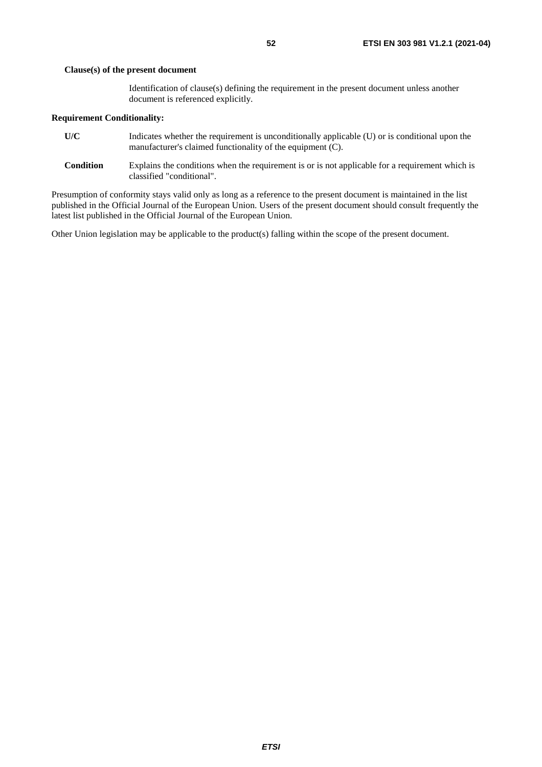**Clause(s) of the present document**

Identification of clause(s) defining the requirement in the present document unless another document is referenced explicitly.

**Requirement Conditionality:**

**U/C** Indicates whether the requirement is unconditionally applicable (U) or is conditional upon the manufacturer's claimed functionality of the equipment (C).

**Condition** Explains the conditions when the requirement is or is not applicable for a requirement which is classified "conditional".

Presumption of conformity stays valid only as long as a reference to the present document is maintained in the list published in the Official Journal of the European Union. Users of the present document should consult frequently the latest list published in the Official Journal of the European Union.

Other Union legislation may be applicable to the product(s) falling within the scope of the present document.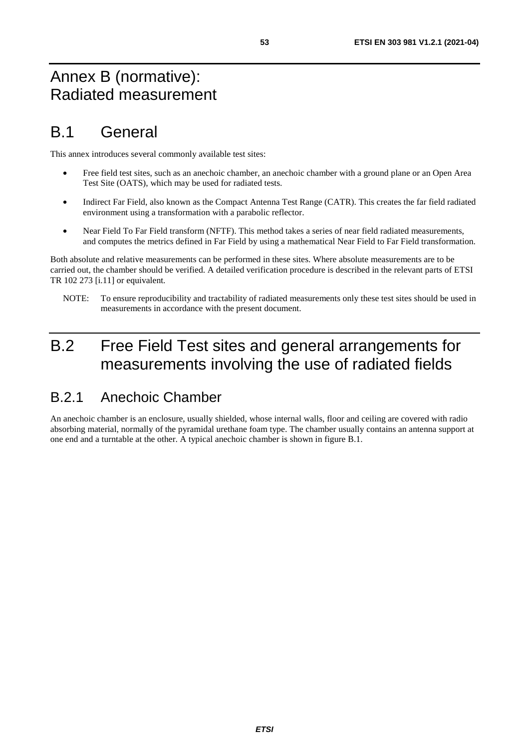# Annex B (normative): Radiated measurement

# B.1 General

This annex introduces several commonly available test sites:

- Free field test sites, such as an anechoic chamber, an anechoic chamber with a ground plane or an Open Area Test Site (OATS), which may be used for radiated tests.
- Indirect Far Field, also known as the Compact Antenna Test Range (CATR). This creates the far field radiated environment using a transformation with a parabolic reflector.
- Near Field To Far Field transform (NFTF). This method takes a series of near field radiated measurements, and computes the metrics defined in Far Field by using a mathematical Near Field to Far Field transformation.

Both absolute and relative measurements can be performed in these sites. Where absolute measurements are to be carried out, the chamber should be verified. A detailed verification procedure is described in the relevant parts of ETSI TR 102 273 [i.11] or equivalent.

NOTE: To ensure reproducibility and tractability of radiated measurements only these test sites should be used in measurements in accordance with the present document.

# B.2 Free Field Test sites and general arrangements for measurements involving the use of radiated fields

## B.2.1 Anechoic Chamber

An anechoic chamber is an enclosure, usually shielded, whose internal walls, floor and ceiling are covered with radio absorbing material, normally of the pyramidal urethane foam type. The chamber usually contains an antenna support at one end and a turntable at the other. A typical anechoic chamber is shown in figure B.1.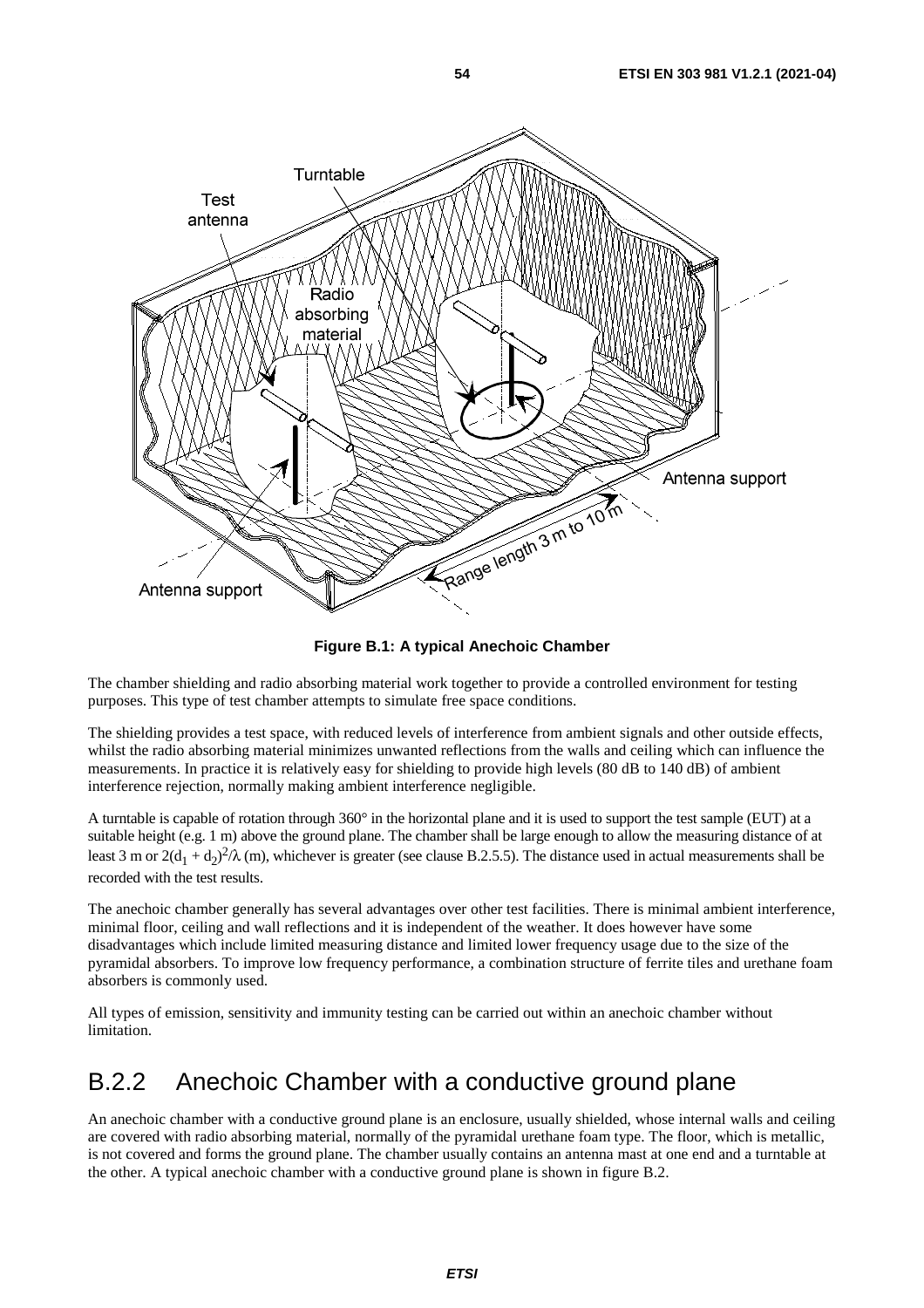Figure B.1: A typical Anechoic Chamber

The chamber shielding and radio absorbing material work together to provide a controlled environment for testing purposes. This type of test chamber attempts to simulate free space conditions.

The shielding provides a test space, with reduced levels of interference from ambient signals and other outside effects, whilst the radio absorbing material minimizes unwanted reflections from the walls and ceiling which can influence the measurements. In practice it is relatively easy for shielding to provide high levels (80 dB to 140 dB) of ambient interference rejection, normally making ambient interference negligible.

A turntable is capable of rotation through 360° in the horizontal plane and it is used to support the test sample (EUT) at a suitable height (e.g. 1 m) above the ground plane. The chamber shall be large enough to allow the measuring distance of at least 3 m or $2(d_1 + d_2)^2/\lambda$ (m), whichever is greater (see clause B.2.5.5). The distance used in actual measurements shall be recorded with the test results.

The anechoic chamber generally has several advantages over other test facilities. There is minimal ambient interference, minimal floor, ceiling and wall reflections and it is independent of the weather. It does however have some disadvantages which include limited measuring distance and limited lower frequency usage due to the size of the pyramidal absorbers. To improve low frequency performance, a combination structure of ferrite tiles and urethane foam absorbers is commonly used.

All types of emission, sensitivity and immunity testing can be carried out within an anechoic chamber without limitation.

## B.2.2 Anechoic Chamber with a conductive ground plane

An anechoic chamber with a conductive ground plane is an enclosure, usually shielded, whose internal walls and ceiling are covered with radio absorbing material, normally of the pyramidal urethane foam type. The floor, which is metallic, is not covered and forms the ground plane. The chamber usually contains an antenna mast at one end and a turntable at the other. A typical anechoic chamber with a conductive ground plane is shown in figure B.2.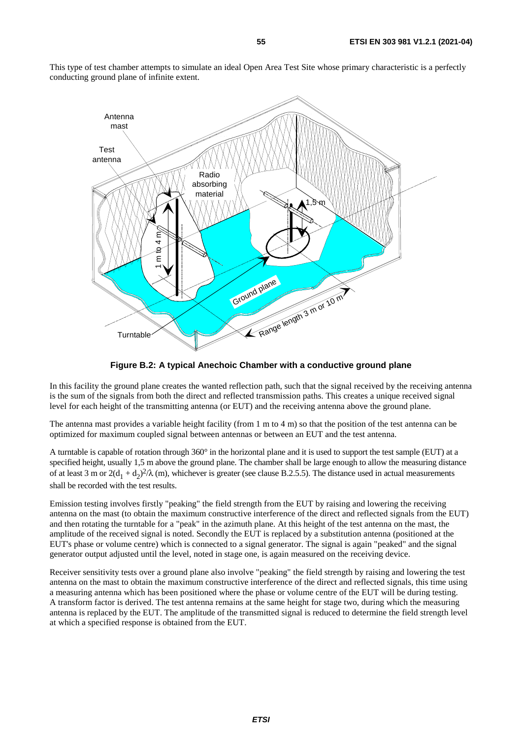This type of test chamber attempts to simulate an ideal Open Area Test Site whose primary characteristic is a perfectly conducting ground plane of infinite extent.

**Figure B.2: A typical Anechoic Chamber with a conductive ground plane**

In this facility the ground plane creates the wanted reflection path, such that the signal received by the receiving antenna is the sum of the signals from both the direct and reflected transmission paths. This creates a unique received signal level for each height of the transmitting antenna (or EUT) and the receiving antenna above the ground plane.

The antenna mast provides a variable height facility (from 1 m to 4 m) so that the position of the test antenna can be optimized for maximum coupled signal between antennas or between an EUT and the test antenna.

A turntable is capable of rotation through 360° in the horizontal plane and it is used to support the test sample (EUT) at a specified height, usually 1,5 m above the ground plane. The chamber shall be large enough to allow the measuring distance of at least 3 m or $2(d_1 + d_2)^2/\lambda$ (m), whichever is greater (see clause B.2.5.5). The distance used in actual measurements shall be recorded with the test results.

Emission testing involves firstly "peaking" the field strength from the EUT by raising and lowering the receiving antenna on the mast (to obtain the maximum constructive interference of the direct and reflected signals from the EUT) and then rotating the turntable for a "peak" in the azimuth plane. At this height of the test antenna on the mast, the amplitude of the received signal is noted. Secondly the EUT is replaced by a substitution antenna (positioned at the EUT's phase or volume centre) which is connected to a signal generator. The signal is again "peaked" and the signal generator output adjusted until the level, noted in stage one, is again measured on the receiving device.

Receiver sensitivity tests over a ground plane also involve "peaking" the field strength by raising and lowering the test antenna on the mast to obtain the maximum constructive interference of the direct and reflected signals, this time using a measuring antenna which has been positioned where the phase or volume centre of the EUT will be during testing. A transform factor is derived. The test antenna remains at the same height for stage two, during which the measuring antenna is replaced by the EUT. The amplitude of the transmitted signal is reduced to determine the field strength level at which a specified response is obtained from the EUT.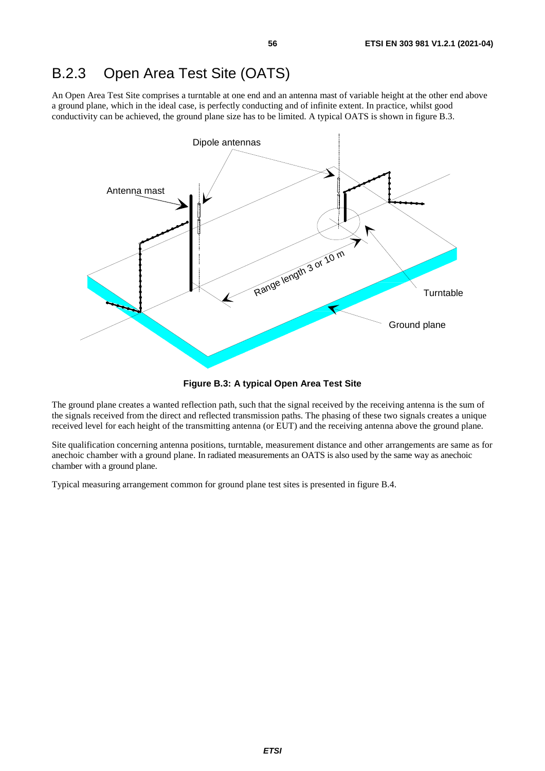## B.2.3 Open Area Test Site (OATS)

An Open Area Test Site comprises a turntable at one end and an antenna mast of variable height at the other end above a ground plane, which in the ideal case, is perfectly conducting and of infinite extent. In practice, whilst good conductivity can be achieved, the ground plane size has to be limited. A typical OATS is shown in figure B.3.

**Figure B.3: A typical Open Area Test Site**

The ground plane creates a wanted reflection path, such that the signal received by the receiving antenna is the sum of the signals received from the direct and reflected transmission paths. The phasing of these two signals creates a unique received level for each height of the transmitting antenna (or EUT) and the receiving antenna above the ground plane.

Site qualification concerning antenna positions, turntable, measurement distance and other arrangements are same as for anechoic chamber with a ground plane. In radiated measurements an OATS is also used by the same way as anechoic chamber with a ground plane.

Typical measuring arrangement common for ground plane test sites is presented in figure B.4.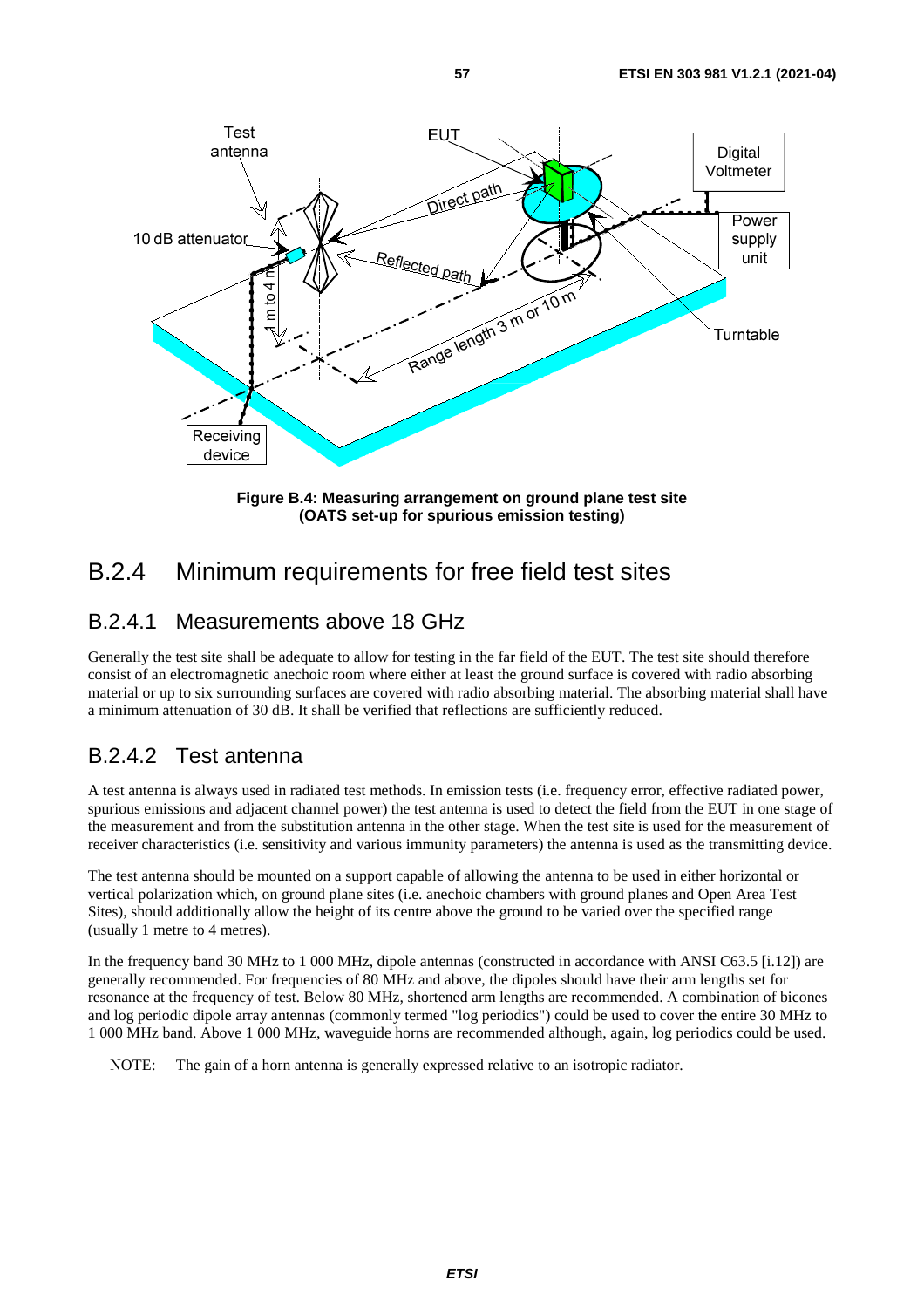**Figure B.4: Measuring arrangement on ground plane test site (OATS set-up for spurious emission testing)**

## B.2.4 Minimum requirements for free field test sites

### B.2.4.1 Measurements above 18 GHz

Generally the test site shall be adequate to allow for testing in the far field of the EUT. The test site should therefore consist of an electromagnetic anechoic room where either at least the ground surface is covered with radio absorbing material or up to six surrounding surfaces are covered with radio absorbing material. The absorbing material shall have a minimum attenuation of 30 dB. It shall be verified that reflections are sufficiently reduced.

### B.2.4.2 Test antenna

A test antenna is always used in radiated test methods. In emission tests (i.e. frequency error, effective radiated power, spurious emissions and adjacent channel power) the test antenna is used to detect the field from the EUT in one stage of the measurement and from the substitution antenna in the other stage. When the test site is used for the measurement of receiver characteristics (i.e. sensitivity and various immunity parameters) the antenna is used as the transmitting device.

The test antenna should be mounted on a support capable of allowing the antenna to be used in either horizontal or vertical polarization which, on ground plane sites (i.e. anechoic chambers with ground planes and Open Area Test Sites), should additionally allow the height of its centre above the ground to be varied over the specified range (usually 1 metre to 4 metres).

In the frequency band 30 MHz to 1 000 MHz, dipole antennas (constructed in accordance with ANSI C63.5 [i.12]) are generally recommended. For frequencies of 80 MHz and above, the dipoles should have their arm lengths set for resonance at the frequency of test. Below 80 MHz, shortened arm lengths are recommended. A combination of bicones and log periodic dipole array antennas (commonly termed "log periodics") could be used to cover the entire 30 MHz to 1 000 MHz band. Above 1 000 MHz, waveguide horns are recommended although, again, log periodics could be used.

NOTE: The gain of a horn antenna is generally expressed relative to an isotropic radiator.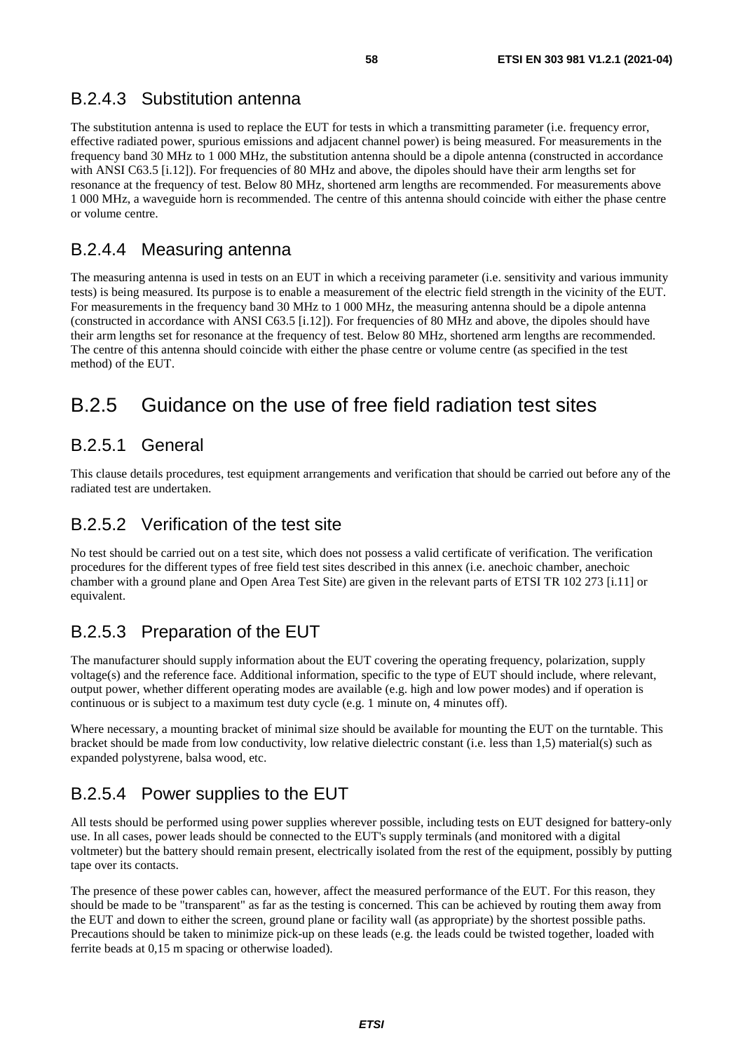### B.2.4.3 Substitution antenna

The substitution antenna is used to replace the EUT for tests in which a transmitting parameter (i.e. frequency error, effective radiated power, spurious emissions and adjacent channel power) is being measured. For measurements in the frequency band 30 MHz to 1 000 MHz, the substitution antenna should be a dipole antenna (constructed in accordance with ANSI C63.5 [i.12]). For frequencies of 80 MHz and above, the dipoles should have their arm lengths set for resonance at the frequency of test. Below 80 MHz, shortened arm lengths are recommended. For measurements above 1 000 MHz, a waveguide horn is recommended. The centre of this antenna should coincide with either the phase centre or volume centre.

### B.2.4.4 Measuring antenna

The measuring antenna is used in tests on an EUT in which a receiving parameter (i.e. sensitivity and various immunity tests) is being measured. Its purpose is to enable a measurement of the electric field strength in the vicinity of the EUT. For measurements in the frequency band 30 MHz to 1 000 MHz, the measuring antenna should be a dipole antenna (constructed in accordance with ANSI C63.5 [i.12]). For frequencies of 80 MHz and above, the dipoles should have their arm lengths set for resonance at the frequency of test. Below 80 MHz, shortened arm lengths are recommended. The centre of this antenna should coincide with either the phase centre or volume centre (as specified in the test method) of the EUT.

## B.2.5 Guidance on the use of free field radiation test sites

### B.2.5.1 General

This clause details procedures, test equipment arrangements and verification that should be carried out before any of the radiated test are undertaken.

### B.2.5.2 Verification of the test site

No test should be carried out on a test site, which does not possess a valid certificate of verification. The verification procedures for the different types of free field test sites described in this annex (i.e. anechoic chamber, anechoic chamber with a ground plane and Open Area Test Site) are given in the relevant parts of ETSI TR 102 273 [i.11] or equivalent.

### B.2.5.3 Preparation of the EUT

The manufacturer should supply information about the EUT covering the operating frequency, polarization, supply voltage(s) and the reference face. Additional information, specific to the type of EUT should include, where relevant, output power, whether different operating modes are available (e.g. high and low power modes) and if operation is continuous or is subject to a maximum test duty cycle (e.g. 1 minute on, 4 minutes off).

Where necessary, a mounting bracket of minimal size should be available for mounting the EUT on the turntable. This bracket should be made from low conductivity, low relative dielectric constant (i.e. less than 1,5) material(s) such as expanded polystyrene, balsa wood, etc.

### B.2.5.4 Power supplies to the EUT

All tests should be performed using power supplies wherever possible, including tests on EUT designed for battery-only use. In all cases, power leads should be connected to the EUT's supply terminals (and monitored with a digital voltmeter) but the battery should remain present, electrically isolated from the rest of the equipment, possibly by putting tape over its contacts.

The presence of these power cables can, however, affect the measured performance of the EUT. For this reason, they should be made to be "transparent" as far as the testing is concerned. This can be achieved by routing them away from the EUT and down to either the screen, ground plane or facility wall (as appropriate) by the shortest possible paths. Precautions should be taken to minimize pick-up on these leads (e.g. the leads could be twisted together, loaded with ferrite beads at 0,15 m spacing or otherwise loaded).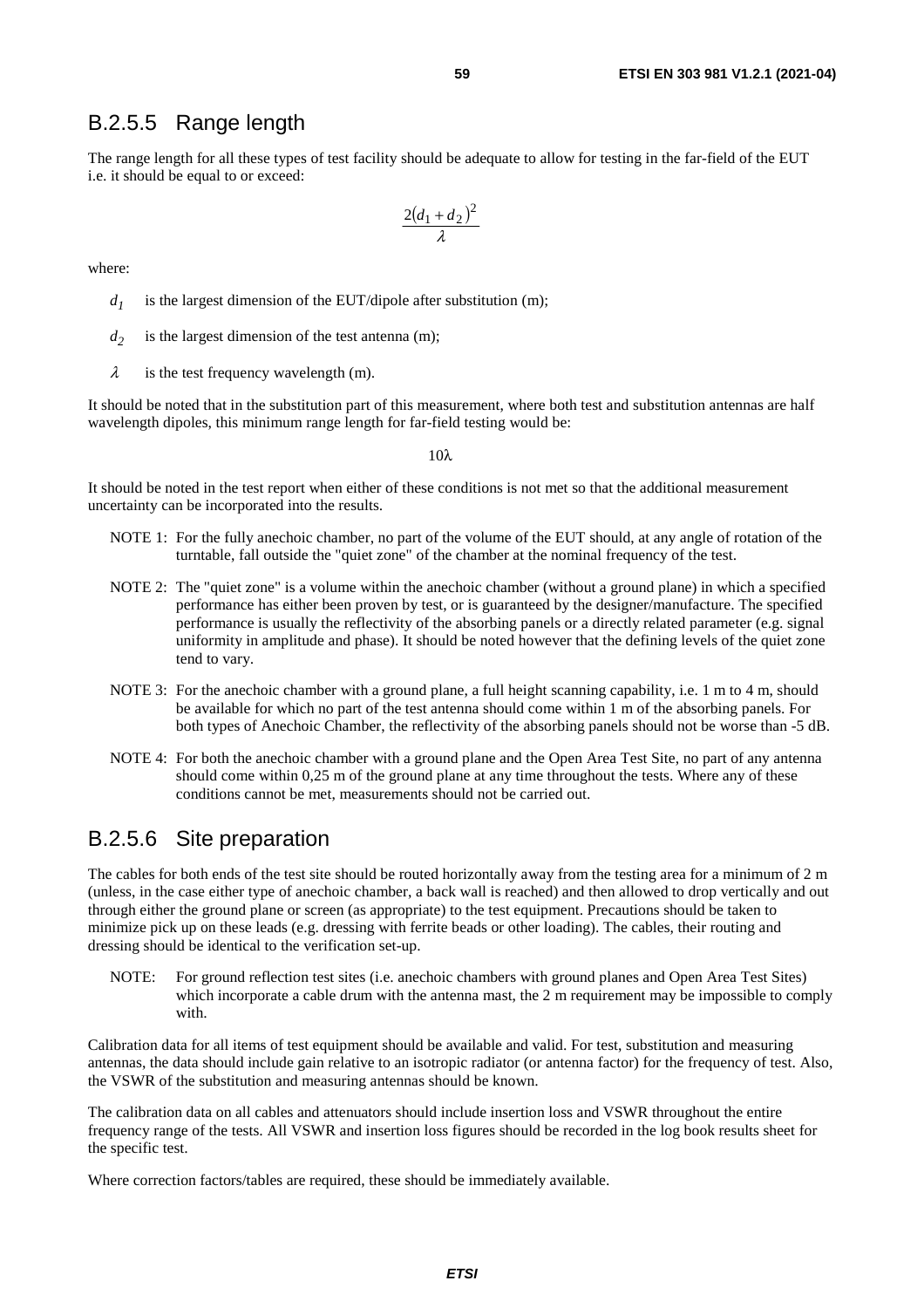### B.2.5.5 Range length

The range length for all these types of test facility should be adequate to allow for testing in the far-field of the EUT i.e. it should be equal to or exceed:

$$\frac{2(d_1 + d_2)^2}{\lambda}$$

where:

- $d_1$ is the largest dimension of the EUT/dipole after substitution (m);
- $d_2$ is the largest dimension of the test antenna (m);
- $\lambda$ is the test frequency wavelength (m).

It should be noted that in the substitution part of this measurement, where both test and substitution antennas are half wavelength dipoles, this minimum range length for far-field testing would be:

$$10\lambda$$

It should be noted in the test report when either of these conditions is not met so that the additional measurement uncertainty can be incorporated into the results.

NOTE 1: For the fully anechoic chamber, no part of the volume of the EUT should, at any angle of rotation of the turntable, fall outside the "quiet zone" of the chamber at the nominal frequency of the test.

NOTE 2: The "quiet zone" is a volume within the anechoic chamber (without a ground plane) in which a specified performance has either been proven by test, or is guaranteed by the designer/manufacture. The specified performance is usually the reflectivity of the absorbing panels or a directly related parameter (e.g. signal uniformity in amplitude and phase). It should be noted however that the defining levels of the quiet zone tend to vary.

NOTE 3: For the anechoic chamber with a ground plane, a full height scanning capability, i.e. 1 m to 4 m, should be available for which no part of the test antenna should come within 1 m of the absorbing panels. For both types of Anechoic Chamber, the reflectivity of the absorbing panels should not be worse than -5 dB.

NOTE 4: For both the anechoic chamber with a ground plane and the Open Area Test Site, no part of any antenna should come within 0,25 m of the ground plane at any time throughout the tests. Where any of these conditions cannot be met, measurements should not be carried out.

### B.2.5.6 Site preparation

The cables for both ends of the test site should be routed horizontally away from the testing area for a minimum of 2 m (unless, in the case either type of anechoic chamber, a back wall is reached) and then allowed to drop vertically and out through either the ground plane or screen (as appropriate) to the test equipment. Precautions should be taken to minimize pick up on these leads (e.g. dressing with ferrite beads or other loading). The cables, their routing and dressing should be identical to the verification set-up.

NOTE: For ground reflection test sites (i.e. anechoic chambers with ground planes and Open Area Test Sites) which incorporate a cable drum with the antenna mast, the 2 m requirement may be impossible to comply with.

Calibration data for all items of test equipment should be available and valid. For test, substitution and measuring antennas, the data should include gain relative to an isotropic radiator (or antenna factor) for the frequency of test. Also, the VSWR of the substitution and measuring antennas should be known.

The calibration data on all cables and attenuators should include insertion loss and VSWR throughout the entire frequency range of the tests. All VSWR and insertion loss figures should be recorded in the log book results sheet for the specific test.

Where correction factors/tables are required, these should be immediately available.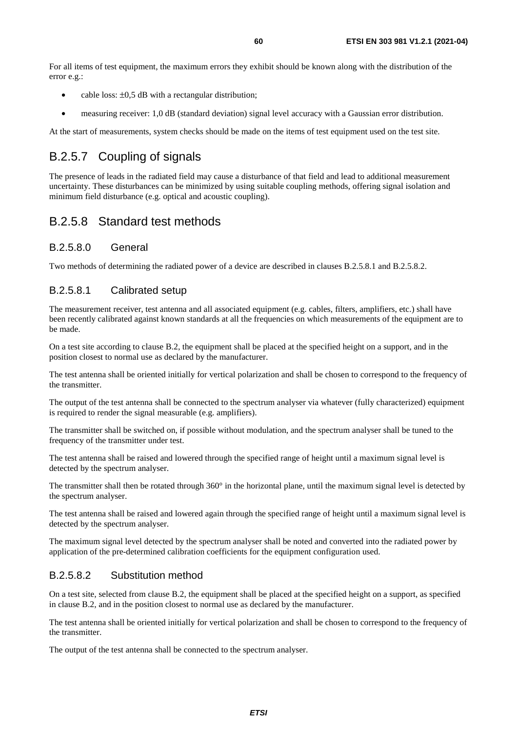For all items of test equipment, the maximum errors they exhibit should be known along with the distribution of the error e.g.:

- cable loss: ±0,5 dB with a rectangular distribution;
- measuring receiver: 1,0 dB (standard deviation) signal level accuracy with a Gaussian error distribution.

At the start of measurements, system checks should be made on the items of test equipment used on the test site.

## B.2.5.7 Coupling of signals

The presence of leads in the radiated field may cause a disturbance of that field and lead to additional measurement uncertainty. These disturbances can be minimized by using suitable coupling methods, offering signal isolation and minimum field disturbance (e.g. optical and acoustic coupling).

## B.2.5.8 Standard test methods

### B.2.5.8.0 General

Two methods of determining the radiated power of a device are described in clauses B.2.5.8.1 and B.2.5.8.2.

### B.2.5.8.1 Calibrated setup

The measurement receiver, test antenna and all associated equipment (e.g. cables, filters, amplifiers, etc.) shall have been recently calibrated against known standards at all the frequencies on which measurements of the equipment are to be made.

On a test site according to clause B.2, the equipment shall be placed at the specified height on a support, and in the position closest to normal use as declared by the manufacturer.

The test antenna shall be oriented initially for vertical polarization and shall be chosen to correspond to the frequency of the transmitter.

The output of the test antenna shall be connected to the spectrum analyser via whatever (fully characterized) equipment is required to render the signal measurable (e.g. amplifiers).

The transmitter shall be switched on, if possible without modulation, and the spectrum analyser shall be tuned to the frequency of the transmitter under test.

The test antenna shall be raised and lowered through the specified range of height until a maximum signal level is detected by the spectrum analyser.

The transmitter shall then be rotated through 360° in the horizontal plane, until the maximum signal level is detected by the spectrum analyser.

The test antenna shall be raised and lowered again through the specified range of height until a maximum signal level is detected by the spectrum analyser.

The maximum signal level detected by the spectrum analyser shall be noted and converted into the radiated power by application of the pre-determined calibration coefficients for the equipment configuration used.

### B.2.5.8.2 Substitution method

On a test site, selected from clause B.2, the equipment shall be placed at the specified height on a support, as specified in clause B.2, and in the position closest to normal use as declared by the manufacturer.

The test antenna shall be oriented initially for vertical polarization and shall be chosen to correspond to the frequency of the transmitter.

The output of the test antenna shall be connected to the spectrum analyser.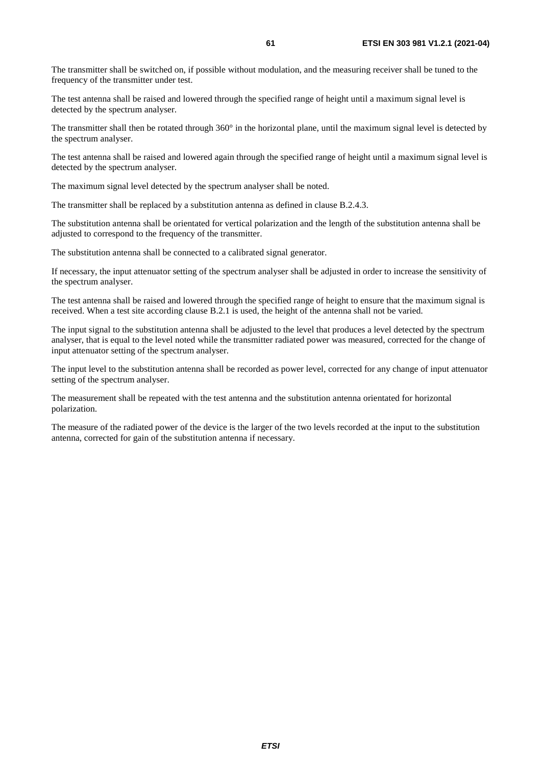The transmitter shall be switched on, if possible without modulation, and the measuring receiver shall be tuned to the frequency of the transmitter under test.

The test antenna shall be raised and lowered through the specified range of height until a maximum signal level is detected by the spectrum analyser.

The transmitter shall then be rotated through 360° in the horizontal plane, until the maximum signal level is detected by the spectrum analyser.

The test antenna shall be raised and lowered again through the specified range of height until a maximum signal level is detected by the spectrum analyser.

The maximum signal level detected by the spectrum analyser shall be noted.

The transmitter shall be replaced by a substitution antenna as defined in clause B.2.4.3.

The substitution antenna shall be orientated for vertical polarization and the length of the substitution antenna shall be adjusted to correspond to the frequency of the transmitter.

The substitution antenna shall be connected to a calibrated signal generator.

If necessary, the input attenuator setting of the spectrum analyser shall be adjusted in order to increase the sensitivity of the spectrum analyser.

The test antenna shall be raised and lowered through the specified range of height to ensure that the maximum signal is received. When a test site according clause B.2.1 is used, the height of the antenna shall not be varied.

The input signal to the substitution antenna shall be adjusted to the level that produces a level detected by the spectrum analyser, that is equal to the level noted while the transmitter radiated power was measured, corrected for the change of input attenuator setting of the spectrum analyser.

The input level to the substitution antenna shall be recorded as power level, corrected for any change of input attenuator setting of the spectrum analyser.

The measurement shall be repeated with the test antenna and the substitution antenna orientated for horizontal polarization.

The measure of the radiated power of the device is the larger of the two levels recorded at the input to the substitution antenna, corrected for gain of the substitution antenna if necessary.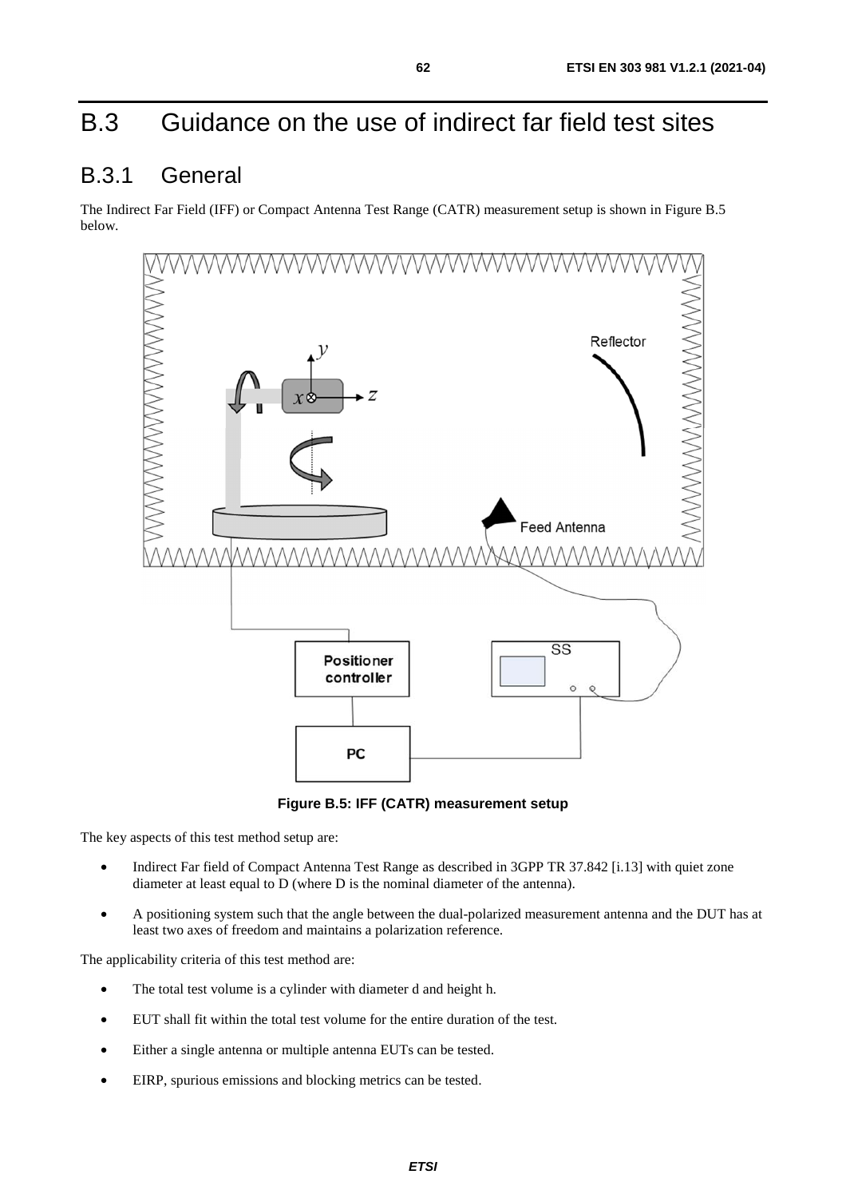# B.3 Guidance on the use of indirect far field test sites

## B.3.1 General

The Indirect Far Field (IFF) or Compact Antenna Test Range (CATR) measurement setup is shown in Figure B.5 below.

**Figure B.5: IFF (CATR) measurement setup**

The key aspects of this test method setup are:

- Indirect Far field of Compact Antenna Test Range as described in 3GPP TR 37.842 [i.13] with quiet zone diameter at least equal to D (where D is the nominal diameter of the antenna).
- A positioning system such that the angle between the dual-polarized measurement antenna and the DUT has at least two axes of freedom and maintains a polarization reference.

The applicability criteria of this test method are:

- The total test volume is a cylinder with diameter d and height h.
- EUT shall fit within the total test volume for the entire duration of the test.
- Either a single antenna or multiple antenna EUTs can be tested.
- EIRP, spurious emissions and blocking metrics can be tested.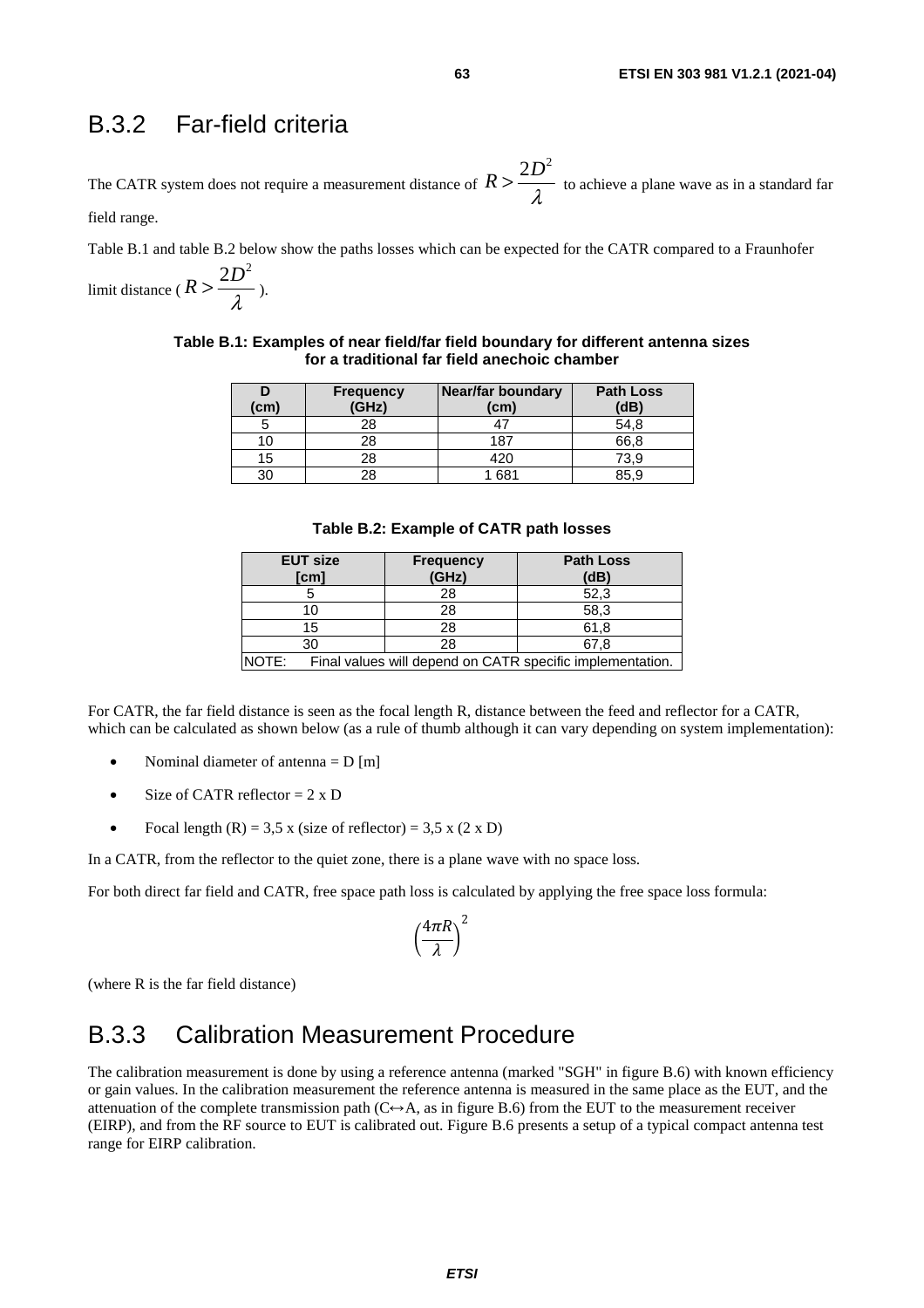## B.3.2 Far-field criteria

The CATR system does not require a measurement distance of $R > \frac{2D^2}{\lambda}$ to achieve a plane wave as in a standard far field range.

Table B.1 and table B.2 below show the paths losses which can be expected for the CATR compared to a Fraunhofer limit distance ( $R > \frac{2D^2}{\lambda}$ ).

**Table B.1: Examples of near field/far field boundary for different antenna sizes for a traditional far field anechoic chamber**

| D (cm) | Frequency (GHz) | Near/far boundary (cm) | Path Loss (dB) |
|---|---|---|---|
| 5 | 28 | 47 | 54,8 |
| 10 | 28 | 187 | 66,8 |
| 15 | 28 | 420 | 73,9 |
| 30 | 28 | 1 681 | 85,9 |

**Table B.2: Example of CATR path losses**

| EUT size [cm] | Frequency (GHz) | Path Loss (dB) |
|---|---|---|
| 5 | 28 | 52,3 |
| 10 | 28 | 58,3 |
| 15 | 28 | 61,8 |
| 30 | 28 | 67,8 |
| NOTE: Final values will depend on CATR specific implementation. | | |

For CATR, the far field distance is seen as the focal length R, distance between the feed and reflector for a CATR, which can be calculated as shown below (as a rule of thumb although it can vary depending on system implementation):

- Nominal diameter of antenna = D [m]
- Size of CATR reflector = 2 x D
- Focal length (R) = 3,5 x (size of reflector) = 3,5 x (2 x D)

In a CATR, from the reflector to the quiet zone, there is a plane wave with no space loss.

For both direct far field and CATR, free space path loss is calculated by applying the free space loss formula:

$$\left(\frac{4\pi R}{\lambda}\right)^2$$

(where R is the far field distance)

## B.3.3 Calibration Measurement Procedure

The calibration measurement is done by using a reference antenna (marked "SGH" in figure B.6) with known efficiency or gain values. In the calibration measurement the reference antenna is measured in the same place as the EUT, and the attenuation of the complete transmission path (C↔A, as in figure B.6) from the EUT to the measurement receiver (EIRP), and from the RF source to EUT is calibrated out. Figure B.6 presents a setup of a typical compact antenna test range for EIRP calibration.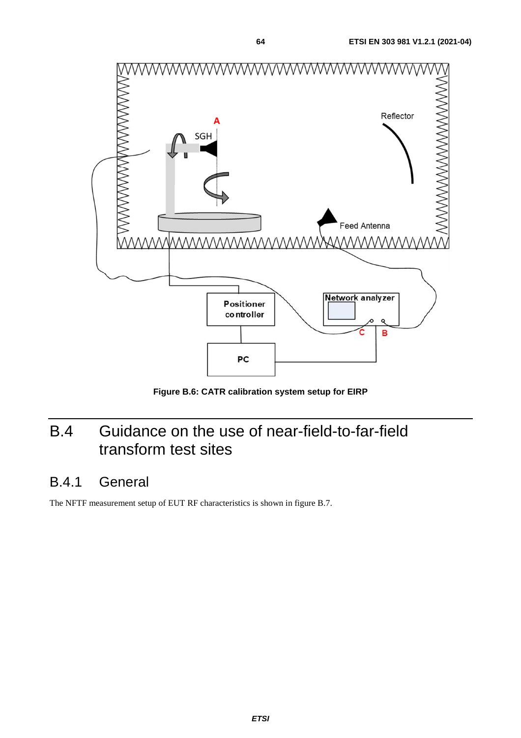Figure B.6: CATR calibration system setup for EIRP

# B.4 Guidance on the use of near-field-to-far-field transform test sites

## B.4.1 General

The NFTF measurement setup of EUT RF characteristics is shown in figure B.7.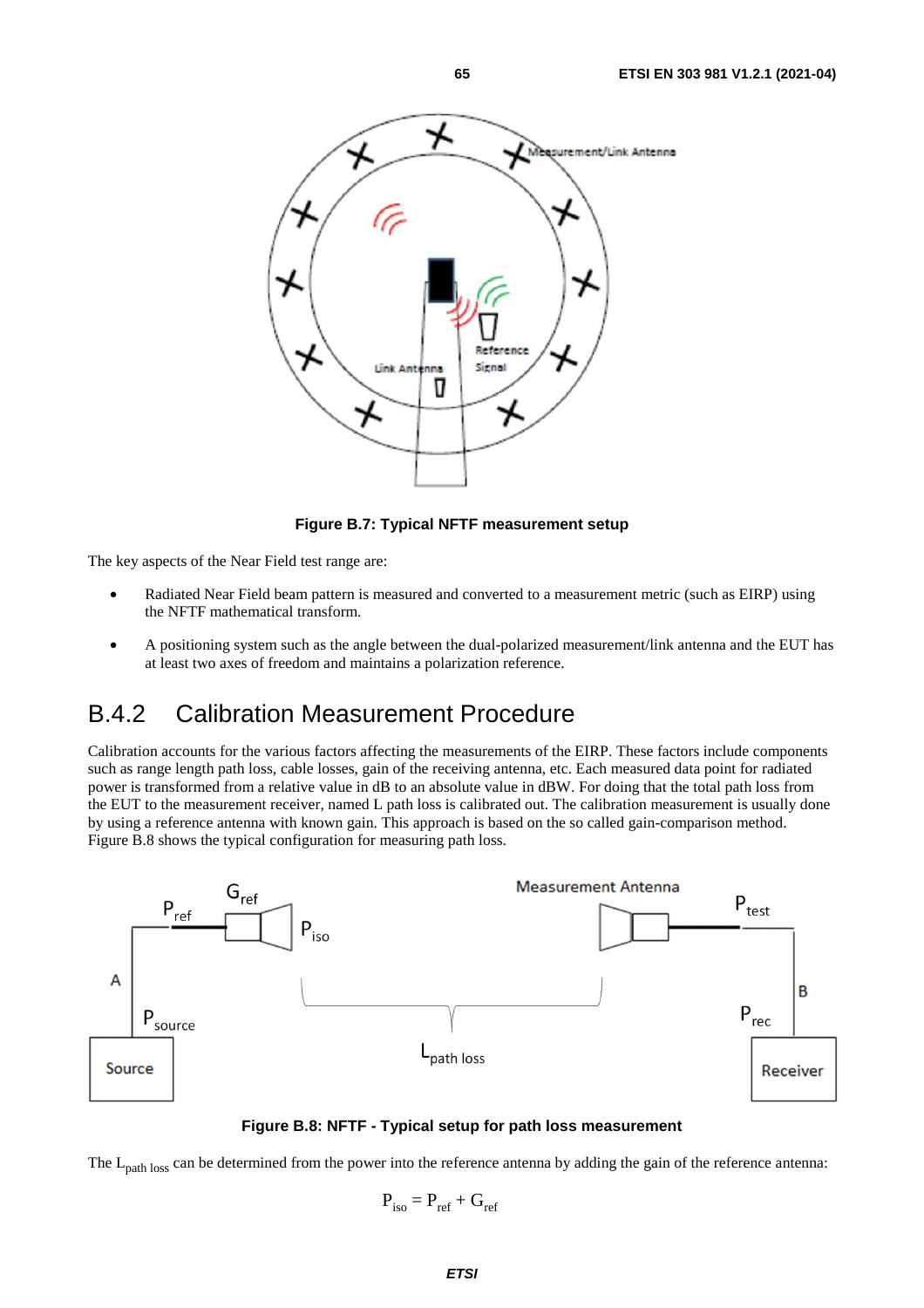Figure B.7: Typical NFTF measurement setup

The key aspects of the Near Field test range are:

- Radiated Near Field beam pattern is measured and converted to a measurement metric (such as EIRP) using the NFTF mathematical transform.
- A positioning system such as the angle between the dual-polarized measurement/link antenna and the EUT has at least two axes of freedom and maintains a polarization reference.

## B.4.2 Calibration Measurement Procedure

Calibration accounts for the various factors affecting the measurements of the EIRP. These factors include components such as range length path loss, cable losses, gain of the receiving antenna, etc. Each measured data point for radiated power is transformed from a relative value in dB to an absolute value in dBW. For doing that the total path loss from the EUT to the measurement receiver, named L path loss is calibrated out. The calibration measurement is usually done by using a reference antenna with known gain. This approach is based on the so called gain-comparison method. Figure B.8 shows the typical configuration for measuring path loss.

Figure B.8: NFTF - Typical setup for path loss measurement

The $L_{path\ loss}$ can be determined from the power into the reference antenna by adding the gain of the reference antenna:

$$P_{iso} = P_{ref} + G_{ref}$$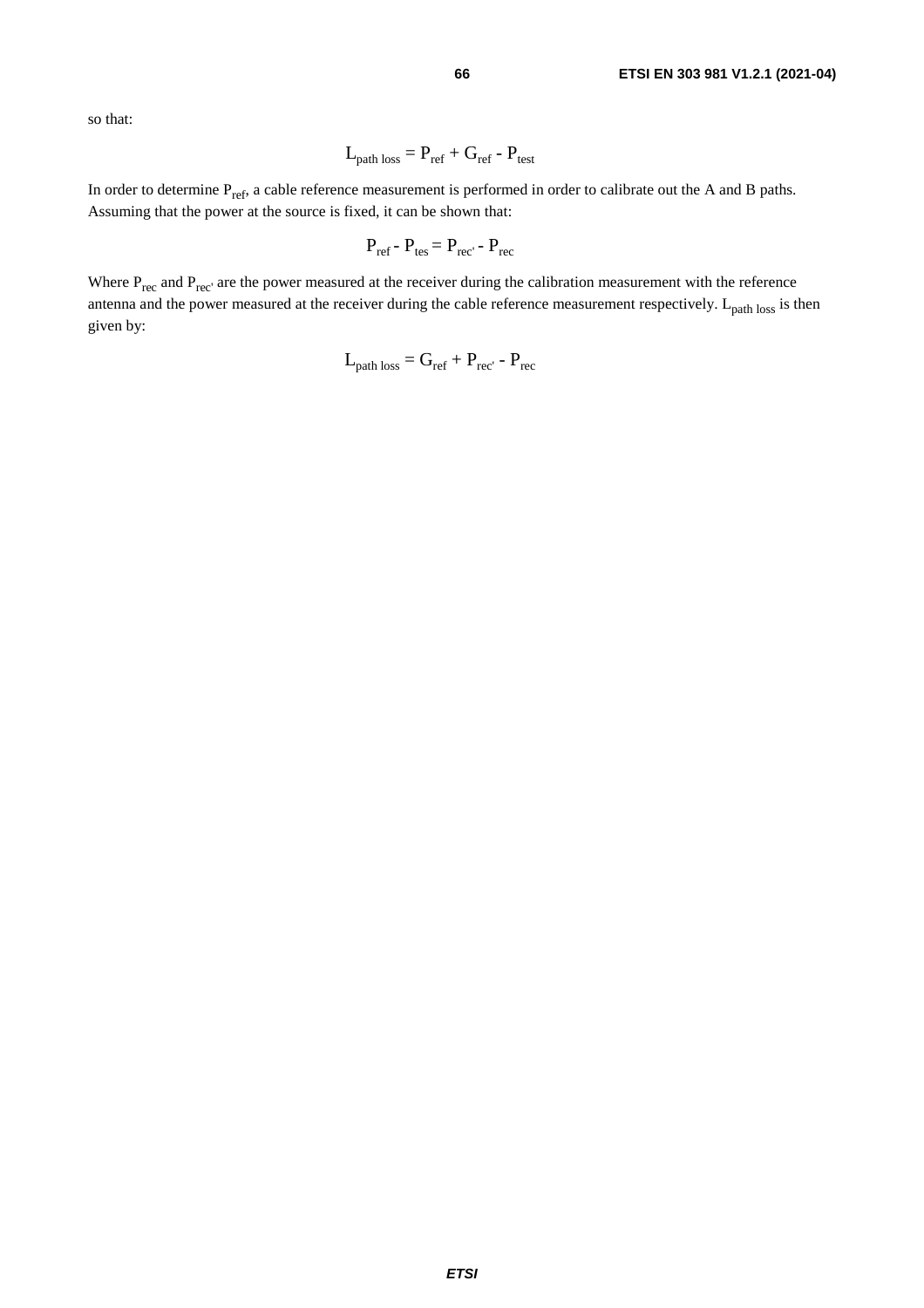so that:

$$L_{path\ loss} = P_{ref} + G_{ref} - P_{test}$$

In order to determine $P_{ref}$, a cable reference measurement is performed in order to calibrate out the A and B paths. Assuming that the power at the source is fixed, it can be shown that:

$$P_{ref} - P_{tes} = P_{rec'} - P_{rec}$$

Where $P_{rec}$ and $P_{rec'}$ are the power measured at the receiver during the calibration measurement with the reference antenna and the power measured at the receiver during the cable reference measurement respectively. $L_{path\ loss}$ is then given by:

$$L_{path\ loss} = G_{ref} + P_{rec'} - P_{rec}$$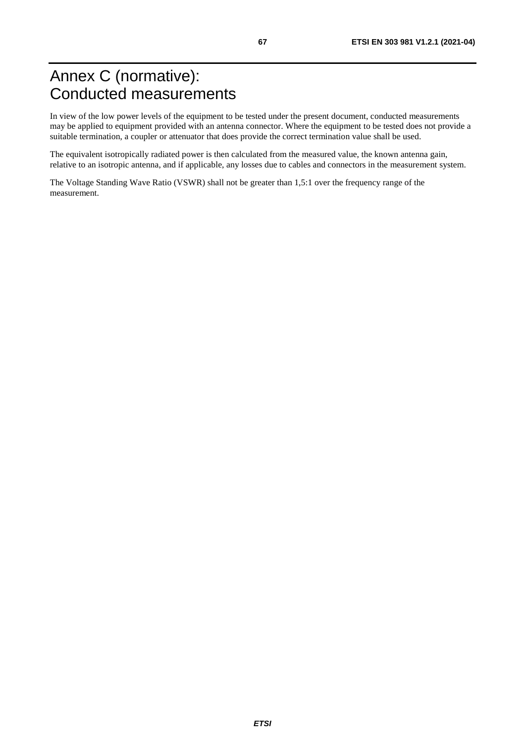# Annex C (normative): Conducted measurements

In view of the low power levels of the equipment to be tested under the present document, conducted measurements may be applied to equipment provided with an antenna connector. Where the equipment to be tested does not provide a suitable termination, a coupler or attenuator that does provide the correct termination value shall be used.

The equivalent isotropically radiated power is then calculated from the measured value, the known antenna gain, relative to an isotropic antenna, and if applicable, any losses due to cables and connectors in the measurement system.

The Voltage Standing Wave Ratio (VSWR) shall not be greater than 1,5:1 over the frequency range of the measurement.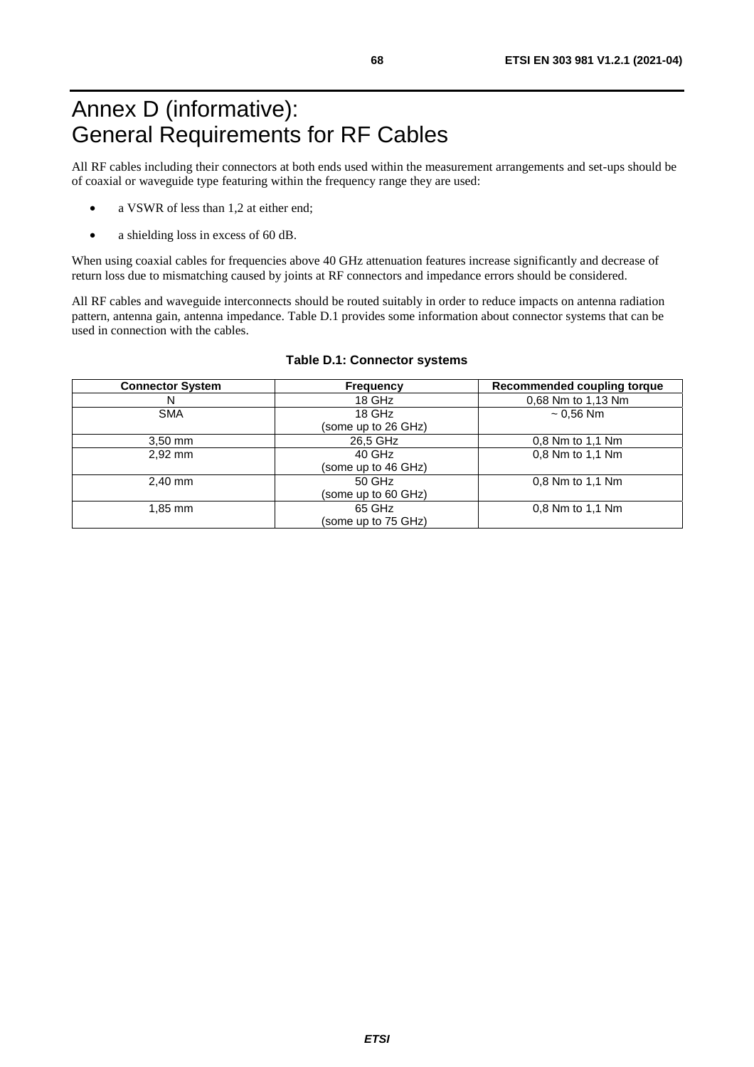# Annex D (informative): General Requirements for RF Cables

All RF cables including their connectors at both ends used within the measurement arrangements and set-ups should be of coaxial or waveguide type featuring within the frequency range they are used:

- a VSWR of less than 1,2 at either end;
- a shielding loss in excess of 60 dB.

When using coaxial cables for frequencies above 40 GHz attenuation features increase significantly and decrease of return loss due to mismatching caused by joints at RF connectors and impedance errors should be considered.

All RF cables and waveguide interconnects should be routed suitably in order to reduce impacts on antenna radiation pattern, antenna gain, antenna impedance. Table D.1 provides some information about connector systems that can be used in connection with the cables.

**Table D.1: Connector systems**

| Connector System | Frequency | Recommended coupling torque |
|---|---|---|
| N | 18 GHz | 0,68 Nm to 1,13 Nm |
| SMA | 18 GHz (some up to 26 GHz) | ~ 0,56 Nm |
| 3,50 mm | 26,5 GHz | 0,8 Nm to 1,1 Nm |
| 2,92 mm | 40 GHz (some up to 46 GHz) | 0,8 Nm to 1,1 Nm |
| 2,40 mm | 50 GHz (some up to 60 GHz) | 0,8 Nm to 1,1 Nm |
| 1,85 mm | 65 GHz (some up to 75 GHz) | 0,8 Nm to 1,1 Nm |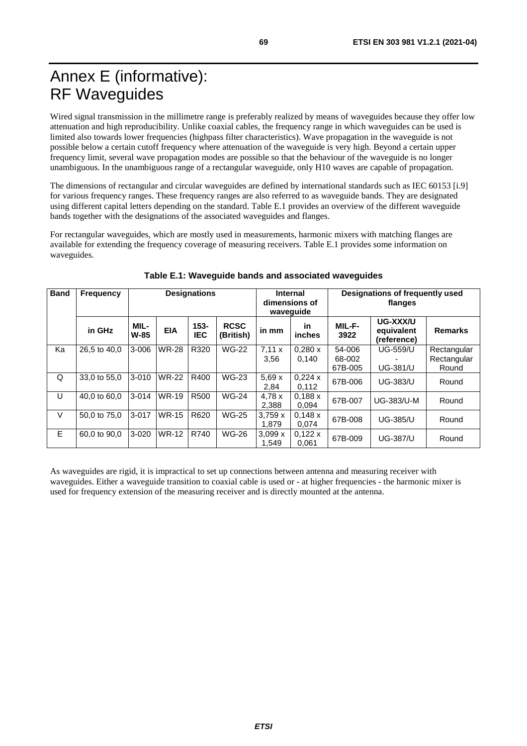# Annex E (informative): RF Waveguides

Wired signal transmission in the millimetre range is preferably realized by means of waveguides because they offer low attenuation and high reproducibility. Unlike coaxial cables, the frequency range in which waveguides can be used is limited also towards lower frequencies (highpass filter characteristics). Wave propagation in the waveguide is not possible below a certain cutoff frequency where attenuation of the waveguide is very high. Beyond a certain upper frequency limit, several wave propagation modes are possible so that the behaviour of the waveguide is no longer unambiguous. In the unambiguous range of a rectangular waveguide, only H10 waves are capable of propagation.

The dimensions of rectangular and circular waveguides are defined by international standards such as IEC 60153 [i.9] for various frequency ranges. These frequency ranges are also referred to as waveguide bands. They are designated using different capital letters depending on the standard. Table E.1 provides an overview of the different waveguide bands together with the designations of the associated waveguides and flanges.

For rectangular waveguides, which are mostly used in measurements, harmonic mixers with matching flanges are available for extending the frequency coverage of measuring receivers. Table E.1 provides some information on waveguides.

**Table E.1: Waveguide bands and associated waveguides**

| Band | Frequency | Designations | | | | Internal dimensions of waveguide | | Designations of frequently used flanges | | |
|---|---|---|---|---|---|---|---|---|---|---|
| | in GHz | MIL-W-85 | EIA | 153-IEC | RCSC (British) | in mm | in inches | MIL-F-3922 | UG-XXX/U equivalent (reference) | Remarks |
| Ka | 26,5 to 40,0 | 3-006 | WR-28 | R320 | WG-22 | 7,11 x 3,56 | 0,280 x 0,140 | 54-006<br>68-002<br>67B-005 | UG-559/U<br>-<br>UG-381/U | Rectangular<br>Rectangular<br>Round |
| Q | 33,0 to 55,0 | 3-010 | WR-22 | R400 | WG-23 | 5,69 x 2,84 | 0,224 x 0,112 | 67B-006 | UG-383/U | Round |
| U | 40,0 to 60,0 | 3-014 | WR-19 | R500 | WG-24 | 4,78 x 2,388 | 0,188 x 0,094 | 67B-007 | UG-383/U-M | Round |
| V | 50,0 to 75,0 | 3-017 | WR-15 | R620 | WG-25 | 3,759 x 1,879 | 0,148 x 0,074 | 67B-008 | UG-385/U | Round |
| E | 60,0 to 90,0 | 3-020 | WR-12 | R740 | WG-26 | 3,099 x 1,549 | 0,122 x 0,061 | 67B-009 | UG-387/U | Round |

As waveguides are rigid, it is impractical to set up connections between antenna and measuring receiver with waveguides. Either a waveguide transition to coaxial cable is used or - at higher frequencies - the harmonic mixer is used for frequency extension of the measuring receiver and is directly mounted at the antenna.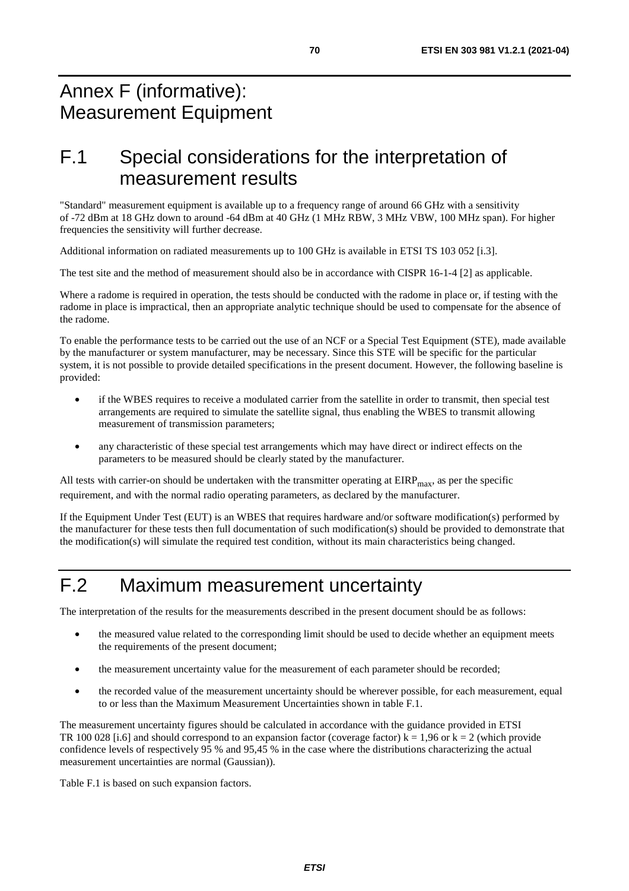# Annex F (informative): Measurement Equipment

## F.1 Special considerations for the interpretation of measurement results

"Standard" measurement equipment is available up to a frequency range of around 66 GHz with a sensitivity of -72 dBm at 18 GHz down to around -64 dBm at 40 GHz (1 MHz RBW, 3 MHz VBW, 100 MHz span). For higher frequencies the sensitivity will further decrease.

Additional information on radiated measurements up to 100 GHz is available in ETSI TS 103 052 [i.3].

The test site and the method of measurement should also be in accordance with CISPR 16-1-4 [2] as applicable.

Where a radome is required in operation, the tests should be conducted with the radome in place or, if testing with the radome in place is impractical, then an appropriate analytic technique should be used to compensate for the absence of the radome.

To enable the performance tests to be carried out the use of an NCF or a Special Test Equipment (STE), made available by the manufacturer or system manufacturer, may be necessary. Since this STE will be specific for the particular system, it is not possible to provide detailed specifications in the present document. However, the following baseline is provided:

- if the WBES requires to receive a modulated carrier from the satellite in order to transmit, then special test arrangements are required to simulate the satellite signal, thus enabling the WBES to transmit allowing measurement of transmission parameters;
- any characteristic of these special test arrangements which may have direct or indirect effects on the parameters to be measured should be clearly stated by the manufacturer.

All tests with carrier-on should be undertaken with the transmitter operating at $EIRP_{max}$, as per the specific requirement, and with the normal radio operating parameters, as declared by the manufacturer.

If the Equipment Under Test (EUT) is an WBES that requires hardware and/or software modification(s) performed by the manufacturer for these tests then full documentation of such modification(s) should be provided to demonstrate that the modification(s) will simulate the required test condition, without its main characteristics being changed.

## F.2 Maximum measurement uncertainty

The interpretation of the results for the measurements described in the present document should be as follows:

- the measured value related to the corresponding limit should be used to decide whether an equipment meets the requirements of the present document;
- the measurement uncertainty value for the measurement of each parameter should be recorded;
- the recorded value of the measurement uncertainty should be wherever possible, for each measurement, equal to or less than the Maximum Measurement Uncertainties shown in table F.1.

The measurement uncertainty figures should be calculated in accordance with the guidance provided in ETSI TR 100 028 [i.6] and should correspond to an expansion factor (coverage factor) $k = 1,96$ or $k = 2$ (which provide confidence levels of respectively 95 % and 95,45 % in the case where the distributions characterizing the actual measurement uncertainties are normal (Gaussian)).

Table F.1 is based on such expansion factors.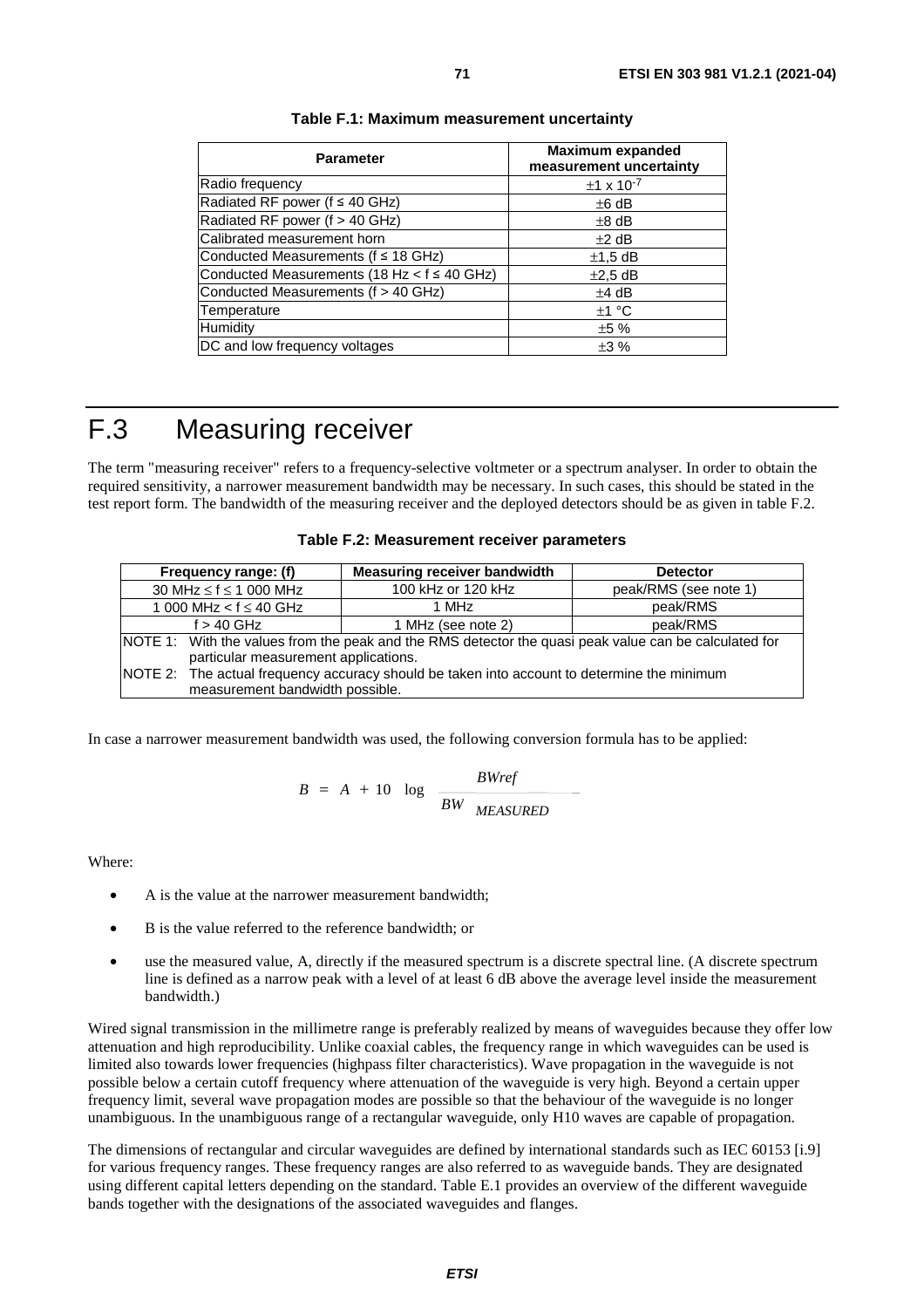**Table F.1: Maximum measurement uncertainty**

| Parameter | Maximum expanded measurement uncertainty |
|---|---|
| Radio frequency | $\pm 1 \times 10^{-7}$ |
| Radiated RF power (f ≤ 40 GHz) | ±6 dB |
| Radiated RF power (f > 40 GHz) | ±8 dB |
| Calibrated measurement horn | ±2 dB |
| Conducted Measurements (f ≤ 18 GHz) | ±1,5 dB |
| Conducted Measurements (18 Hz < f ≤ 40 GHz) | ±2,5 dB |
| Conducted Measurements (f > 40 GHz) | ±4 dB |
| Temperature | ±1 °C |
| Humidity | ±5 % |
| DC and low frequency voltages | ±3 % |

# F.3 Measuring receiver

The term "measuring receiver" refers to a frequency-selective voltmeter or a spectrum analyser. In order to obtain the required sensitivity, a narrower measurement bandwidth may be necessary. In such cases, this should be stated in the test report form. The bandwidth of the measuring receiver and the deployed detectors should be as given in table F.2.

**Table F.2: Measurement receiver parameters**

| Frequency range: (f) | Measuring receiver bandwidth | Detector |
|---|---|---|
| 30 MHz ≤ f ≤ 1 000 MHz | 100 kHz or 120 kHz | peak/RMS (see note 1) |
| 1 000 MHz < f ≤ 40 GHz | 1 MHz | peak/RMS |
| f > 40 GHz | 1 MHz (see note 2) | peak/RMS |
| NOTE 1: With the values from the peak and the RMS detector the quasi peak value can be calculated for particular measurement applications. | | |
| NOTE 2: The actual frequency accuracy should be taken into account to determine the minimum measurement bandwidth possible. | | |

In case a narrower measurement bandwidth was used, the following conversion formula has to be applied:

$$B = A + 10 \log \frac{BWref}{BW_{MEASURED}}$$

Where:

- A is the value at the narrower measurement bandwidth;
- B is the value referred to the reference bandwidth; or
- use the measured value, A, directly if the measured spectrum is a discrete spectral line. (A discrete spectrum line is defined as a narrow peak with a level of at least 6 dB above the average level inside the measurement bandwidth.)

Wired signal transmission in the millimetre range is preferably realized by means of waveguides because they offer low attenuation and high reproducibility. Unlike coaxial cables, the frequency range in which waveguides can be used is limited also towards lower frequencies (highpass filter characteristics). Wave propagation in the waveguide is not possible below a certain cutoff frequency where attenuation of the waveguide is very high. Beyond a certain upper frequency limit, several wave propagation modes are possible so that the behaviour of the waveguide is no longer unambiguous. In the unambiguous range of a rectangular waveguide, only H10 waves are capable of propagation.

The dimensions of rectangular and circular waveguides are defined by international standards such as IEC 60153 [i.9] for various frequency ranges. These frequency ranges are also referred to as waveguide bands. They are designated using different capital letters depending on the standard. Table E.1 provides an overview of the different waveguide bands together with the designations of the associated waveguides and flanges.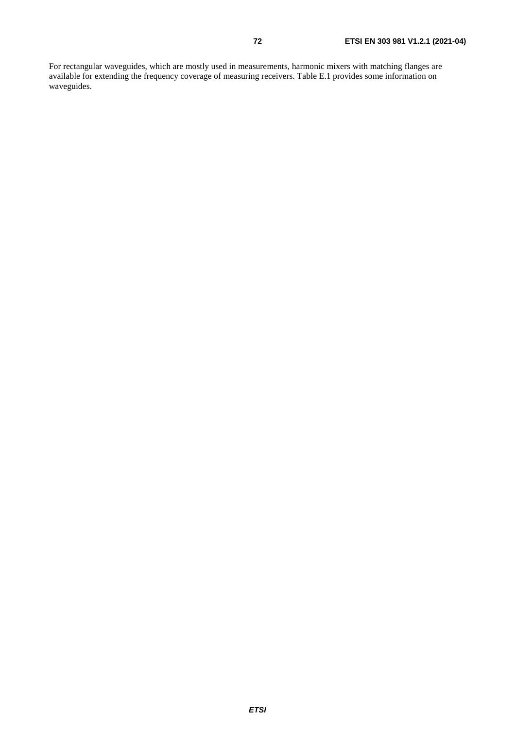For rectangular waveguides, which are mostly used in measurements, harmonic mixers with matching flanges are available for extending the frequency coverage of measuring receivers. Table E.1 provides some information on waveguides.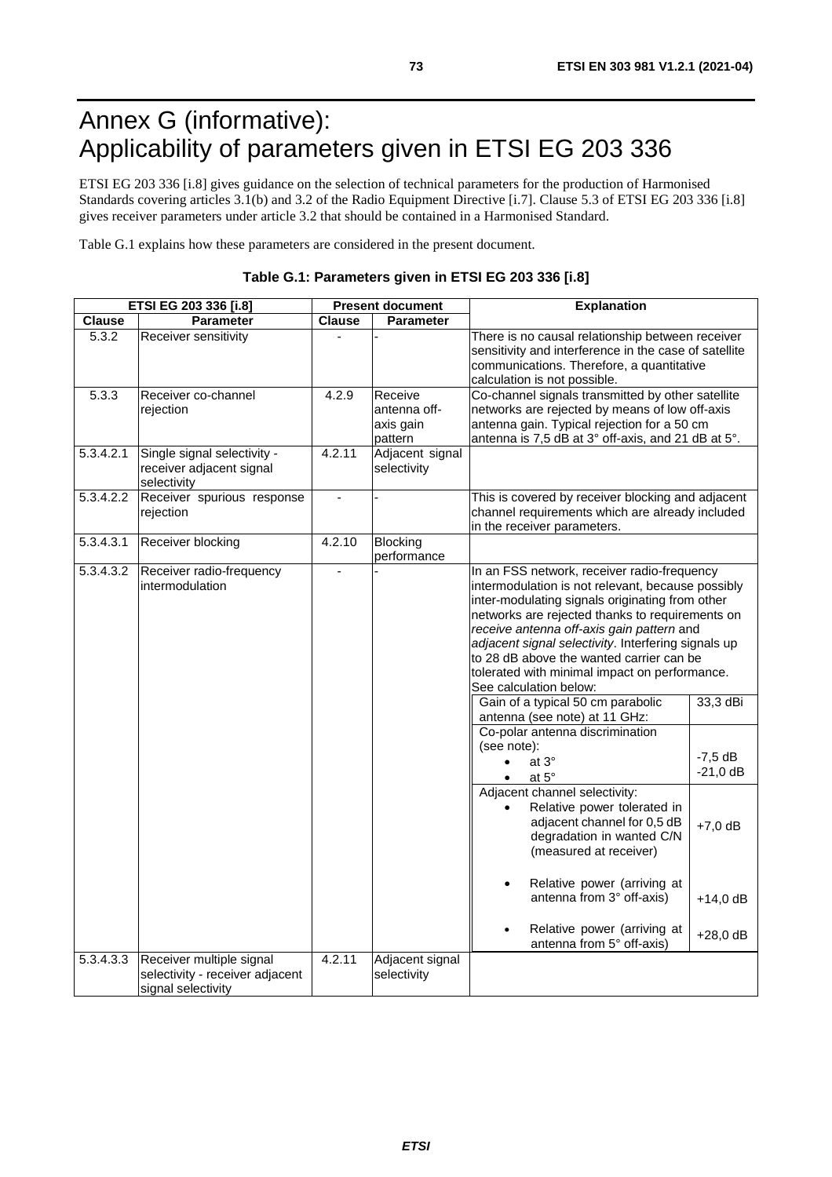# Annex G (informative): Applicability of parameters given in ETSI EG 203 336

ETSI EG 203 336 [i.8] gives guidance on the selection of technical parameters for the production of Harmonised Standards covering articles 3.1(b) and 3.2 of the Radio Equipment Directive [i.7]. Clause 5.3 of ETSI EG 203 336 [i.8] gives receiver parameters under article 3.2 that should be contained in a Harmonised Standard.

Table G.1 explains how these parameters are considered in the present document.

**Table G.1: Parameters given in ETSI EG 203 336 [i.8]**

| ETSI EG 203 336 [i.8] | | Present document | | Explanation | |
|---|---|---|---|---|---|
| **Clause** | **Parameter** | **Clause** | **Parameter** | | |
| 5.3.2 | Receiver sensitivity | - | - | There is no causal relationship between receiver sensitivity and interference in the case of satellite communications. Therefore, a quantitative calculation is not possible. | |
| 5.3.3 | Receiver co-channel rejection | 4.2.9 | Receive antenna off-axis gain pattern | Co-channel signals transmitted by other satellite networks are rejected by means of low off-axis antenna gain. Typical rejection for a 50 cm antenna is 7,5 dB at 3° off-axis, and 21 dB at 5°. | |
| 5.3.4.2.1 | Single signal selectivity - receiver adjacent signal selectivity | 4.2.11 | Adjacent signal selectivity | | |
| 5.3.4.2.2 | Receiver spurious response rejection | - | - | This is covered by receiver blocking and adjacent channel requirements which are already included in the receiver parameters. | |
| 5.3.4.3.1 | Receiver blocking | 4.2.10 | Blocking performance | | |
| 5.3.4.3.2 | Receiver radio-frequency intermodulation | - | - | In an FSS network, receiver radio-frequency intermodulation is not relevant, because possibly inter-modulating signals originating from other networks are rejected thanks to requirements on *receive antenna off-axis gain pattern* and *adjacent signal selectivity*. Interfering signals up to 28 dB above the wanted carrier can be tolerated with minimal impact on performance. See calculation below: | |
| | | | | Gain of a typical 50 cm parabolic antenna (see note) at 11 GHz: | 33,3 dBi |
| | | | | Co-polar antenna discrimination (see note): <br>• at 3° <br>• at 5° | <br>-7,5 dB <br>-21,0 dB |
| | | | | Adjacent channel selectivity: <br>• Relative power tolerated in adjacent channel for 0,5 dB degradation in wanted C/N (measured at receiver) | +7,0 dB |
| | | | | • Relative power (arriving at antenna from 3° off-axis) | +14,0 dB |
| | | | | • Relative power (arriving at antenna from 5° off-axis) | +28,0 dB |
| 5.3.4.3.3 | Receiver multiple signal selectivity - receiver adjacent signal selectivity | 4.2.11 | Adjacent signal selectivity | | |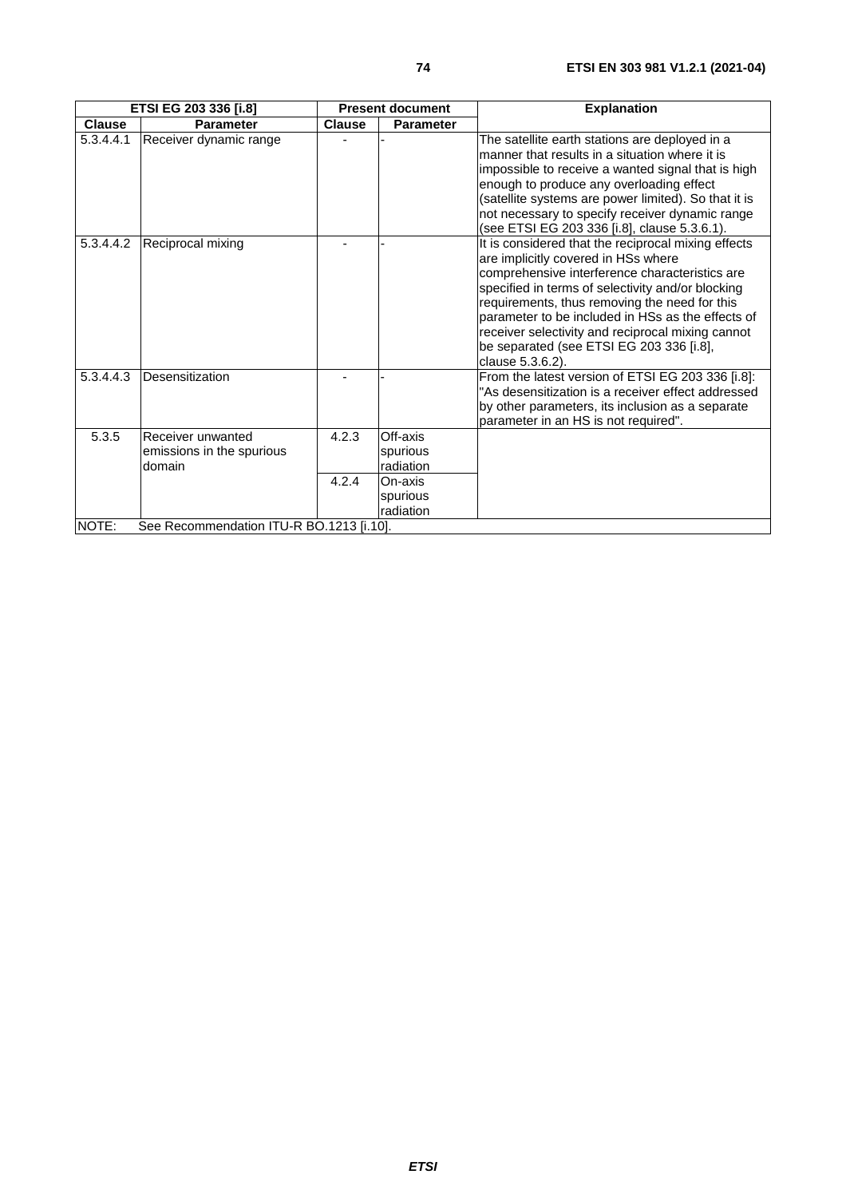| ETSI EG 203 336 [i.8] | | Present document | | Explanation |
|---|---|---|---|---|
| **Clause** | **Parameter** | **Clause** | **Parameter** | |
| 5.3.4.4.1 | Receiver dynamic range | - | - | The satellite earth stations are deployed in a manner that results in a situation where it is impossible to receive a wanted signal that is high enough to produce any overloading effect (satellite systems are power limited). So that it is not necessary to specify receiver dynamic range (see ETSI EG 203 336 [i.8], clause 5.3.6.1). |
| 5.3.4.4.2 | Reciprocal mixing | - | - | It is considered that the reciprocal mixing effects are implicitly covered in HSs where comprehensive interference characteristics are specified in terms of selectivity and/or blocking requirements, thus removing the need for this parameter to be included in HSs as the effects of receiver selectivity and reciprocal mixing cannot be separated (see ETSI EG 203 336 [i.8], clause 5.3.6.2). |
| 5.3.4.4.3 | Desensitization | - | - | From the latest version of ETSI EG 203 336 [i.8]: "As desensitization is a receiver effect addressed by other parameters, its inclusion as a separate parameter in an HS is not required". |
| 5.3.5 | Receiver unwanted emissions in the spurious domain | 4.2.3 | Off-axis spurious radiation | |
| | | 4.2.4 | On-axis spurious radiation | |
| NOTE: See Recommendation ITU-R BO.1213 [i.10]. | | | | |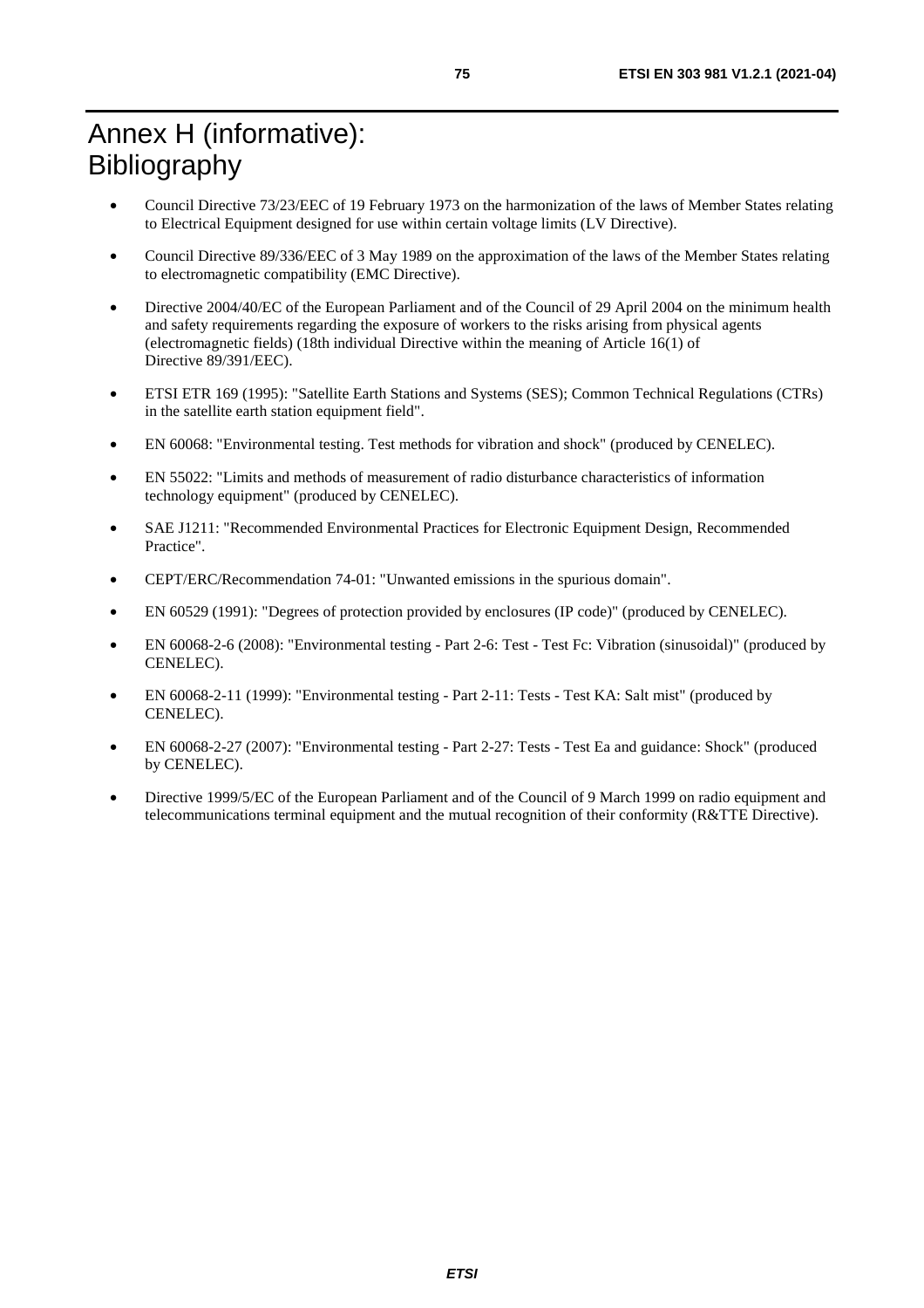# Annex H (informative): Bibliography

- Council Directive 73/23/EEC of 19 February 1973 on the harmonization of the laws of Member States relating to Electrical Equipment designed for use within certain voltage limits (LV Directive).
- Council Directive 89/336/EEC of 3 May 1989 on the approximation of the laws of the Member States relating to electromagnetic compatibility (EMC Directive).
- Directive 2004/40/EC of the European Parliament and of the Council of 29 April 2004 on the minimum health and safety requirements regarding the exposure of workers to the risks arising from physical agents (electromagnetic fields) (18th individual Directive within the meaning of Article 16(1) of Directive 89/391/EEC).
- ETSI ETR 169 (1995): "Satellite Earth Stations and Systems (SES); Common Technical Regulations (CTRs) in the satellite earth station equipment field".
- EN 60068: "Environmental testing. Test methods for vibration and shock" (produced by CENELEC).
- EN 55022: "Limits and methods of measurement of radio disturbance characteristics of information technology equipment" (produced by CENELEC).
- SAE J1211: "Recommended Environmental Practices for Electronic Equipment Design, Recommended Practice".
- CEPT/ERC/Recommendation 74-01: "Unwanted emissions in the spurious domain".
- EN 60529 (1991): "Degrees of protection provided by enclosures (IP code)" (produced by CENELEC).
- EN 60068-2-6 (2008): "Environmental testing - Part 2-6: Test - Test Fc: Vibration (sinusoidal)" (produced by CENELEC).
- EN 60068-2-11 (1999): "Environmental testing - Part 2-11: Tests - Test KA: Salt mist" (produced by CENELEC).
- EN 60068-2-27 (2007): "Environmental testing - Part 2-27: Tests - Test Ea and guidance: Shock" (produced by CENELEC).
- Directive 1999/5/EC of the European Parliament and of the Council of 9 March 1999 on radio equipment and telecommunications terminal equipment and the mutual recognition of their conformity (R&TTE Directive).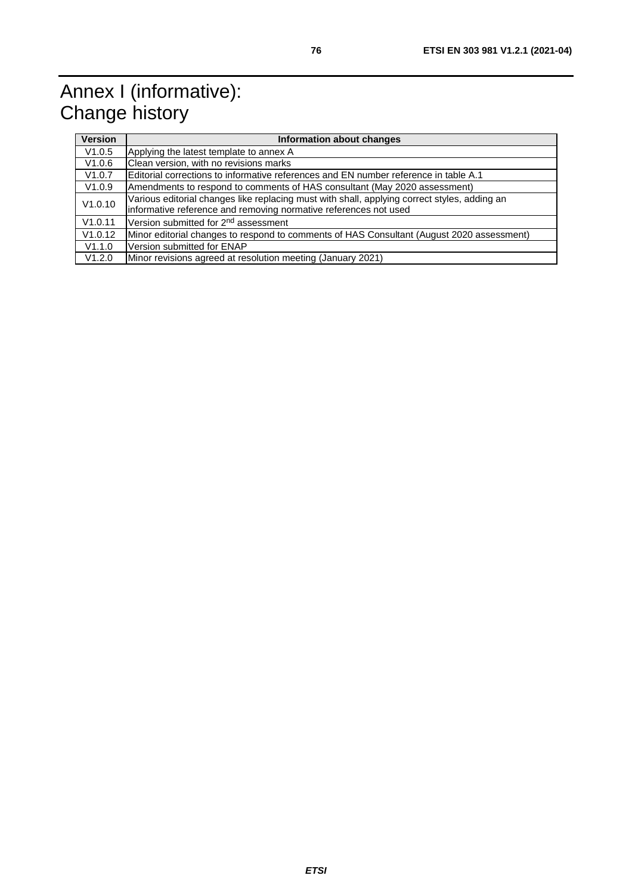# Annex I (informative): Change history

| Version | Information about changes |
|---|---|
| V1.0.5 | Applying the latest template to annex A |
| V1.0.6 | Clean version, with no revisions marks |
| V1.0.7 | Editorial corrections to informative references and EN number reference in table A.1 |
| V1.0.9 | Amendments to respond to comments of HAS consultant (May 2020 assessment) |
| V1.0.10 | Various editorial changes like replacing must with shall, applying correct styles, adding an informative reference and removing normative references not used |
| V1.0.11 | Version submitted for 2nd assessment |
| V1.0.12 | Minor editorial changes to respond to comments of HAS Consultant (August 2020 assessment) |
| V1.1.0 | Version submitted for ENAP |
| V1.2.0 | Minor revisions agreed at resolution meeting (January 2021) |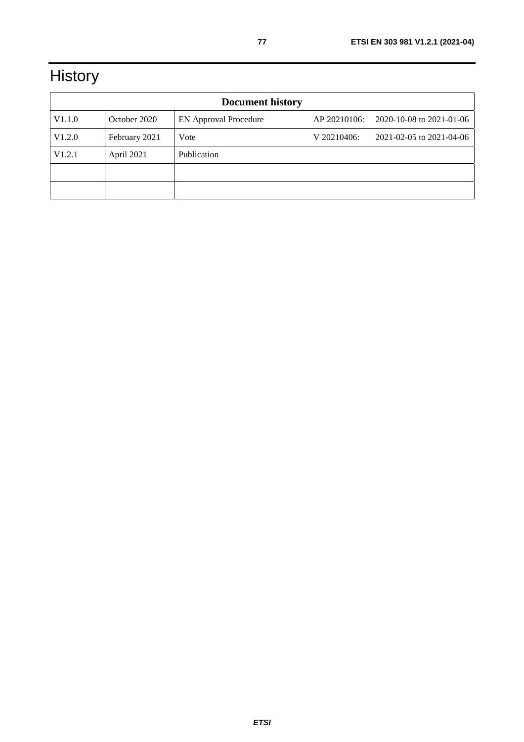# History

| Document history | | | | |
|---|---|---|---|---|
| V1.1.0 | October 2020 | EN Approval Procedure | AP 20210106: | 2020-10-08 to 2021-01-06 |
| V1.2.0 | February 2021 | Vote | V 20210406: | 2021-02-05 to 2021-04-06 |
| V1.2.1 | April 2021 | Publication | | |
| | | | | |
| | | | | |